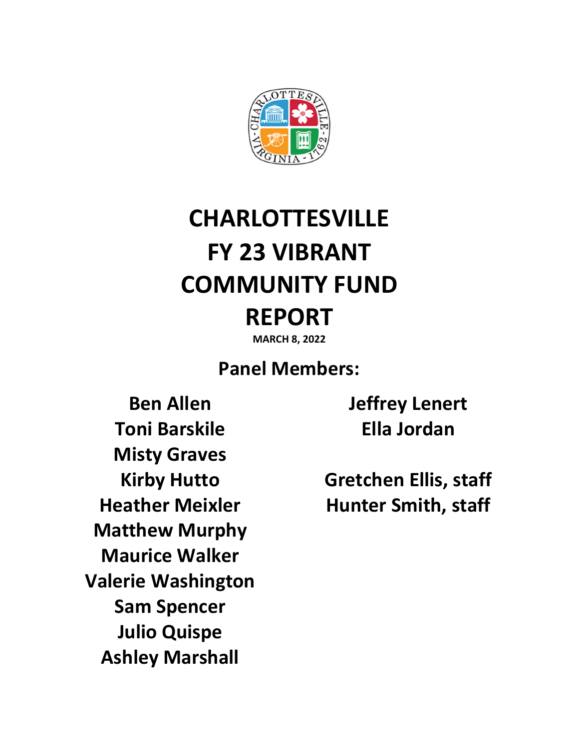# CHARLOTTESVILLE FY 23 VIBRANT COMMUNITY FUND REPORT

**MARCH 8, 2022**

## Panel Members:

**Ben Allen**
**Toni Barskile**
**Misty Graves**
**Kirby Hutto**
**Heather Meixler**
**Matthew Murphy**
**Maurice Walker**
**Valerie Washington**
**Sam Spencer**
**Julio Quispe**
**Ashley Marshall**
**Jeffrey Lenert**
**Ella Jordan**

**Gretchen Ellis, staff**
**Hunter Smith, staff**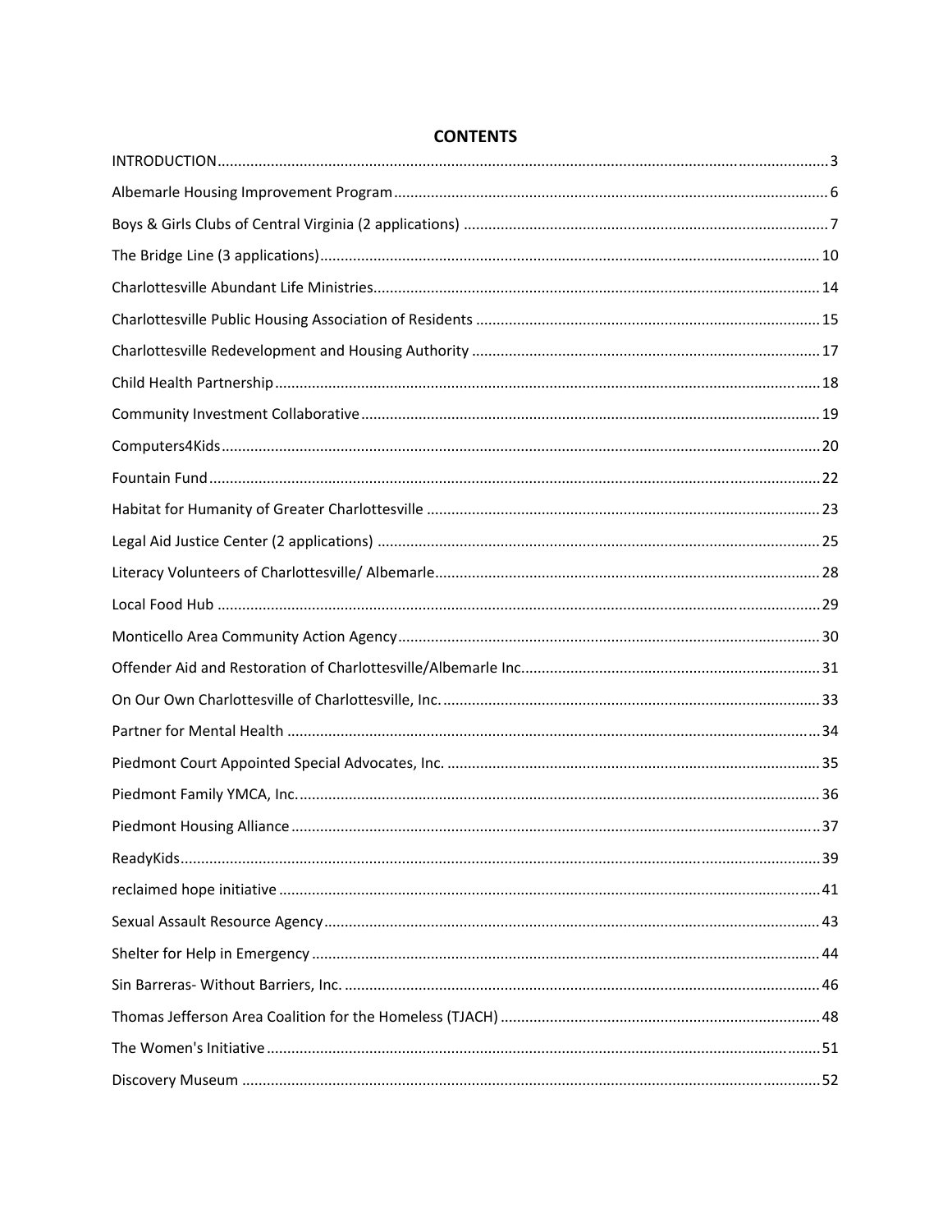# CONTENTS

INTRODUCTION .......... 3

Albemarle Housing Improvement Program .......... 6

Boys & Girls Clubs of Central Virginia (2 applications) .......... 7

The Bridge Line (3 applications) .......... 10

Charlottesville Abundant Life Ministries .......... 14

Charlottesville Public Housing Association of Residents .......... 15

Charlottesville Redevelopment and Housing Authority .......... 17

Child Health Partnership .......... 18

Community Investment Collaborative .......... 19

Computers4Kids .......... 20

Fountain Fund .......... 22

Habitat for Humanity of Greater Charlottesville .......... 23

Legal Aid Justice Center (2 applications) .......... 25

Literacy Volunteers of Charlottesville/ Albemarle .......... 28

Local Food Hub .......... 29

Monticello Area Community Action Agency .......... 30

Offender Aid and Restoration of Charlottesville/Albemarle Inc. .......... 31

On Our Own Charlottesville of Charlottesville, Inc. .......... 33

Partner for Mental Health .......... 34

Piedmont Court Appointed Special Advocates, Inc. .......... 35

Piedmont Family YMCA, Inc. .......... 36

Piedmont Housing Alliance .......... 37

ReadyKids .......... 39

reclaimed hope initiative .......... 41

Sexual Assault Resource Agency .......... 43

Shelter for Help in Emergency .......... 44

Sin Barreras- Without Barriers, Inc. .......... 46

Thomas Jefferson Area Coalition for the Homeless (TJACH) .......... 48

The Women's Initiative .......... 51

Discovery Museum .......... 52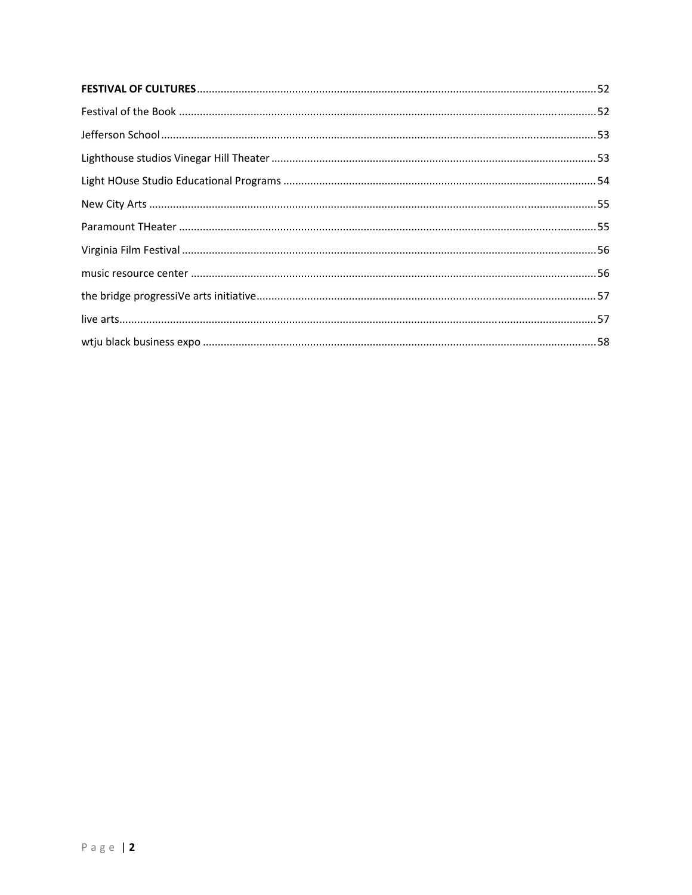**FESTIVAL OF CULTURES** .................................................................................................................................... 52

Festival of the Book ......................................................................................................................................... 52

Jefferson School ................................................................................................................................................ 53

Lighthouse studios Vinegar Hill Theater .......................................................................................................... 53

Light HOuse Studio Educational Programs ....................................................................................................... 54

New City Arts .................................................................................................................................................... 55

Paramount THeater .......................................................................................................................................... 55

Virginia Film Festival ......................................................................................................................................... 56

music resource center ...................................................................................................................................... 56

the bridge progressiVe arts initiative ................................................................................................................ 57

live arts ............................................................................................................................................................. 57

wtju black business expo ................................................................................................................................. 58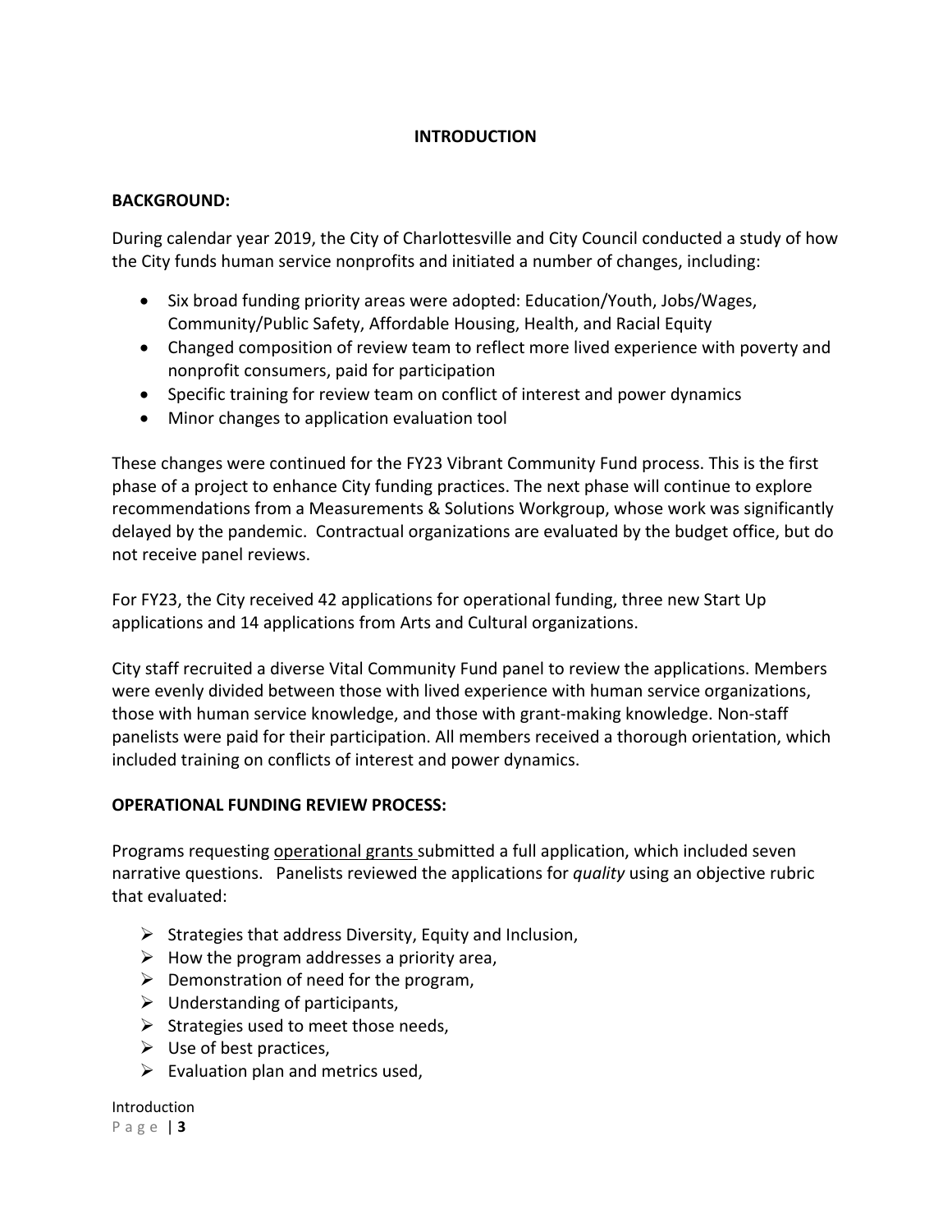# INTRODUCTION

## BACKGROUND:

During calendar year 2019, the City of Charlottesville and City Council conducted a study of how the City funds human service nonprofits and initiated a number of changes, including:

- Six broad funding priority areas were adopted: Education/Youth, Jobs/Wages, Community/Public Safety, Affordable Housing, Health, and Racial Equity
- Changed composition of review team to reflect more lived experience with poverty and nonprofit consumers, paid for participation
- Specific training for review team on conflict of interest and power dynamics
- Minor changes to application evaluation tool

These changes were continued for the FY23 Vibrant Community Fund process. This is the first phase of a project to enhance City funding practices. The next phase will continue to explore recommendations from a Measurements & Solutions Workgroup, whose work was significantly delayed by the pandemic. Contractual organizations are evaluated by the budget office, but do not receive panel reviews.

For FY23, the City received 42 applications for operational funding, three new Start Up applications and 14 applications from Arts and Cultural organizations.

City staff recruited a diverse Vital Community Fund panel to review the applications. Members were evenly divided between those with lived experience with human service organizations, those with human service knowledge, and those with grant-making knowledge. Non-staff panelists were paid for their participation. All members received a thorough orientation, which included training on conflicts of interest and power dynamics.

## OPERATIONAL FUNDING REVIEW PROCESS:

Programs requesting <u>operational grants</u> submitted a full application, which included seven narrative questions. Panelists reviewed the applications for *quality* using an objective rubric that evaluated:

- Strategies that address Diversity, Equity and Inclusion,
- How the program addresses a priority area,
- Demonstration of need for the program,
- Understanding of participants,
- Strategies used to meet those needs,
- Use of best practices,
- Evaluation plan and metrics used,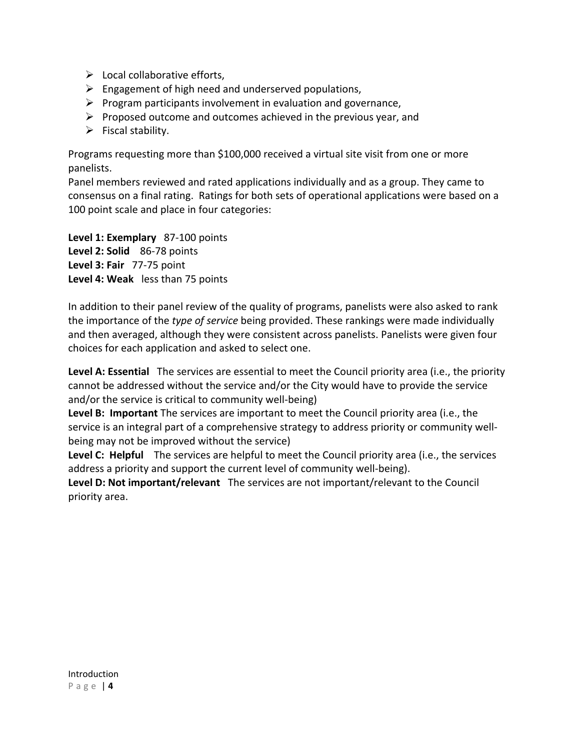- Local collaborative efforts,
- Engagement of high need and underserved populations,
- Program participants involvement in evaluation and governance,
- Proposed outcome and outcomes achieved in the previous year, and
- Fiscal stability.

Programs requesting more than $100,000 received a virtual site visit from one or more panelists.
Panel members reviewed and rated applications individually and as a group. They came to consensus on a final rating. Ratings for both sets of operational applications were based on a 100 point scale and place in four categories:

**Level 1: Exemplary** 87-100 points
**Level 2: Solid** 86-78 points
**Level 3: Fair** 77-75 point
**Level 4: Weak** less than 75 points

In addition to their panel review of the quality of programs, panelists were also asked to rank the importance of the *type of service* being provided. These rankings were made individually and then averaged, although they were consistent across panelists. Panelists were given four choices for each application and asked to select one.

**Level A: Essential** The services are essential to meet the Council priority area (i.e., the priority cannot be addressed without the service and/or the City would have to provide the service and/or the service is critical to community well-being)
**Level B: Important** The services are important to meet the Council priority area (i.e., the service is an integral part of a comprehensive strategy to address priority or community well-being may not be improved without the service)
**Level C: Helpful** The services are helpful to meet the Council priority area (i.e., the services address a priority and support the current level of community well-being).
**Level D: Not important/relevant** The services are not important/relevant to the Council priority area.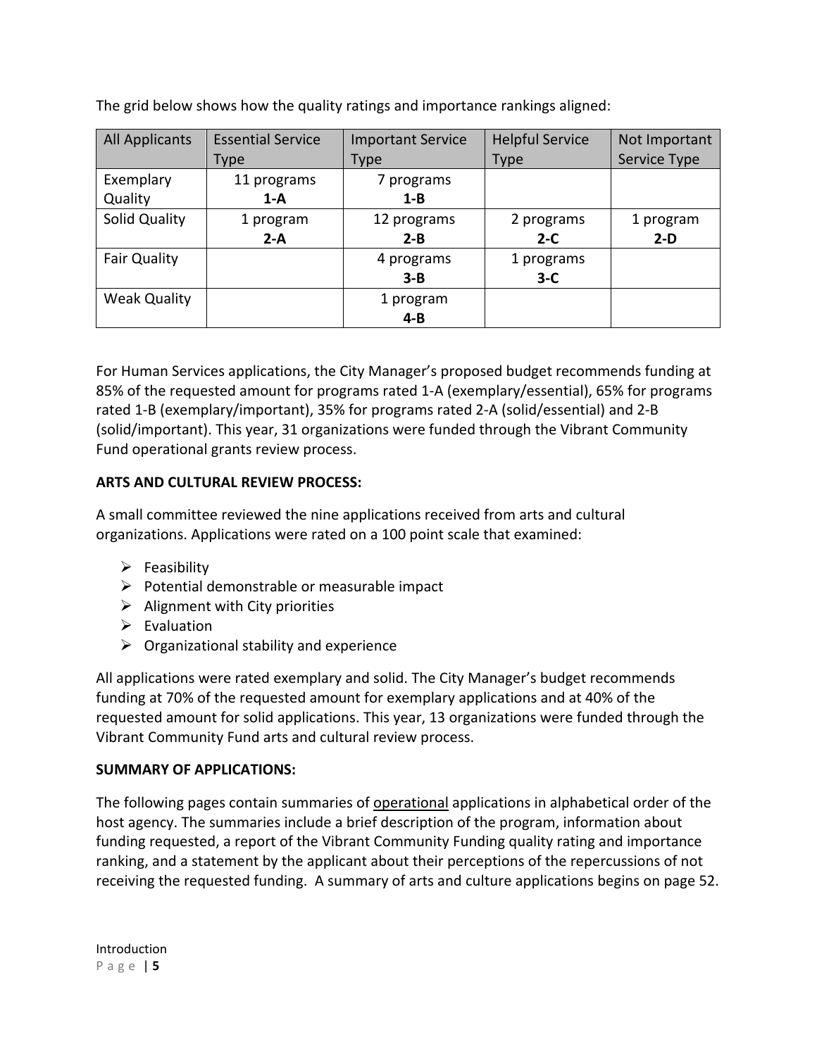The grid below shows how the quality ratings and importance rankings aligned:

| All Applicants | Essential Service Type | Important Service Type | Helpful Service Type | Not Important Service Type |
|---|---|---|---|---|
| Exemplary Quality | 11 programs **1-A** | 7 programs **1-B** | | |
| Solid Quality | 1 program **2-A** | 12 programs **2-B** | 2 programs **2-C** | 1 program **2-D** |
| Fair Quality | | 4 programs **3-B** | 1 programs **3-C** | |
| Weak Quality | | 1 program **4-B** | | |

For Human Services applications, the City Manager's proposed budget recommends funding at 85% of the requested amount for programs rated 1-A (exemplary/essential), 65% for programs rated 1-B (exemplary/important), 35% for programs rated 2-A (solid/essential) and 2-B (solid/important). This year, 31 organizations were funded through the Vibrant Community Fund operational grants review process.

**ARTS AND CULTURAL REVIEW PROCESS:**

A small committee reviewed the nine applications received from arts and cultural organizations. Applications were rated on a 100 point scale that examined:

- Feasibility
- Potential demonstrable or measurable impact
- Alignment with City priorities
- Evaluation
- Organizational stability and experience

All applications were rated exemplary and solid. The City Manager's budget recommends funding at 70% of the requested amount for exemplary applications and at 40% of the requested amount for solid applications. This year, 13 organizations were funded through the Vibrant Community Fund arts and cultural review process.

**SUMMARY OF APPLICATIONS:**

The following pages contain summaries of operational applications in alphabetical order of the host agency. The summaries include a brief description of the program, information about funding requested, a report of the Vibrant Community Funding quality rating and importance ranking, and a statement by the applicant about their perceptions of the repercussions of not receiving the requested funding. A summary of arts and culture applications begins on page 52.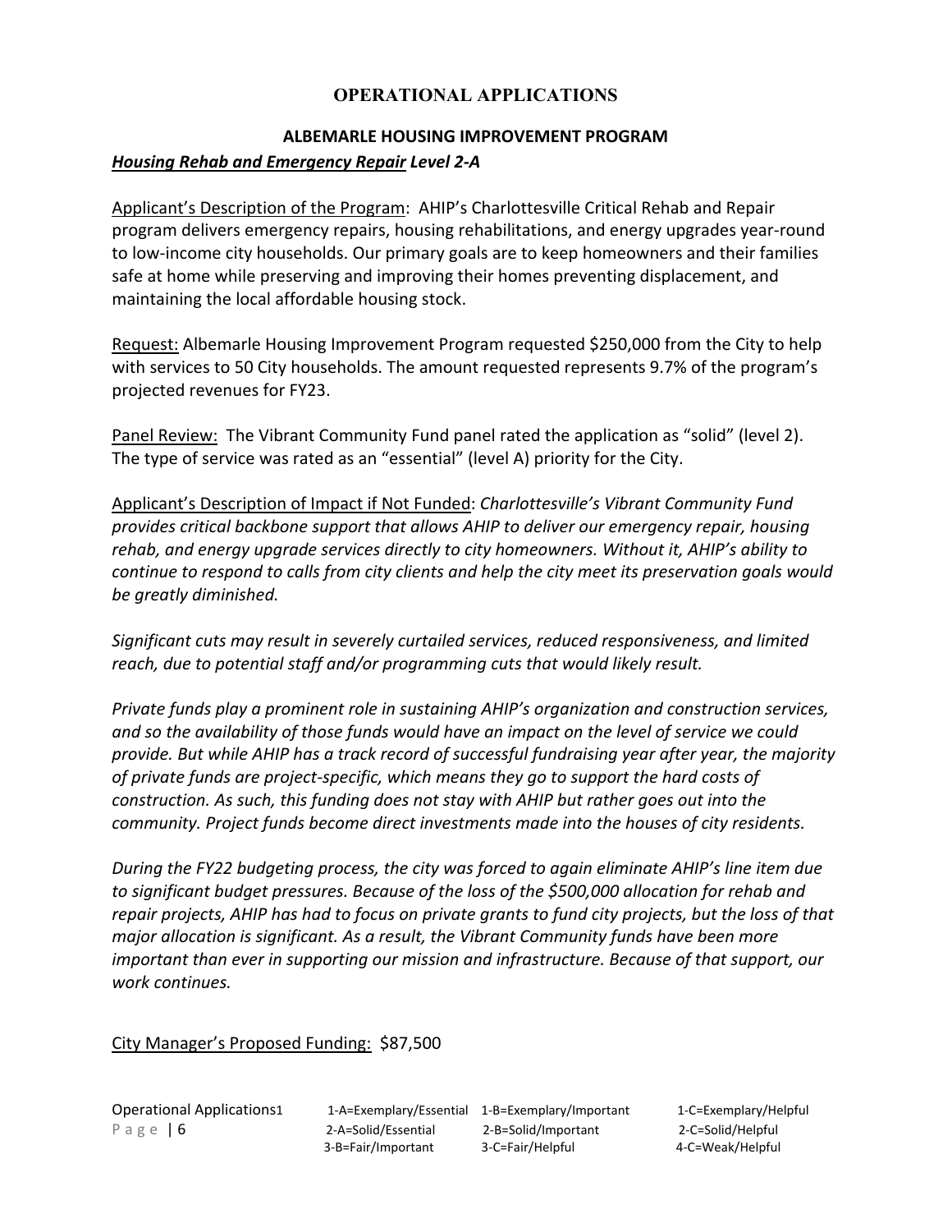# OPERATIONAL APPLICATIONS

## ALBEMARLE HOUSING IMPROVEMENT PROGRAM

***<u>Housing Rehab and Emergency Repair</u> Level 2-A***

<u>Applicant's Description of the Program</u>: AHIP's Charlottesville Critical Rehab and Repair program delivers emergency repairs, housing rehabilitations, and energy upgrades year-round to low-income city households. Our primary goals are to keep homeowners and their families safe at home while preserving and improving their homes preventing displacement, and maintaining the local affordable housing stock.

<u>Request:</u> Albemarle Housing Improvement Program requested $250,000 from the City to help with services to 50 City households. The amount requested represents 9.7% of the program's projected revenues for FY23.

<u>Panel Review:</u> The Vibrant Community Fund panel rated the application as "solid" (level 2). The type of service was rated as an "essential" (level A) priority for the City.

<u>Applicant's Description of Impact if Not Funded</u>: *Charlottesville's Vibrant Community Fund provides critical backbone support that allows AHIP to deliver our emergency repair, housing rehab, and energy upgrade services directly to city homeowners. Without it, AHIP's ability to continue to respond to calls from city clients and help the city meet its preservation goals would be greatly diminished.*

*Significant cuts may result in severely curtailed services, reduced responsiveness, and limited reach, due to potential staff and/or programming cuts that would likely result.*

*Private funds play a prominent role in sustaining AHIP's organization and construction services, and so the availability of those funds would have an impact on the level of service we could provide. But while AHIP has a track record of successful fundraising year after year, the majority of private funds are project-specific, which means they go to support the hard costs of construction. As such, this funding does not stay with AHIP but rather goes out into the community. Project funds become direct investments made into the houses of city residents.*

*During the FY22 budgeting process, the city was forced to again eliminate AHIP's line item due to significant budget pressures. Because of the loss of the $500,000 allocation for rehab and repair projects, AHIP has had to focus on private grants to fund city projects, but the loss of that major allocation is significant. As a result, the Vibrant Community funds have been more important than ever in supporting our mission and infrastructure. Because of that support, our work continues.*

<u>City Manager's Proposed Funding:</u> $87,500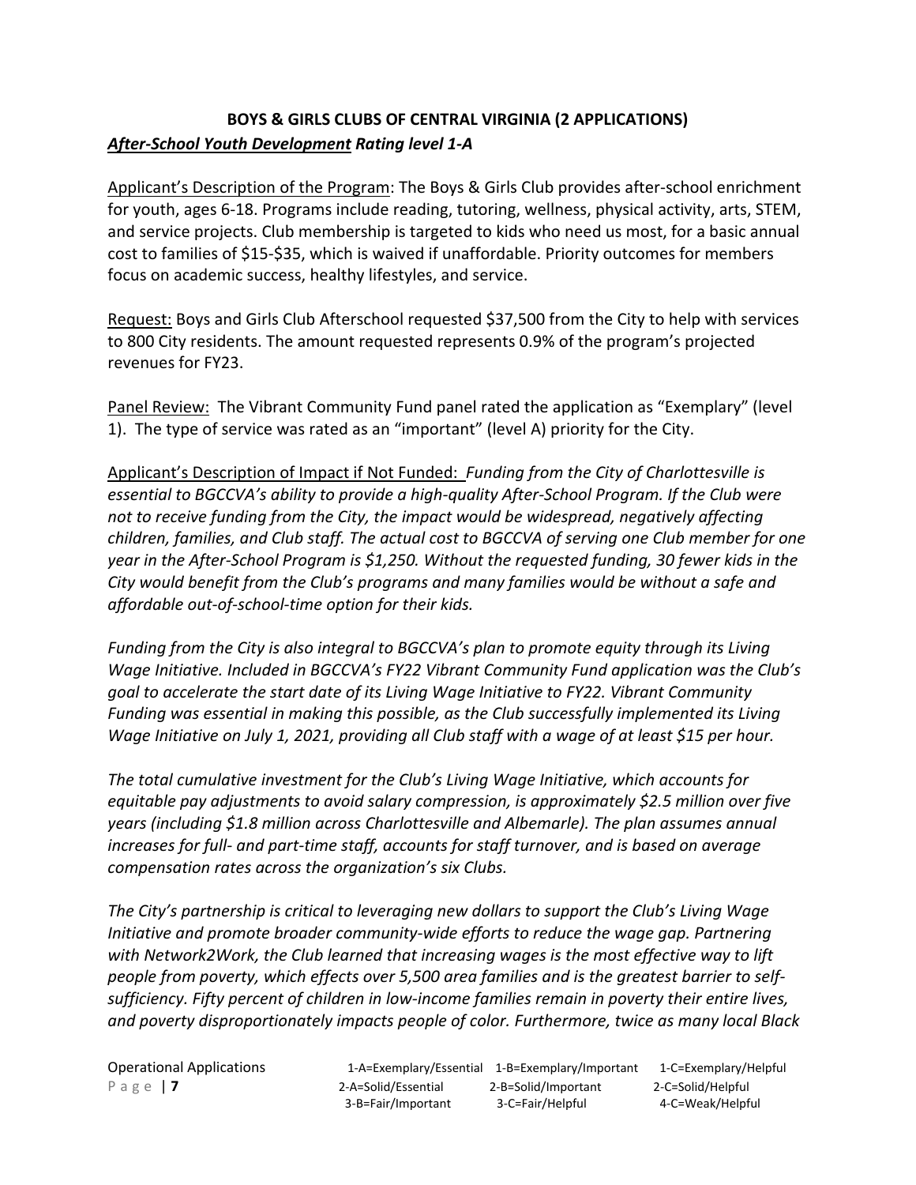## BOYS & GIRLS CLUBS OF CENTRAL VIRGINIA (2 APPLICATIONS)

***After-School Youth Development* Rating level 1-A**

Applicant's Description of the Program: The Boys & Girls Club provides after-school enrichment for youth, ages 6-18. Programs include reading, tutoring, wellness, physical activity, arts, STEM, and service projects. Club membership is targeted to kids who need us most, for a basic annual cost to families of $15-$35, which is waived if unaffordable. Priority outcomes for members focus on academic success, healthy lifestyles, and service.

Request: Boys and Girls Club Afterschool requested $37,500 from the City to help with services to 800 City residents. The amount requested represents 0.9% of the program's projected revenues for FY23.

Panel Review: The Vibrant Community Fund panel rated the application as "Exemplary" (level 1). The type of service was rated as an "important" (level A) priority for the City.

Applicant's Description of Impact if Not Funded: *Funding from the City of Charlottesville is essential to BGCCVA's ability to provide a high-quality After-School Program. If the Club were not to receive funding from the City, the impact would be widespread, negatively affecting children, families, and Club staff. The actual cost to BGCCVA of serving one Club member for one year in the After-School Program is $1,250. Without the requested funding, 30 fewer kids in the City would benefit from the Club's programs and many families would be without a safe and affordable out-of-school-time option for their kids.*

*Funding from the City is also integral to BGCCVA's plan to promote equity through its Living Wage Initiative. Included in BGCCVA's FY22 Vibrant Community Fund application was the Club's goal to accelerate the start date of its Living Wage Initiative to FY22. Vibrant Community Funding was essential in making this possible, as the Club successfully implemented its Living Wage Initiative on July 1, 2021, providing all Club staff with a wage of at least $15 per hour.*

*The total cumulative investment for the Club's Living Wage Initiative, which accounts for equitable pay adjustments to avoid salary compression, is approximately $2.5 million over five years (including $1.8 million across Charlottesville and Albemarle). The plan assumes annual increases for full- and part-time staff, accounts for staff turnover, and is based on average compensation rates across the organization's six Clubs.*

*The City's partnership is critical to leveraging new dollars to support the Club's Living Wage Initiative and promote broader community-wide efforts to reduce the wage gap. Partnering with Network2Work, the Club learned that increasing wages is the most effective way to lift people from poverty, which effects over 5,500 area families and is the greatest barrier to self-sufficiency. Fifty percent of children in low-income families remain in poverty their entire lives, and poverty disproportionately impacts people of color. Furthermore, twice as many local Black*

Operational Applications

| 1-A=Exemplary/Essential | 1-B=Exemplary/Important | 1-C=Exemplary/Helpful |
|---|---|---|
| 2-A=Solid/Essential | 2-B=Solid/Important | 2-C=Solid/Helpful |
| 3-B=Fair/Important | 3-C=Fair/Helpful | 4-C=Weak/Helpful |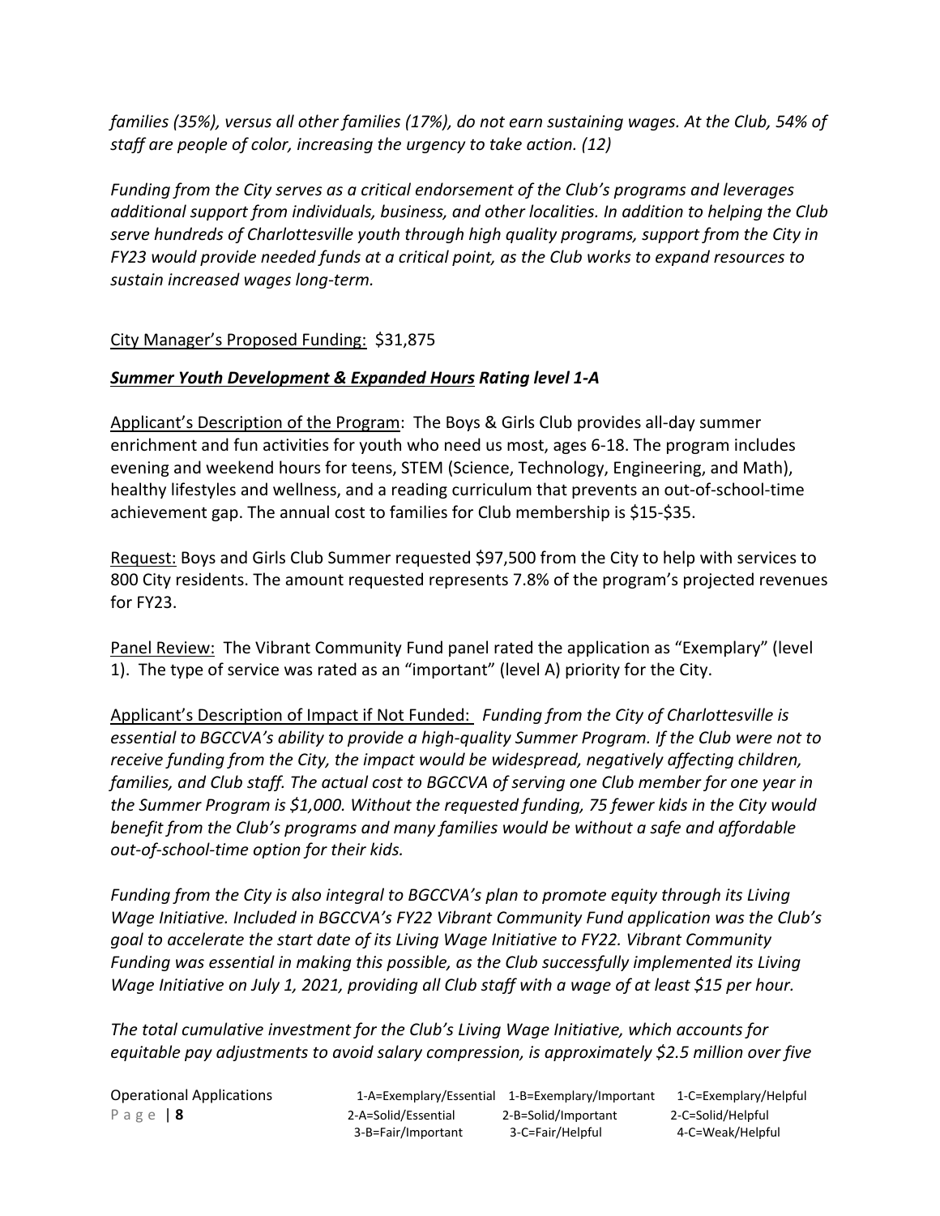*families (35%), versus all other families (17%), do not earn sustaining wages. At the Club, 54% of staff are people of color, increasing the urgency to take action. (12)*

*Funding from the City serves as a critical endorsement of the Club's programs and leverages additional support from individuals, business, and other localities. In addition to helping the Club serve hundreds of Charlottesville youth through high quality programs, support from the City in FY23 would provide needed funds at a critical point, as the Club works to expand resources to sustain increased wages long-term.*

City Manager's Proposed Funding: $31,875

***Summer Youth Development & Expanded Hours* *Rating level 1-A***

Applicant's Description of the Program: The Boys & Girls Club provides all-day summer enrichment and fun activities for youth who need us most, ages 6-18. The program includes evening and weekend hours for teens, STEM (Science, Technology, Engineering, and Math), healthy lifestyles and wellness, and a reading curriculum that prevents an out-of-school-time achievement gap. The annual cost to families for Club membership is $15-$35.

Request: Boys and Girls Club Summer requested $97,500 from the City to help with services to 800 City residents. The amount requested represents 7.8% of the program's projected revenues for FY23.

Panel Review: The Vibrant Community Fund panel rated the application as "Exemplary" (level 1). The type of service was rated as an "important" (level A) priority for the City.

Applicant's Description of Impact if Not Funded: *Funding from the City of Charlottesville is essential to BGCCVA's ability to provide a high-quality Summer Program. If the Club were not to receive funding from the City, the impact would be widespread, negatively affecting children, families, and Club staff. The actual cost to BGCCVA of serving one Club member for one year in the Summer Program is $1,000. Without the requested funding, 75 fewer kids in the City would benefit from the Club's programs and many families would be without a safe and affordable out-of-school-time option for their kids.*

*Funding from the City is also integral to BGCCVA's plan to promote equity through its Living Wage Initiative. Included in BGCCVA's FY22 Vibrant Community Fund application was the Club's goal to accelerate the start date of its Living Wage Initiative to FY22. Vibrant Community Funding was essential in making this possible, as the Club successfully implemented its Living Wage Initiative on July 1, 2021, providing all Club staff with a wage of at least $15 per hour.*

*The total cumulative investment for the Club's Living Wage Initiative, which accounts for equitable pay adjustments to avoid salary compression, is approximately $2.5 million over five*

Operational Applications

| 1-A=Exemplary/Essential | 1-B=Exemplary/Important | 1-C=Exemplary/Helpful |
|---|---|---|
| 2-A=Solid/Essential | 2-B=Solid/Important | 2-C=Solid/Helpful |
| 3-B=Fair/Important | 3-C=Fair/Helpful | 4-C=Weak/Helpful |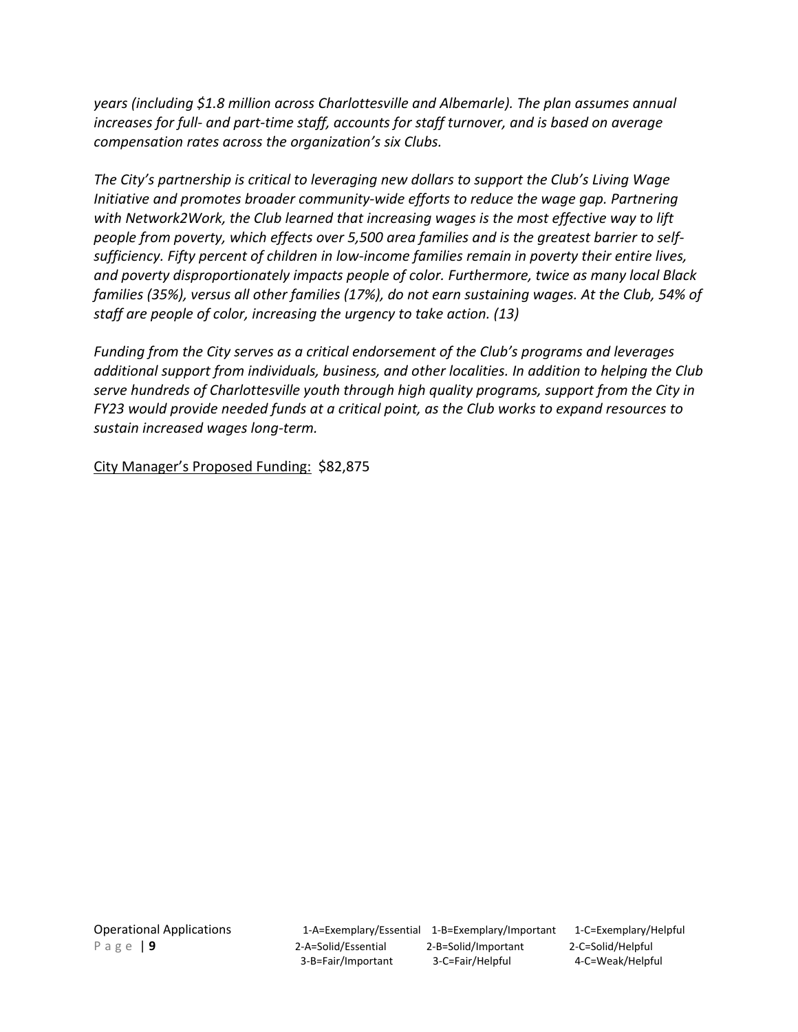*years (including $1.8 million across Charlottesville and Albemarle). The plan assumes annual increases for full- and part-time staff, accounts for staff turnover, and is based on average compensation rates across the organization's six Clubs.*

*The City's partnership is critical to leveraging new dollars to support the Club's Living Wage Initiative and promotes broader community-wide efforts to reduce the wage gap. Partnering with Network2Work, the Club learned that increasing wages is the most effective way to lift people from poverty, which effects over 5,500 area families and is the greatest barrier to self-sufficiency. Fifty percent of children in low-income families remain in poverty their entire lives, and poverty disproportionately impacts people of color. Furthermore, twice as many local Black families (35%), versus all other families (17%), do not earn sustaining wages. At the Club, 54% of staff are people of color, increasing the urgency to take action. (13)*

*Funding from the City serves as a critical endorsement of the Club's programs and leverages additional support from individuals, business, and other localities. In addition to helping the Club serve hundreds of Charlottesville youth through high quality programs, support from the City in FY23 would provide needed funds at a critical point, as the Club works to expand resources to sustain increased wages long-term.*

City Manager's Proposed Funding: $82,875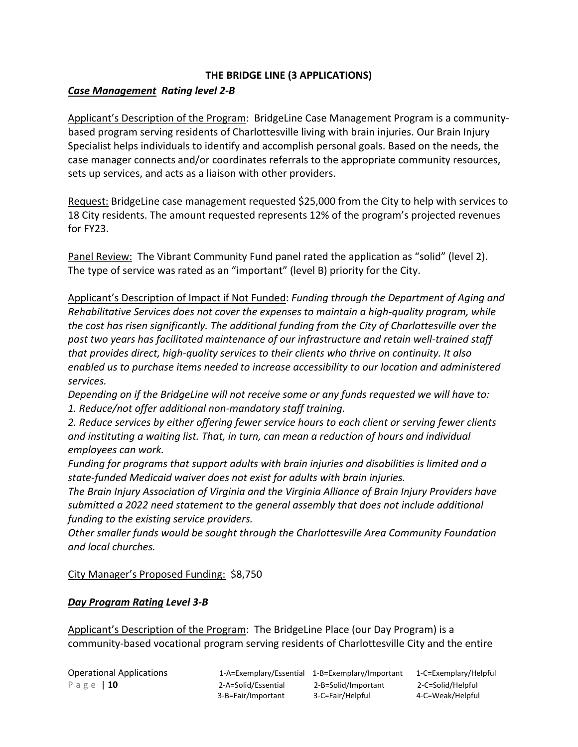## THE BRIDGE LINE (3 APPLICATIONS)

***Case Management* Rating level 2-B**

Applicant's Description of the Program: BridgeLine Case Management Program is a community-based program serving residents of Charlottesville living with brain injuries. Our Brain Injury Specialist helps individuals to identify and accomplish personal goals. Based on the needs, the case manager connects and/or coordinates referrals to the appropriate community resources, sets up services, and acts as a liaison with other providers.

Request: BridgeLine case management requested $25,000 from the City to help with services to 18 City residents. The amount requested represents 12% of the program's projected revenues for FY23.

Panel Review: The Vibrant Community Fund panel rated the application as "solid" (level 2). The type of service was rated as an "important" (level B) priority for the City.

Applicant's Description of Impact if Not Funded: *Funding through the Department of Aging and Rehabilitative Services does not cover the expenses to maintain a high-quality program, while the cost has risen significantly. The additional funding from the City of Charlottesville over the past two years has facilitated maintenance of our infrastructure and retain well-trained staff that provides direct, high-quality services to their clients who thrive on continuity. It also enabled us to purchase items needed to increase accessibility to our location and administered services.*

*Depending on if the BridgeLine will not receive some or any funds requested we will have to:*
*1. Reduce/not offer additional non-mandatory staff training.*
*2. Reduce services by either offering fewer service hours to each client or serving fewer clients and instituting a waiting list. That, in turn, can mean a reduction of hours and individual employees can work.*

*Funding for programs that support adults with brain injuries and disabilities is limited and a state-funded Medicaid waiver does not exist for adults with brain injuries.*

*The Brain Injury Association of Virginia and the Virginia Alliance of Brain Injury Providers have submitted a 2022 need statement to the general assembly that does not include additional funding to the existing service providers.*

*Other smaller funds would be sought through the Charlottesville Area Community Foundation and local churches.*

City Manager's Proposed Funding: $8,750

***Day Program Rating* Level 3-B**

Applicant's Description of the Program: The BridgeLine Place (our Day Program) is a community-based vocational program serving residents of Charlottesville City and the entire

Operational Applications

| | | |
|---|---|---|
| 1-A=Exemplary/Essential | 1-B=Exemplary/Important | 1-C=Exemplary/Helpful |
| 2-A=Solid/Essential | 2-B=Solid/Important | 2-C=Solid/Helpful |
| 3-B=Fair/Important | 3-C=Fair/Helpful | 4-C=Weak/Helpful |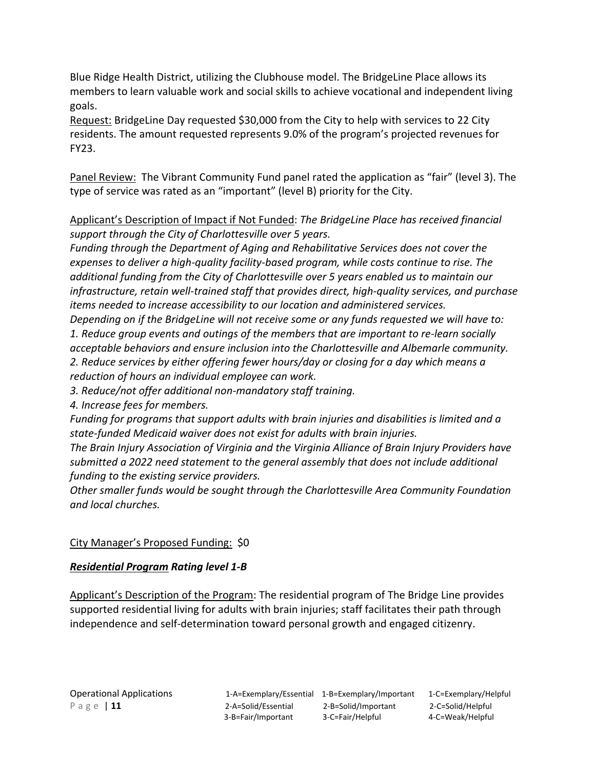Blue Ridge Health District, utilizing the Clubhouse model. The BridgeLine Place allows its members to learn valuable work and social skills to achieve vocational and independent living goals.

<u>Request:</u> BridgeLine Day requested $30,000 from the City to help with services to 22 City residents. The amount requested represents 9.0% of the program's projected revenues for FY23.

<u>Panel Review:</u> The Vibrant Community Fund panel rated the application as "fair" (level 3). The type of service was rated as an "important" (level B) priority for the City.

<u>Applicant's Description of Impact if Not Funded</u>: *The BridgeLine Place has received financial support through the City of Charlottesville over 5 years.*

*Funding through the Department of Aging and Rehabilitative Services does not cover the expenses to deliver a high-quality facility-based program, while costs continue to rise. The additional funding from the City of Charlottesville over 5 years enabled us to maintain our infrastructure, retain well-trained staff that provides direct, high-quality services, and purchase items needed to increase accessibility to our location and administered services.*

*Depending on if the BridgeLine will not receive some or any funds requested we will have to:*

*1. Reduce group events and outings of the members that are important to re-learn socially acceptable behaviors and ensure inclusion into the Charlottesville and Albemarle community.*

*2. Reduce services by either offering fewer hours/day or closing for a day which means a reduction of hours an individual employee can work.*

*3. Reduce/not offer additional non-mandatory staff training.*

*4. Increase fees for members.*

*Funding for programs that support adults with brain injuries and disabilities is limited and a state-funded Medicaid waiver does not exist for adults with brain injuries.*

*The Brain Injury Association of Virginia and the Virginia Alliance of Brain Injury Providers have submitted a 2022 need statement to the general assembly that does not include additional funding to the existing service providers.*

*Other smaller funds would be sought through the Charlottesville Area Community Foundation and local churches.*

<u>City Manager's Proposed Funding:</u> $0

***<u>Residential Program</u> Rating level 1-B***

<u>Applicant's Description of the Program</u>: The residential program of The Bridge Line provides supported residential living for adults with brain injuries; staff facilitates their path through independence and self-determination toward personal growth and engaged citizenry.

Operational Applications

| 1-A=Exemplary/Essential | 1-B=Exemplary/Important | 1-C=Exemplary/Helpful |
|---|---|---|
| 2-A=Solid/Essential | 2-B=Solid/Important | 2-C=Solid/Helpful |
| 3-B=Fair/Important | 3-C=Fair/Helpful | 4-C=Weak/Helpful |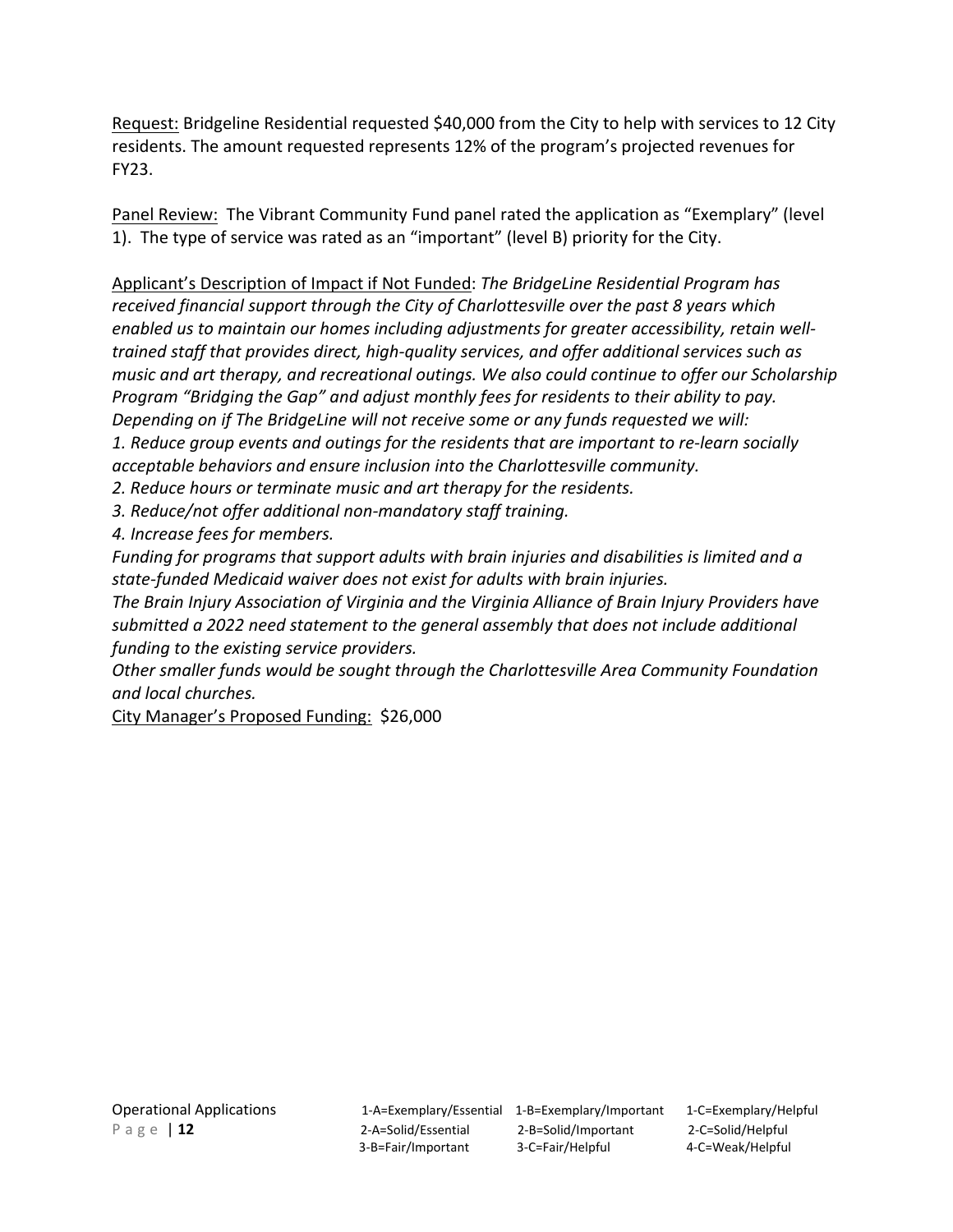Request: Bridgeline Residential requested $40,000 from the City to help with services to 12 City residents. The amount requested represents 12% of the program's projected revenues for FY23.

Panel Review: The Vibrant Community Fund panel rated the application as "Exemplary" (level 1). The type of service was rated as an "important" (level B) priority for the City.

Applicant's Description of Impact if Not Funded: *The BridgeLine Residential Program has received financial support through the City of Charlottesville over the past 8 years which enabled us to maintain our homes including adjustments for greater accessibility, retain well-trained staff that provides direct, high-quality services, and offer additional services such as music and art therapy, and recreational outings. We also could continue to offer our Scholarship Program "Bridging the Gap" and adjust monthly fees for residents to their ability to pay. Depending on if The BridgeLine will not receive some or any funds requested we will:*

*1. Reduce group events and outings for the residents that are important to re-learn socially acceptable behaviors and ensure inclusion into the Charlottesville community.*

*2. Reduce hours or terminate music and art therapy for the residents.*

*3. Reduce/not offer additional non-mandatory staff training.*

*4. Increase fees for members.*

*Funding for programs that support adults with brain injuries and disabilities is limited and a state-funded Medicaid waiver does not exist for adults with brain injuries.*

*The Brain Injury Association of Virginia and the Virginia Alliance of Brain Injury Providers have submitted a 2022 need statement to the general assembly that does not include additional funding to the existing service providers.*

*Other smaller funds would be sought through the Charlottesville Area Community Foundation and local churches.*

City Manager's Proposed Funding: $26,000

Operational Applications

1-A=Exemplary/Essential 1-B=Exemplary/Important 1-C=Exemplary/Helpful
2-A=Solid/Essential 2-B=Solid/Important 2-C=Solid/Helpful
3-B=Fair/Important 3-C=Fair/Helpful 4-C=Weak/Helpful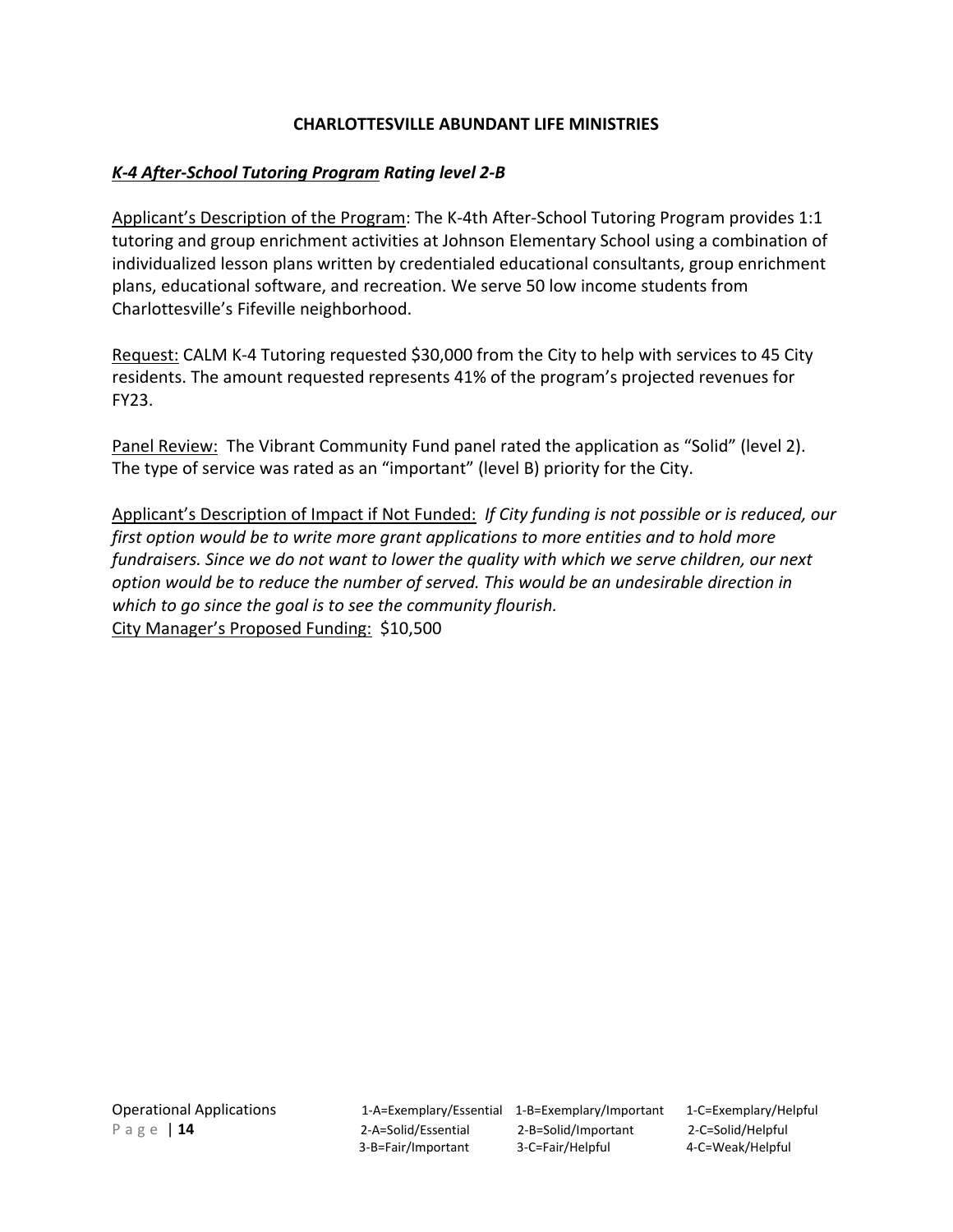**CHARLOTTESVILLE ABUNDANT LIFE MINISTRIES**

***K-4 After-School Tutoring Program* Rating level 2-B**

Applicant's Description of the Program: The K-4th After-School Tutoring Program provides 1:1 tutoring and group enrichment activities at Johnson Elementary School using a combination of individualized lesson plans written by credentialed educational consultants, group enrichment plans, educational software, and recreation. We serve 50 low income students from Charlottesville's Fifeville neighborhood.

Request: CALM K-4 Tutoring requested $30,000 from the City to help with services to 45 City residents. The amount requested represents 41% of the program's projected revenues for FY23.

Panel Review: The Vibrant Community Fund panel rated the application as "Solid" (level 2). The type of service was rated as an "important" (level B) priority for the City.

Applicant's Description of Impact if Not Funded: *If City funding is not possible or is reduced, our first option would be to write more grant applications to more entities and to hold more fundraisers. Since we do not want to lower the quality with which we serve children, our next option would be to reduce the number of served. This would be an undesirable direction in which to go since the goal is to see the community flourish.*

City Manager's Proposed Funding: $10,500

Operational Applications

| | | |
|---|---|---|
| 1-A=Exemplary/Essential | 1-B=Exemplary/Important | 1-C=Exemplary/Helpful |
| 2-A=Solid/Essential | 2-B=Solid/Important | 2-C=Solid/Helpful |
| 3-B=Fair/Important | 3-C=Fair/Helpful | 4-C=Weak/Helpful |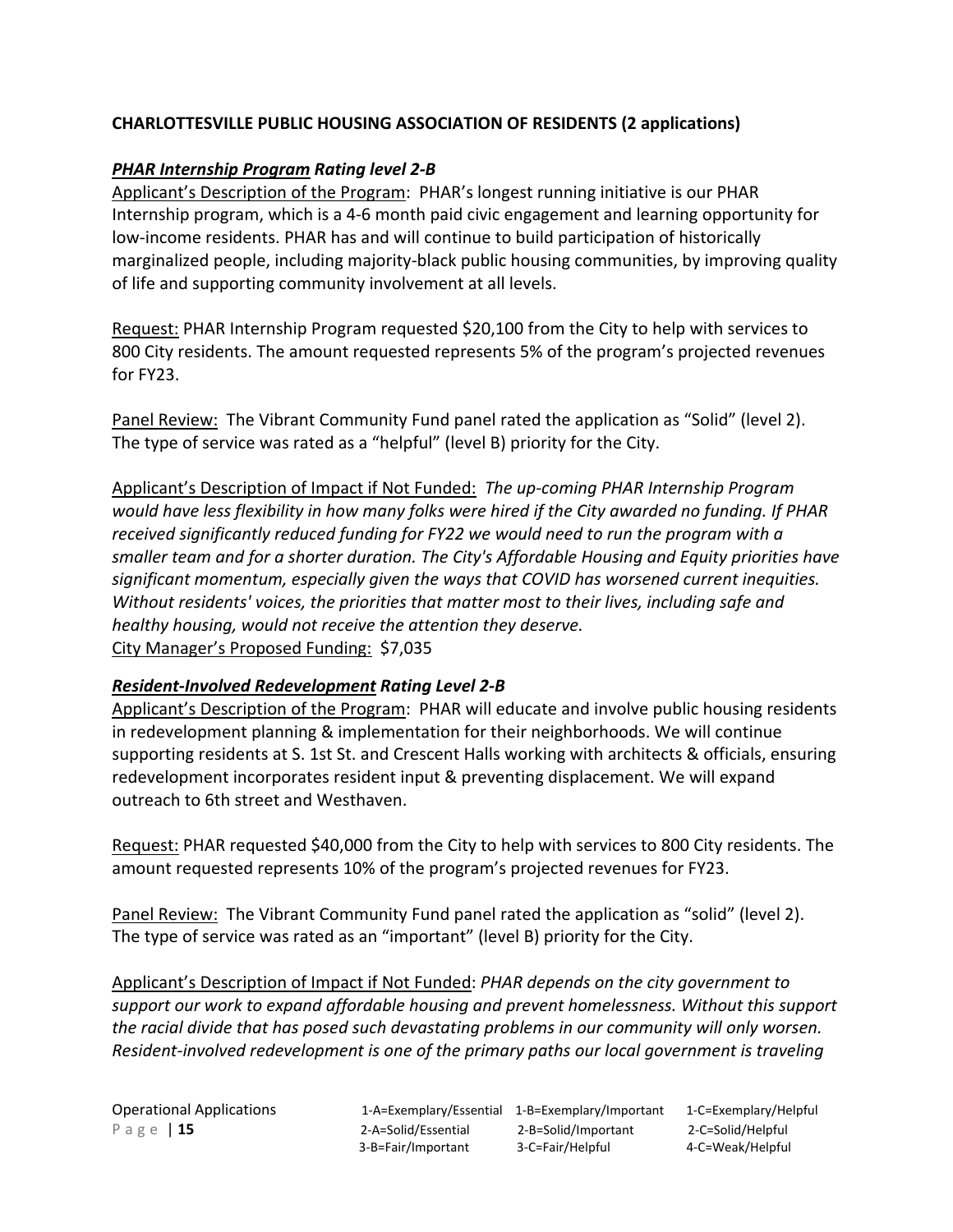**CHARLOTTESVILLE PUBLIC HOUSING ASSOCIATION OF RESIDENTS (2 applications)**

***PHAR Internship Program*** ***Rating level 2-B***

Applicant's Description of the Program: PHAR's longest running initiative is our PHAR Internship program, which is a 4-6 month paid civic engagement and learning opportunity for low-income residents. PHAR has and will continue to build participation of historically marginalized people, including majority-black public housing communities, by improving quality of life and supporting community involvement at all levels.

Request: PHAR Internship Program requested $20,100 from the City to help with services to 800 City residents. The amount requested represents 5% of the program's projected revenues for FY23.

Panel Review: The Vibrant Community Fund panel rated the application as "Solid" (level 2). The type of service was rated as a "helpful" (level B) priority for the City.

Applicant's Description of Impact if Not Funded: *The up-coming PHAR Internship Program would have less flexibility in how many folks were hired if the City awarded no funding. If PHAR received significantly reduced funding for FY22 we would need to run the program with a smaller team and for a shorter duration. The City's Affordable Housing and Equity priorities have significant momentum, especially given the ways that COVID has worsened current inequities. Without residents' voices, the priorities that matter most to their lives, including safe and healthy housing, would not receive the attention they deserve.*

City Manager's Proposed Funding: $7,035

***Resident-Involved Redevelopment*** ***Rating Level 2-B***

Applicant's Description of the Program: PHAR will educate and involve public housing residents in redevelopment planning & implementation for their neighborhoods. We will continue supporting residents at S. 1st St. and Crescent Halls working with architects & officials, ensuring redevelopment incorporates resident input & preventing displacement. We will expand outreach to 6th street and Westhaven.

Request: PHAR requested $40,000 from the City to help with services to 800 City residents. The amount requested represents 10% of the program's projected revenues for FY23.

Panel Review: The Vibrant Community Fund panel rated the application as "solid" (level 2). The type of service was rated as an "important" (level B) priority for the City.

Applicant's Description of Impact if Not Funded: *PHAR depends on the city government to support our work to expand affordable housing and prevent homelessness. Without this support the racial divide that has posed such devastating problems in our community will only worsen. Resident-involved redevelopment is one of the primary paths our local government is traveling*

Operational Applications

| 1-A=Exemplary/Essential | 1-B=Exemplary/Important | 1-C=Exemplary/Helpful |
|---|---|---|
| 2-A=Solid/Essential | 2-B=Solid/Important | 2-C=Solid/Helpful |
| 3-B=Fair/Important | 3-C=Fair/Helpful | 4-C=Weak/Helpful |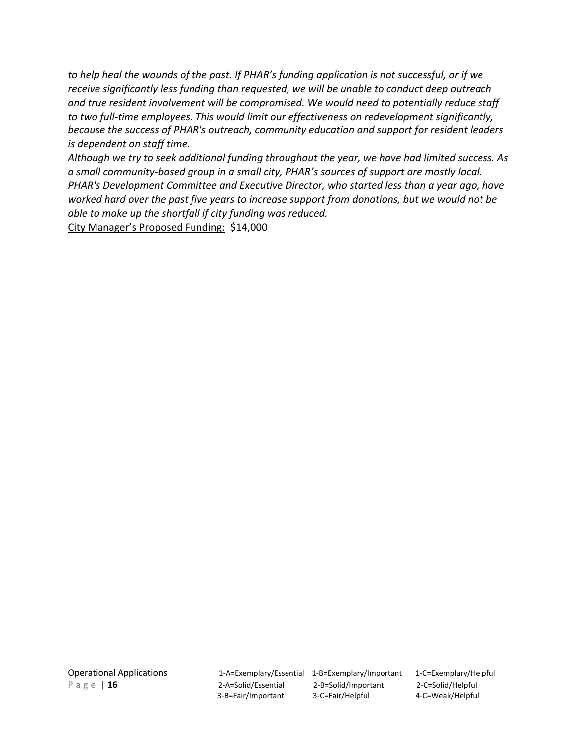*to help heal the wounds of the past. If PHAR's funding application is not successful, or if we receive significantly less funding than requested, we will be unable to conduct deep outreach and true resident involvement will be compromised. We would need to potentially reduce staff to two full-time employees. This would limit our effectiveness on redevelopment significantly, because the success of PHAR's outreach, community education and support for resident leaders is dependent on staff time.*

*Although we try to seek additional funding throughout the year, we have had limited success. As a small community-based group in a small city, PHAR's sources of support are mostly local. PHAR's Development Committee and Executive Director, who started less than a year ago, have worked hard over the past five years to increase support from donations, but we would not be able to make up the shortfall if city funding was reduced.*

City Manager's Proposed Funding: $14,000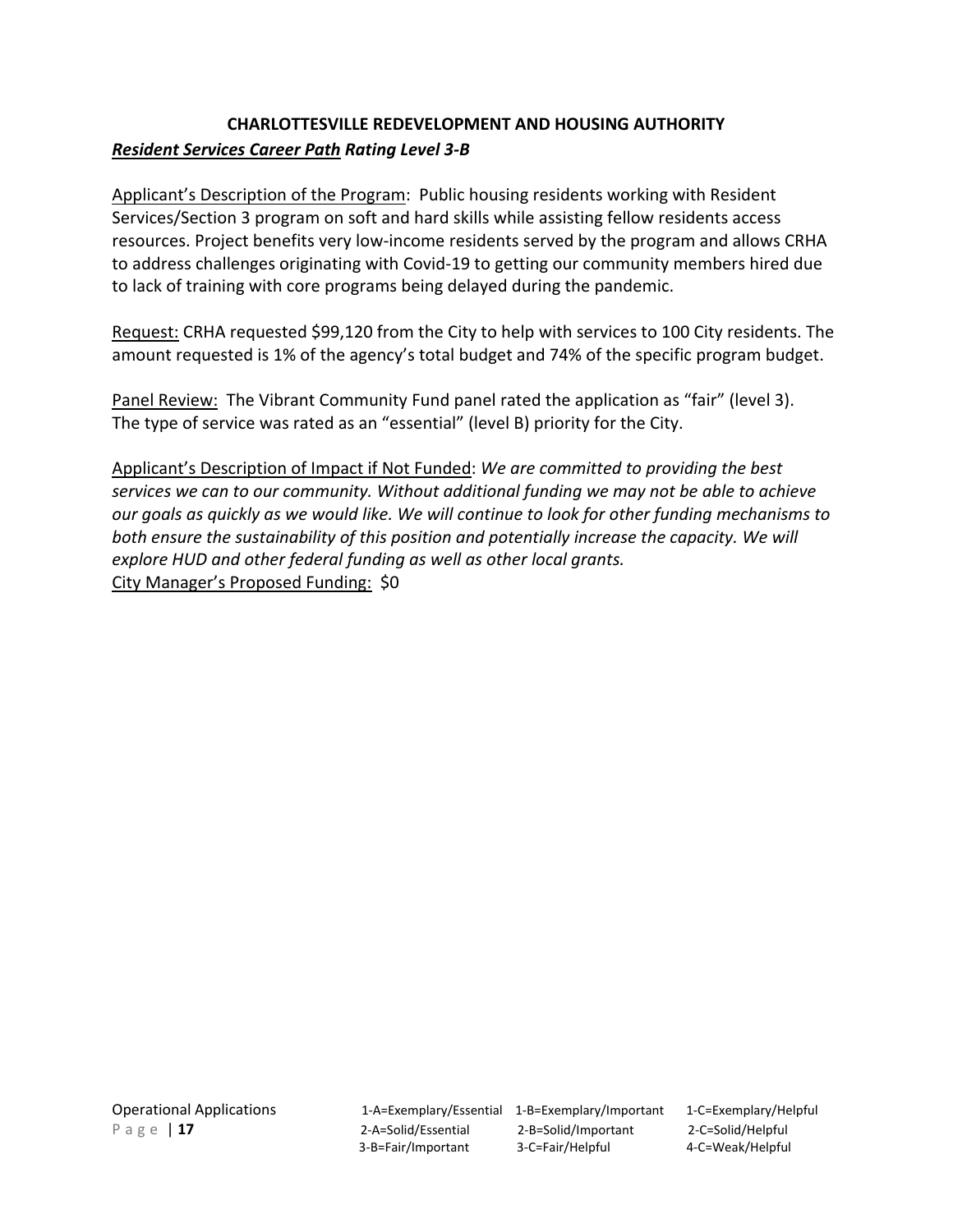**CHARLOTTESVILLE REDEVELOPMENT AND HOUSING AUTHORITY**

***Resident Services Career Path* Rating Level 3-B**

Applicant's Description of the Program: Public housing residents working with Resident Services/Section 3 program on soft and hard skills while assisting fellow residents access resources. Project benefits very low-income residents served by the program and allows CRHA to address challenges originating with Covid-19 to getting our community members hired due to lack of training with core programs being delayed during the pandemic.

Request: CRHA requested $99,120 from the City to help with services to 100 City residents. The amount requested is 1% of the agency's total budget and 74% of the specific program budget.

Panel Review: The Vibrant Community Fund panel rated the application as "fair" (level 3). The type of service was rated as an "essential" (level B) priority for the City.

Applicant's Description of Impact if Not Funded: *We are committed to providing the best services we can to our community. Without additional funding we may not be able to achieve our goals as quickly as we would like. We will continue to look for other funding mechanisms to both ensure the sustainability of this position and potentially increase the capacity. We will explore HUD and other federal funding as well as other local grants.*

City Manager's Proposed Funding: $0

1-A=Exemplary/Essential 1-B=Exemplary/Important 1-C=Exemplary/Helpful
2-A=Solid/Essential 2-B=Solid/Important 2-C=Solid/Helpful
3-B=Fair/Important 3-C=Fair/Helpful 4-C=Weak/Helpful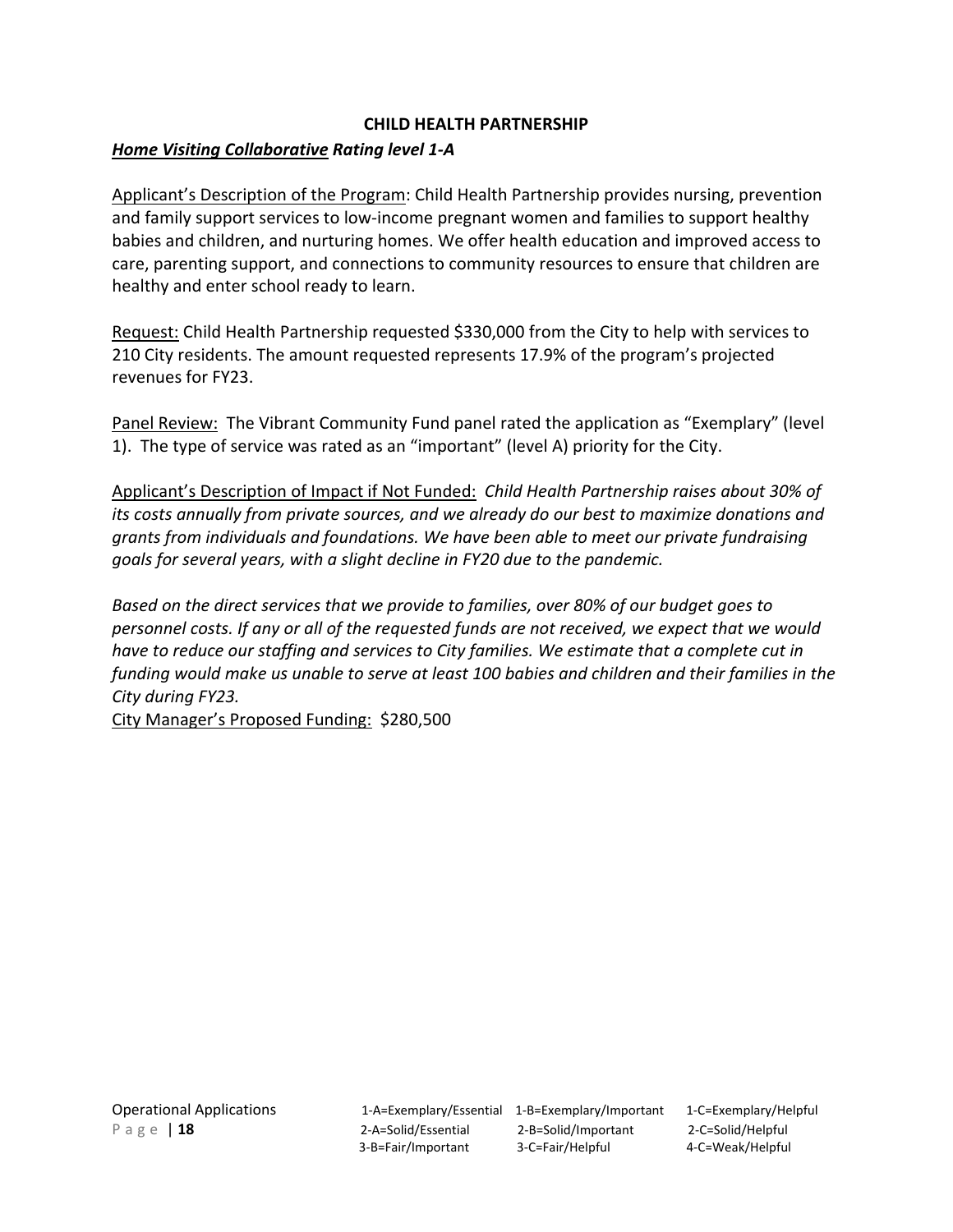**CHILD HEALTH PARTNERSHIP**

***Home Visiting Collaborative** Rating level 1-A*

Applicant's Description of the Program: Child Health Partnership provides nursing, prevention and family support services to low-income pregnant women and families to support healthy babies and children, and nurturing homes. We offer health education and improved access to care, parenting support, and connections to community resources to ensure that children are healthy and enter school ready to learn.

Request: Child Health Partnership requested $330,000 from the City to help with services to 210 City residents. The amount requested represents 17.9% of the program's projected revenues for FY23.

Panel Review: The Vibrant Community Fund panel rated the application as "Exemplary" (level 1). The type of service was rated as an "important" (level A) priority for the City.

Applicant's Description of Impact if Not Funded: *Child Health Partnership raises about 30% of its costs annually from private sources, and we already do our best to maximize donations and grants from individuals and foundations. We have been able to meet our private fundraising goals for several years, with a slight decline in FY20 due to the pandemic.*

*Based on the direct services that we provide to families, over 80% of our budget goes to personnel costs. If any or all of the requested funds are not received, we expect that we would have to reduce our staffing and services to City families. We estimate that a complete cut in funding would make us unable to serve at least 100 babies and children and their families in the City during FY23.*

City Manager's Proposed Funding: $280,500

| 1-A=Exemplary/Essential | 1-B=Exemplary/Important | 1-C=Exemplary/Helpful |
|---|---|---|
| 2-A=Solid/Essential | 2-B=Solid/Important | 2-C=Solid/Helpful |
| 3-B=Fair/Important | 3-C=Fair/Helpful | 4-C=Weak/Helpful |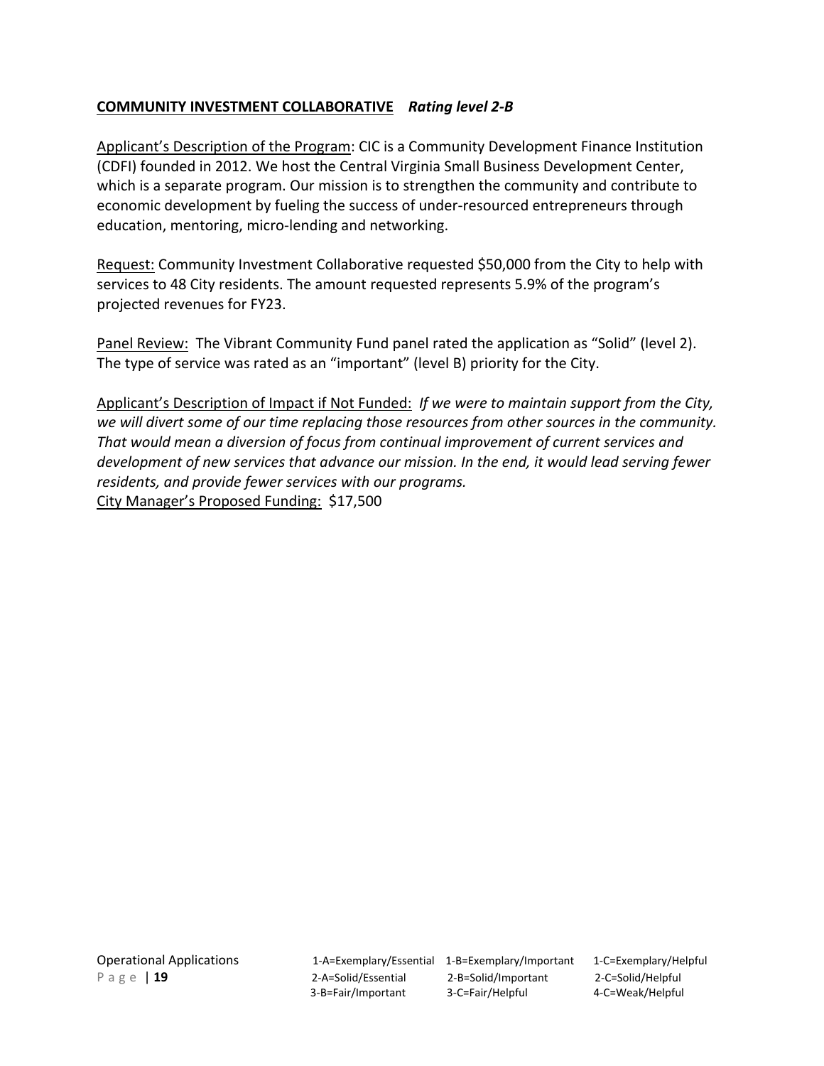**<u>COMMUNITY INVESTMENT COLLABORATIVE</u>** ***Rating level 2-B***

<u>Applicant's Description of the Program</u>: CIC is a Community Development Finance Institution (CDFI) founded in 2012. We host the Central Virginia Small Business Development Center, which is a separate program. Our mission is to strengthen the community and contribute to economic development by fueling the success of under-resourced entrepreneurs through education, mentoring, micro-lending and networking.

<u>Request:</u> Community Investment Collaborative requested $50,000 from the City to help with services to 48 City residents. The amount requested represents 5.9% of the program's projected revenues for FY23.

<u>Panel Review:</u> The Vibrant Community Fund panel rated the application as "Solid" (level 2). The type of service was rated as an "important" (level B) priority for the City.

<u>Applicant's Description of Impact if Not Funded:</u> *If we were to maintain support from the City, we will divert some of our time replacing those resources from other sources in the community. That would mean a diversion of focus from continual improvement of current services and development of new services that advance our mission. In the end, it would lead serving fewer residents, and provide fewer services with our programs.*

<u>City Manager's Proposed Funding:</u> $17,500

Operational Applications

| 1-A=Exemplary/Essential | 1-B=Exemplary/Important | 1-C=Exemplary/Helpful |
|---|---|---|
| 2-A=Solid/Essential | 2-B=Solid/Important | 2-C=Solid/Helpful |
| 3-B=Fair/Important | 3-C=Fair/Helpful | 4-C=Weak/Helpful |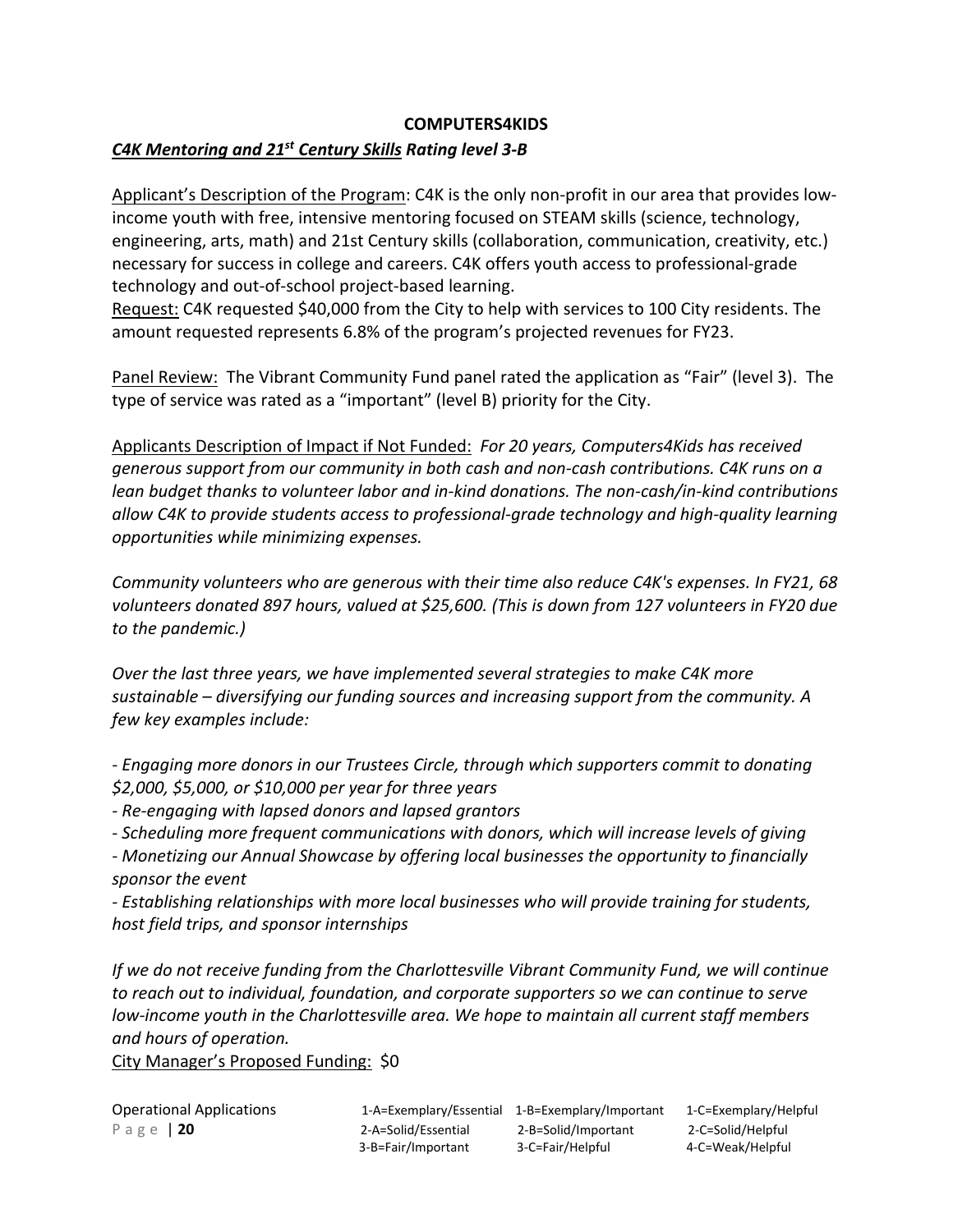**COMPUTERS4KIDS**

***C4K Mentoring and 21st Century Skills Rating level 3-B***

Applicant's Description of the Program: C4K is the only non-profit in our area that provides low-income youth with free, intensive mentoring focused on STEAM skills (science, technology, engineering, arts, math) and 21st Century skills (collaboration, communication, creativity, etc.) necessary for success in college and careers. C4K offers youth access to professional-grade technology and out-of-school project-based learning.

Request: C4K requested $40,000 from the City to help with services to 100 City residents. The amount requested represents 6.8% of the program's projected revenues for FY23.

Panel Review: The Vibrant Community Fund panel rated the application as "Fair" (level 3). The type of service was rated as a "important" (level B) priority for the City.

Applicants Description of Impact if Not Funded: *For 20 years, Computers4Kids has received generous support from our community in both cash and non-cash contributions. C4K runs on a lean budget thanks to volunteer labor and in-kind donations. The non-cash/in-kind contributions allow C4K to provide students access to professional-grade technology and high-quality learning opportunities while minimizing expenses.*

*Community volunteers who are generous with their time also reduce C4K's expenses. In FY21, 68 volunteers donated 897 hours, valued at $25,600. (This is down from 127 volunteers in FY20 due to the pandemic.)*

*Over the last three years, we have implemented several strategies to make C4K more sustainable – diversifying our funding sources and increasing support from the community. A few key examples include:*

*- Engaging more donors in our Trustees Circle, through which supporters commit to donating $2,000, $5,000, or $10,000 per year for three years*
*- Re-engaging with lapsed donors and lapsed grantors*
*- Scheduling more frequent communications with donors, which will increase levels of giving*
*- Monetizing our Annual Showcase by offering local businesses the opportunity to financially sponsor the event*
*- Establishing relationships with more local businesses who will provide training for students, host field trips, and sponsor internships*

*If we do not receive funding from the Charlottesville Vibrant Community Fund, we will continue to reach out to individual, foundation, and corporate supporters so we can continue to serve low-income youth in the Charlottesville area. We hope to maintain all current staff members and hours of operation.*

City Manager's Proposed Funding: $0

| Operational Applications | | | |
|---|---|---|---|
| | 1-A=Exemplary/Essential | 1-B=Exemplary/Important | 1-C=Exemplary/Helpful |
| | 2-A=Solid/Essential | 2-B=Solid/Important | 2-C=Solid/Helpful |
| | 3-B=Fair/Important | 3-C=Fair/Helpful | 4-C=Weak/Helpful |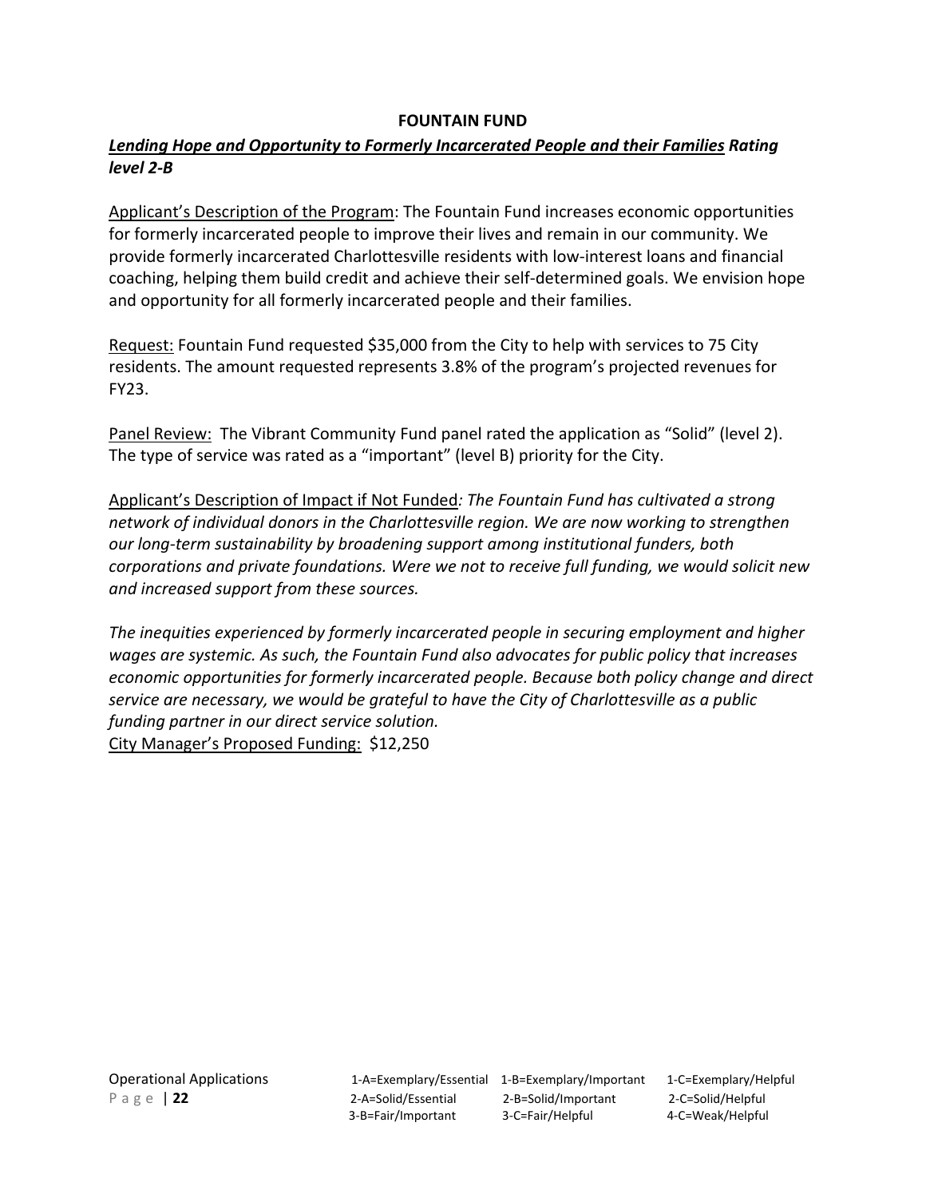**FOUNTAIN FUND**

***Lending Hope and Opportunity to Formerly Incarcerated People and their Families*** ***Rating level 2-B***

Applicant's Description of the Program: The Fountain Fund increases economic opportunities for formerly incarcerated people to improve their lives and remain in our community. We provide formerly incarcerated Charlottesville residents with low-interest loans and financial coaching, helping them build credit and achieve their self-determined goals. We envision hope and opportunity for all formerly incarcerated people and their families.

Request: Fountain Fund requested $35,000 from the City to help with services to 75 City residents. The amount requested represents 3.8% of the program's projected revenues for FY23.

Panel Review: The Vibrant Community Fund panel rated the application as "Solid" (level 2). The type of service was rated as a "important" (level B) priority for the City.

Applicant's Description of Impact if Not Funded*: The Fountain Fund has cultivated a strong network of individual donors in the Charlottesville region. We are now working to strengthen our long-term sustainability by broadening support among institutional funders, both corporations and private foundations. Were we not to receive full funding, we would solicit new and increased support from these sources.*

*The inequities experienced by formerly incarcerated people in securing employment and higher wages are systemic. As such, the Fountain Fund also advocates for public policy that increases economic opportunities for formerly incarcerated people. Because both policy change and direct service are necessary, we would be grateful to have the City of Charlottesville as a public funding partner in our direct service solution.*

City Manager's Proposed Funding: $12,250

Operational Applications

| 1-A=Exemplary/Essential | 1-B=Exemplary/Important | 1-C=Exemplary/Helpful |
|---|---|---|
| 2-A=Solid/Essential | 2-B=Solid/Important | 2-C=Solid/Helpful |
| 3-B=Fair/Important | 3-C=Fair/Helpful | 4-C=Weak/Helpful |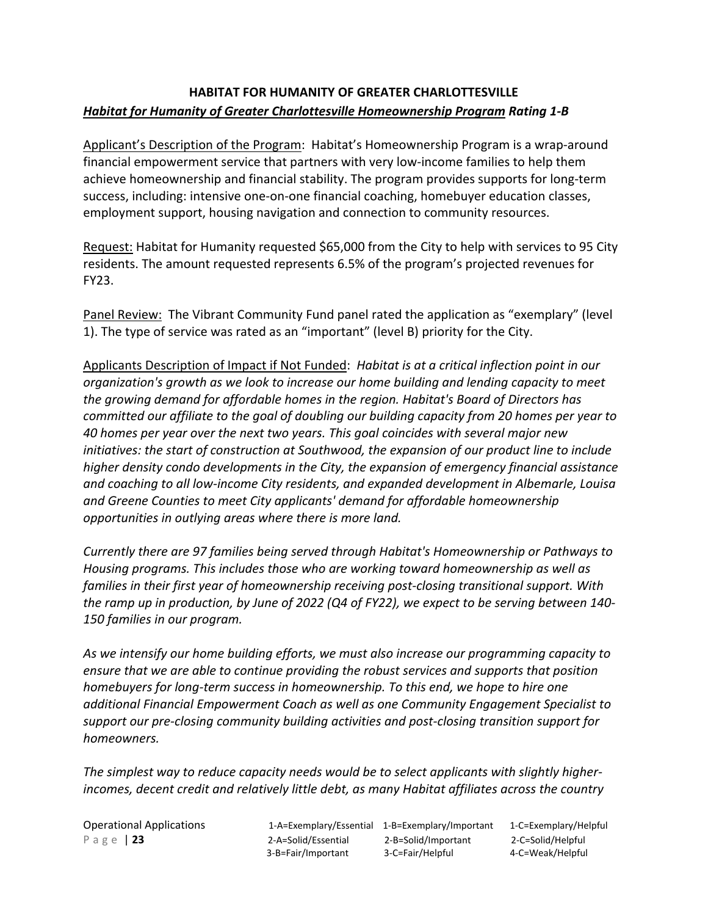**HABITAT FOR HUMANITY OF GREATER CHARLOTTESVILLE**

***Habitat for Humanity of Greater Charlottesville Homeownership Program* Rating 1-B**

Applicant's Description of the Program: Habitat's Homeownership Program is a wrap-around financial empowerment service that partners with very low-income families to help them achieve homeownership and financial stability. The program provides supports for long-term success, including: intensive one-on-one financial coaching, homebuyer education classes, employment support, housing navigation and connection to community resources.

Request: Habitat for Humanity requested $65,000 from the City to help with services to 95 City residents. The amount requested represents 6.5% of the program's projected revenues for FY23.

Panel Review: The Vibrant Community Fund panel rated the application as "exemplary" (level 1). The type of service was rated as an "important" (level B) priority for the City.

Applicants Description of Impact if Not Funded: *Habitat is at a critical inflection point in our organization's growth as we look to increase our home building and lending capacity to meet the growing demand for affordable homes in the region. Habitat's Board of Directors has committed our affiliate to the goal of doubling our building capacity from 20 homes per year to 40 homes per year over the next two years. This goal coincides with several major new initiatives: the start of construction at Southwood, the expansion of our product line to include higher density condo developments in the City, the expansion of emergency financial assistance and coaching to all low-income City residents, and expanded development in Albemarle, Louisa and Greene Counties to meet City applicants' demand for affordable homeownership opportunities in outlying areas where there is more land.*

*Currently there are 97 families being served through Habitat's Homeownership or Pathways to Housing programs. This includes those who are working toward homeownership as well as families in their first year of homeownership receiving post-closing transitional support. With the ramp up in production, by June of 2022 (Q4 of FY22), we expect to be serving between 140-150 families in our program.*

*As we intensify our home building efforts, we must also increase our programming capacity to ensure that we are able to continue providing the robust services and supports that position homebuyers for long-term success in homeownership. To this end, we hope to hire one additional Financial Empowerment Coach as well as one Community Engagement Specialist to support our pre-closing community building activities and post-closing transition support for homeowners.*

*The simplest way to reduce capacity needs would be to select applicants with slightly higher-incomes, decent credit and relatively little debt, as many Habitat affiliates across the country*

Operational Applications

| 1-A=Exemplary/Essential | 1-B=Exemplary/Important | 1-C=Exemplary/Helpful |
| --- | --- | --- |
| 2-A=Solid/Essential | 2-B=Solid/Important | 2-C=Solid/Helpful |
| 3-B=Fair/Important | 3-C=Fair/Helpful | 4-C=Weak/Helpful |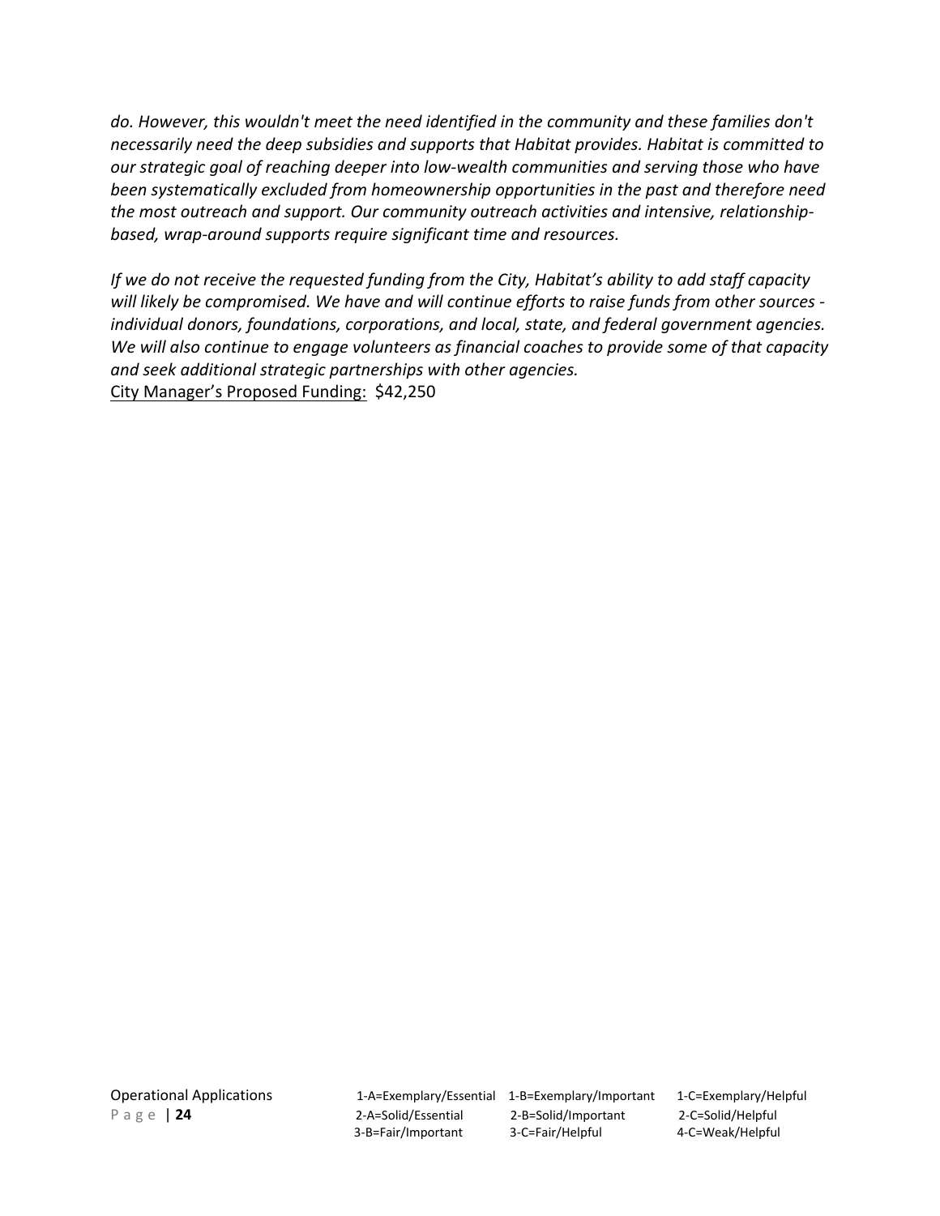*do. However, this wouldn't meet the need identified in the community and these families don't necessarily need the deep subsidies and supports that Habitat provides. Habitat is committed to our strategic goal of reaching deeper into low-wealth communities and serving those who have been systematically excluded from homeownership opportunities in the past and therefore need the most outreach and support. Our community outreach activities and intensive, relationship-based, wrap-around supports require significant time and resources.*

*If we do not receive the requested funding from the City, Habitat's ability to add staff capacity will likely be compromised. We have and will continue efforts to raise funds from other sources - individual donors, foundations, corporations, and local, state, and federal government agencies. We will also continue to engage volunteers as financial coaches to provide some of that capacity and seek additional strategic partnerships with other agencies.*

<u>City Manager's Proposed Funding:</u> $42,250

Operational Applications

| | | |
|---|---|---|
| 1-A=Exemplary/Essential | 1-B=Exemplary/Important | 1-C=Exemplary/Helpful |
| 2-A=Solid/Essential | 2-B=Solid/Important | 2-C=Solid/Helpful |
| 3-B=Fair/Important | 3-C=Fair/Helpful | 4-C=Weak/Helpful |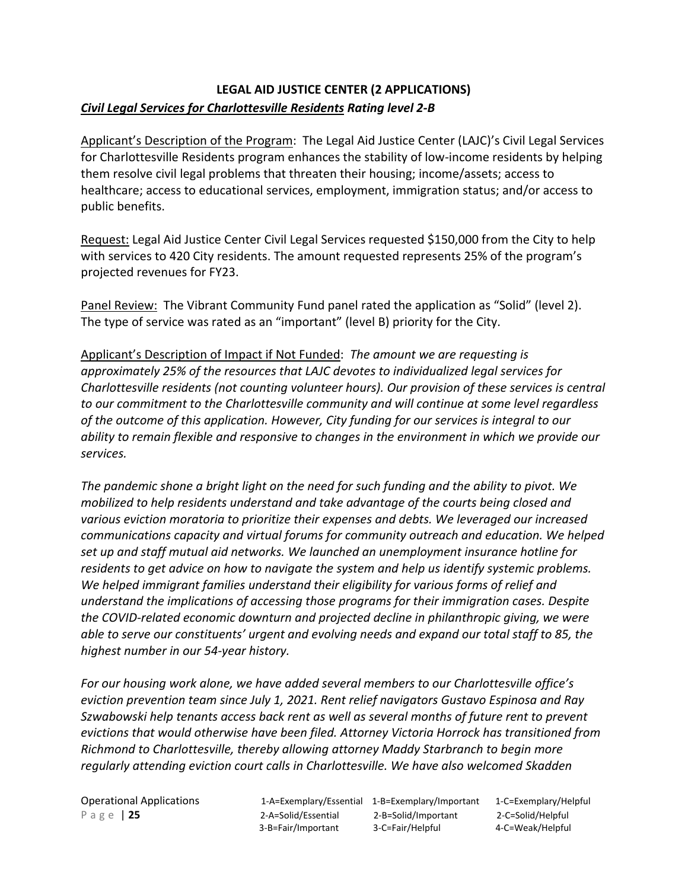**LEGAL AID JUSTICE CENTER (2 APPLICATIONS)**

***<u>Civil Legal Services for Charlottesville Residents</u> Rating level 2-B***

<u>Applicant's Description of the Program</u>: The Legal Aid Justice Center (LAJC)'s Civil Legal Services for Charlottesville Residents program enhances the stability of low-income residents by helping them resolve civil legal problems that threaten their housing; income/assets; access to healthcare; access to educational services, employment, immigration status; and/or access to public benefits.

<u>Request:</u> Legal Aid Justice Center Civil Legal Services requested $150,000 from the City to help with services to 420 City residents. The amount requested represents 25% of the program's projected revenues for FY23.

<u>Panel Review:</u> The Vibrant Community Fund panel rated the application as "Solid" (level 2). The type of service was rated as an "important" (level B) priority for the City.

<u>Applicant's Description of Impact if Not Funded</u>: *The amount we are requesting is approximately 25% of the resources that LAJC devotes to individualized legal services for Charlottesville residents (not counting volunteer hours). Our provision of these services is central to our commitment to the Charlottesville community and will continue at some level regardless of the outcome of this application. However, City funding for our services is integral to our ability to remain flexible and responsive to changes in the environment in which we provide our services.*

*The pandemic shone a bright light on the need for such funding and the ability to pivot. We mobilized to help residents understand and take advantage of the courts being closed and various eviction moratoria to prioritize their expenses and debts. We leveraged our increased communications capacity and virtual forums for community outreach and education. We helped set up and staff mutual aid networks. We launched an unemployment insurance hotline for residents to get advice on how to navigate the system and help us identify systemic problems. We helped immigrant families understand their eligibility for various forms of relief and understand the implications of accessing those programs for their immigration cases. Despite the COVID-related economic downturn and projected decline in philanthropic giving, we were able to serve our constituents' urgent and evolving needs and expand our total staff to 85, the highest number in our 54-year history.*

*For our housing work alone, we have added several members to our Charlottesville office's eviction prevention team since July 1, 2021. Rent relief navigators Gustavo Espinosa and Ray Szwabowski help tenants access back rent as well as several months of future rent to prevent evictions that would otherwise have been filed. Attorney Victoria Horrock has transitioned from Richmond to Charlottesville, thereby allowing attorney Maddy Starbranch to begin more regularly attending eviction court calls in Charlottesville. We have also welcomed Skadden*

Operational Applications

| 1-A=Exemplary/Essential | 1-B=Exemplary/Important | 1-C=Exemplary/Helpful |
|---|---|---|
| 2-A=Solid/Essential | 2-B=Solid/Important | 2-C=Solid/Helpful |
| 3-B=Fair/Important | 3-C=Fair/Helpful | 4-C=Weak/Helpful |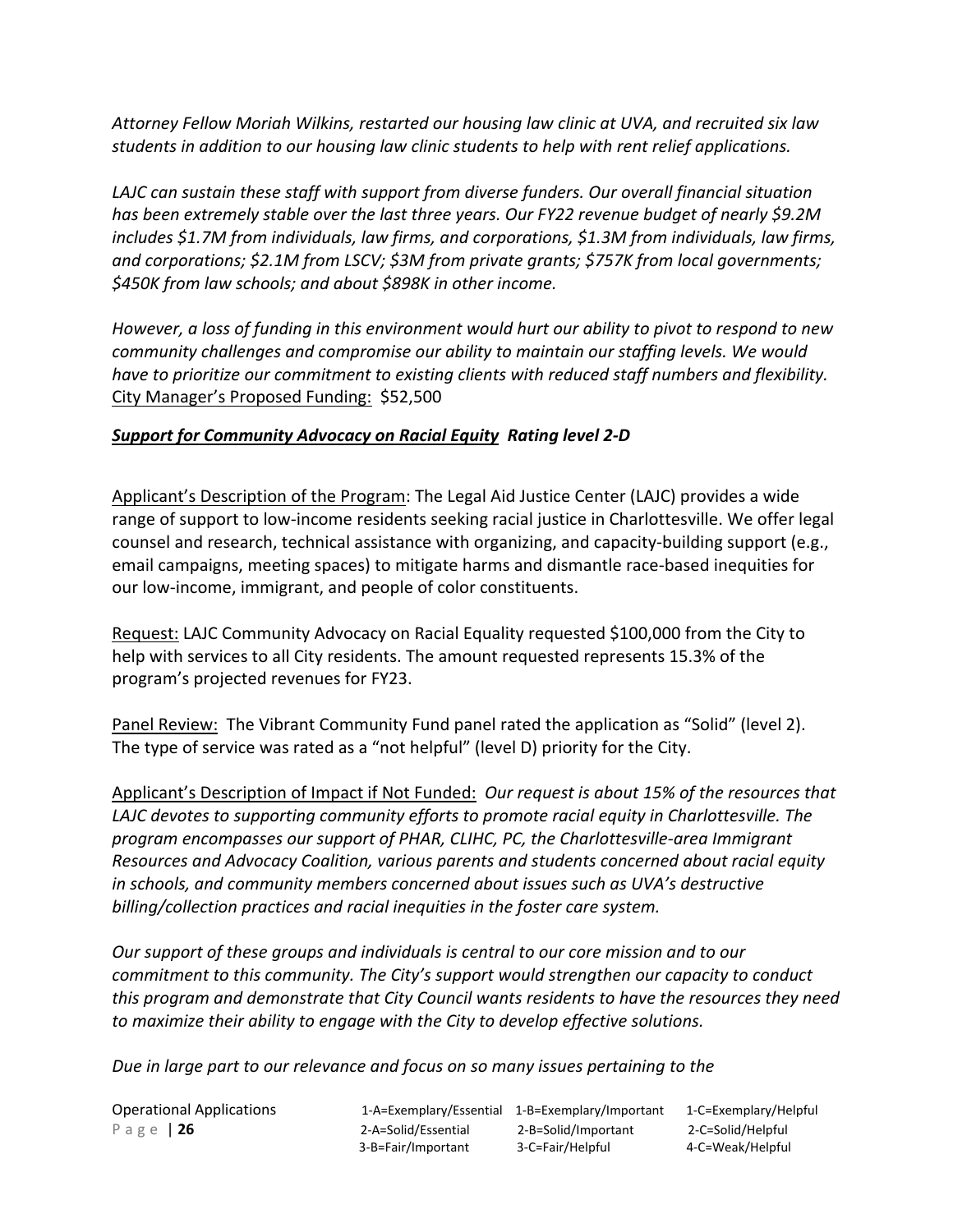*Attorney Fellow Moriah Wilkins, restarted our housing law clinic at UVA, and recruited six law students in addition to our housing law clinic students to help with rent relief applications.*

*LAJC can sustain these staff with support from diverse funders. Our overall financial situation has been extremely stable over the last three years. Our FY22 revenue budget of nearly $9.2M includes $1.7M from individuals, law firms, and corporations, $1.3M from individuals, law firms, and corporations; $2.1M from LSCV; $3M from private grants; $757K from local governments; $450K from law schools; and about $898K in other income.*

*However, a loss of funding in this environment would hurt our ability to pivot to respond to new community challenges and compromise our ability to maintain our staffing levels. We would have to prioritize our commitment to existing clients with reduced staff numbers and flexibility.*

<u>City Manager's Proposed Funding:</u> $52,500

***<u>Support for Community Advocacy on Racial Equity</u> Rating level 2-D***

<u>Applicant's Description of the Program</u>: The Legal Aid Justice Center (LAJC) provides a wide range of support to low-income residents seeking racial justice in Charlottesville. We offer legal counsel and research, technical assistance with organizing, and capacity-building support (e.g., email campaigns, meeting spaces) to mitigate harms and dismantle race-based inequities for our low-income, immigrant, and people of color constituents.

<u>Request:</u> LAJC Community Advocacy on Racial Equality requested $100,000 from the City to help with services to all City residents. The amount requested represents 15.3% of the program's projected revenues for FY23.

<u>Panel Review:</u> The Vibrant Community Fund panel rated the application as "Solid" (level 2). The type of service was rated as a "not helpful" (level D) priority for the City.

<u>Applicant's Description of Impact if Not Funded:</u> *Our request is about 15% of the resources that LAJC devotes to supporting community efforts to promote racial equity in Charlottesville. The program encompasses our support of PHAR, CLIHC, PC, the Charlottesville-area Immigrant Resources and Advocacy Coalition, various parents and students concerned about racial equity in schools, and community members concerned about issues such as UVA's destructive billing/collection practices and racial inequities in the foster care system.*

*Our support of these groups and individuals is central to our core mission and to our commitment to this community. The City's support would strengthen our capacity to conduct this program and demonstrate that City Council wants residents to have the resources they need to maximize their ability to engage with the City to develop effective solutions.*

*Due in large part to our relevance and focus on so many issues pertaining to the*

Operational Applications

| 1-A=Exemplary/Essential | 1-B=Exemplary/Important | 1-C=Exemplary/Helpful |
|---|---|---|
| 2-A=Solid/Essential | 2-B=Solid/Important | 2-C=Solid/Helpful |
| 3-B=Fair/Important | 3-C=Fair/Helpful | 4-C=Weak/Helpful |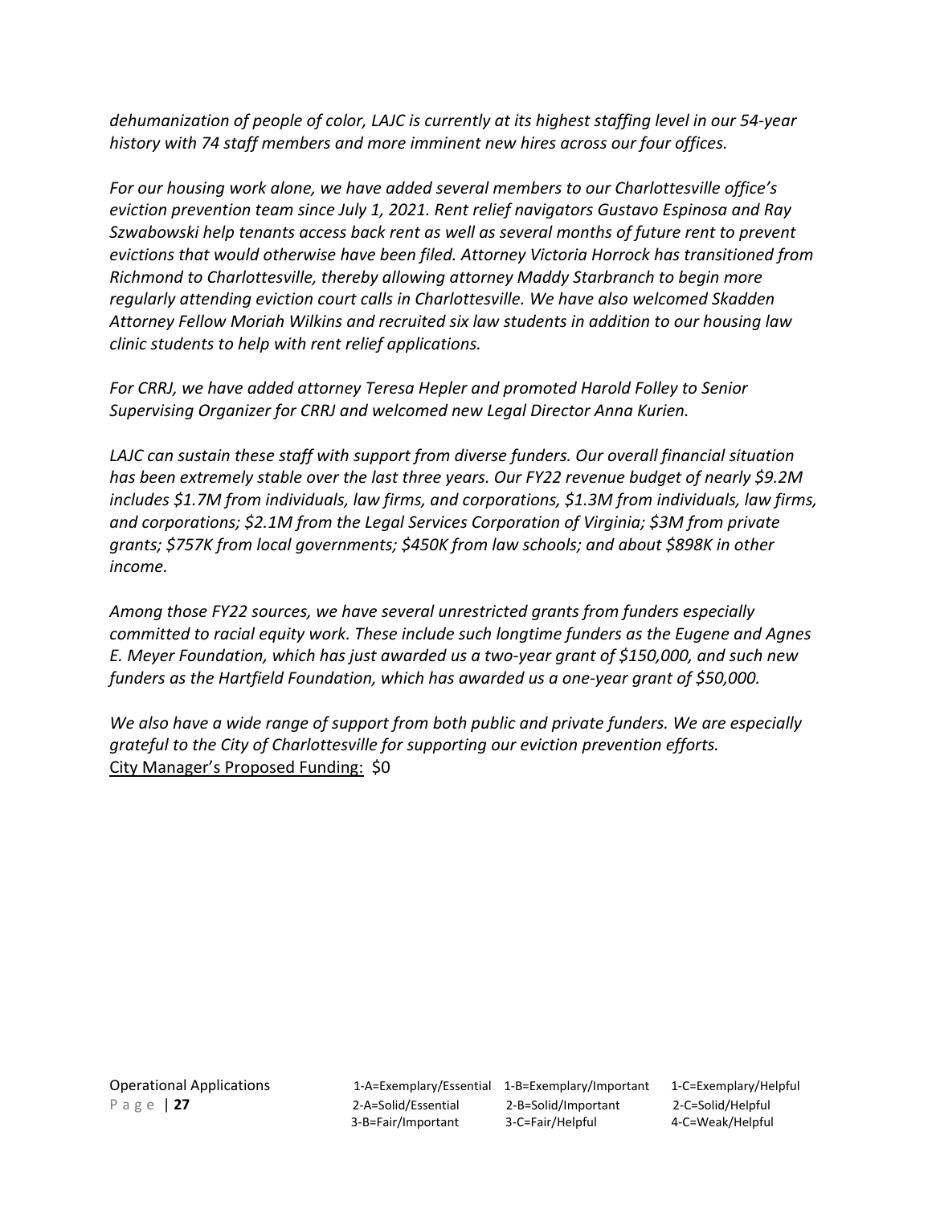*dehumanization of people of color, LAJC is currently at its highest staffing level in our 54-year history with 74 staff members and more imminent new hires across our four offices.*

*For our housing work alone, we have added several members to our Charlottesville office's eviction prevention team since July 1, 2021. Rent relief navigators Gustavo Espinosa and Ray Szwabowski help tenants access back rent as well as several months of future rent to prevent evictions that would otherwise have been filed. Attorney Victoria Horrock has transitioned from Richmond to Charlottesville, thereby allowing attorney Maddy Starbranch to begin more regularly attending eviction court calls in Charlottesville. We have also welcomed Skadden Attorney Fellow Moriah Wilkins and recruited six law students in addition to our housing law clinic students to help with rent relief applications.*

*For CRRJ, we have added attorney Teresa Hepler and promoted Harold Folley to Senior Supervising Organizer for CRRJ and welcomed new Legal Director Anna Kurien.*

*LAJC can sustain these staff with support from diverse funders. Our overall financial situation has been extremely stable over the last three years. Our FY22 revenue budget of nearly $9.2M includes $1.7M from individuals, law firms, and corporations, $1.3M from individuals, law firms, and corporations; $2.1M from the Legal Services Corporation of Virginia; $3M from private grants; $757K from local governments; $450K from law schools; and about $898K in other income.*

*Among those FY22 sources, we have several unrestricted grants from funders especially committed to racial equity work. These include such longtime funders as the Eugene and Agnes E. Meyer Foundation, which has just awarded us a two-year grant of $150,000, and such new funders as the Hartfield Foundation, which has awarded us a one-year grant of $50,000.*

*We also have a wide range of support from both public and private funders. We are especially grateful to the City of Charlottesville for supporting our eviction prevention efforts.*

City Manager's Proposed Funding: $0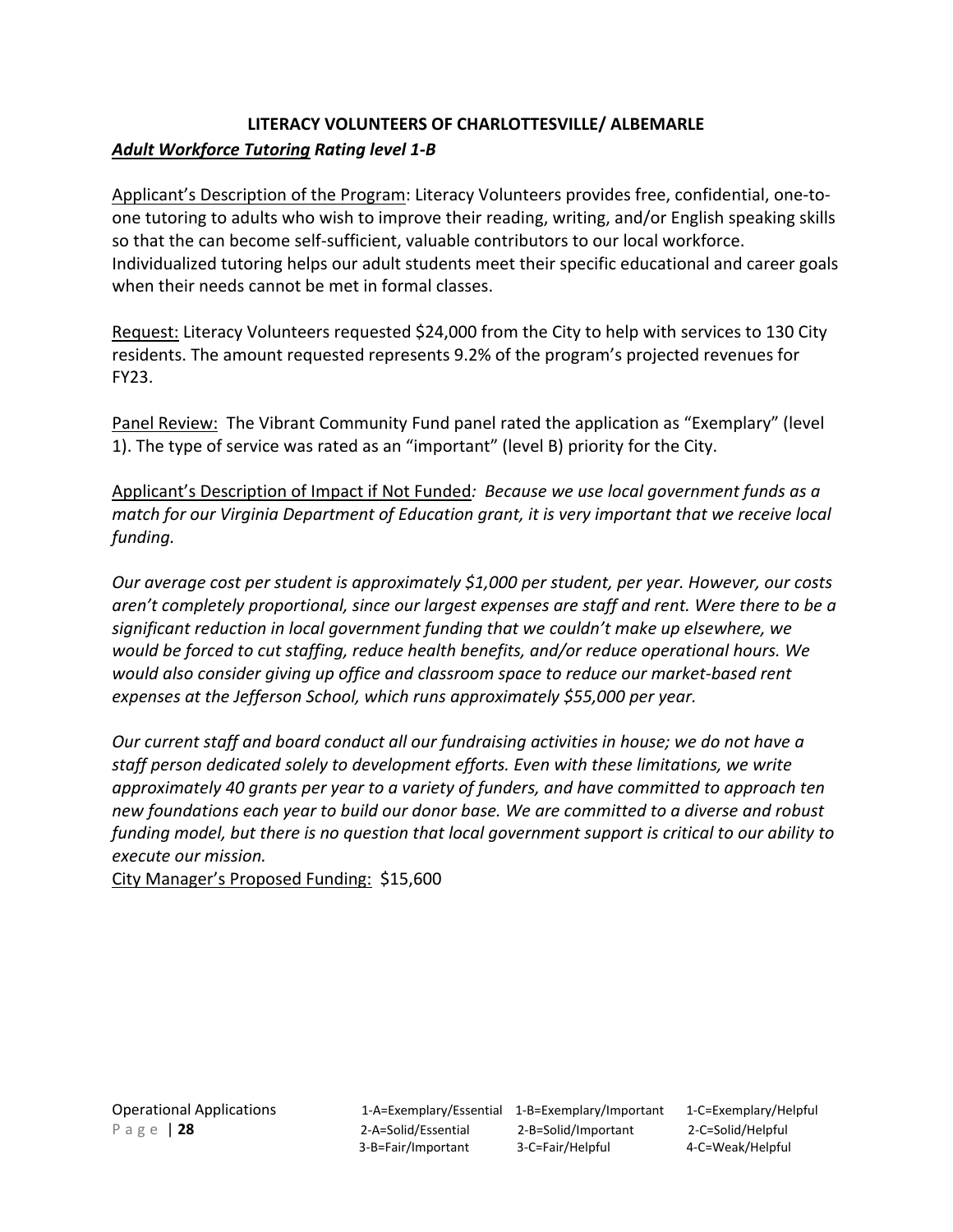**LITERACY VOLUNTEERS OF CHARLOTTESVILLE/ ALBEMARLE**

***Adult Workforce Tutoring* Rating level 1-B**

Applicant's Description of the Program: Literacy Volunteers provides free, confidential, one-to-one tutoring to adults who wish to improve their reading, writing, and/or English speaking skills so that the can become self-sufficient, valuable contributors to our local workforce. Individualized tutoring helps our adult students meet their specific educational and career goals when their needs cannot be met in formal classes.

Request: Literacy Volunteers requested $24,000 from the City to help with services to 130 City residents. The amount requested represents 9.2% of the program's projected revenues for FY23.

Panel Review: The Vibrant Community Fund panel rated the application as "Exemplary" (level 1). The type of service was rated as an "important" (level B) priority for the City.

Applicant's Description of Impact if Not Funded*: Because we use local government funds as a match for our Virginia Department of Education grant, it is very important that we receive local funding.*

*Our average cost per student is approximately $1,000 per student, per year. However, our costs aren't completely proportional, since our largest expenses are staff and rent. Were there to be a significant reduction in local government funding that we couldn't make up elsewhere, we would be forced to cut staffing, reduce health benefits, and/or reduce operational hours. We would also consider giving up office and classroom space to reduce our market-based rent expenses at the Jefferson School, which runs approximately $55,000 per year.*

*Our current staff and board conduct all our fundraising activities in house; we do not have a staff person dedicated solely to development efforts. Even with these limitations, we write approximately 40 grants per year to a variety of funders, and have committed to approach ten new foundations each year to build our donor base. We are committed to a diverse and robust funding model, but there is no question that local government support is critical to our ability to execute our mission.*

City Manager's Proposed Funding: $15,600

Operational Applications

| 1-A=Exemplary/Essential | 1-B=Exemplary/Important | 1-C=Exemplary/Helpful |
| --- | --- | --- |
| 2-A=Solid/Essential | 2-B=Solid/Important | 2-C=Solid/Helpful |
| 3-B=Fair/Important | 3-C=Fair/Helpful | 4-C=Weak/Helpful |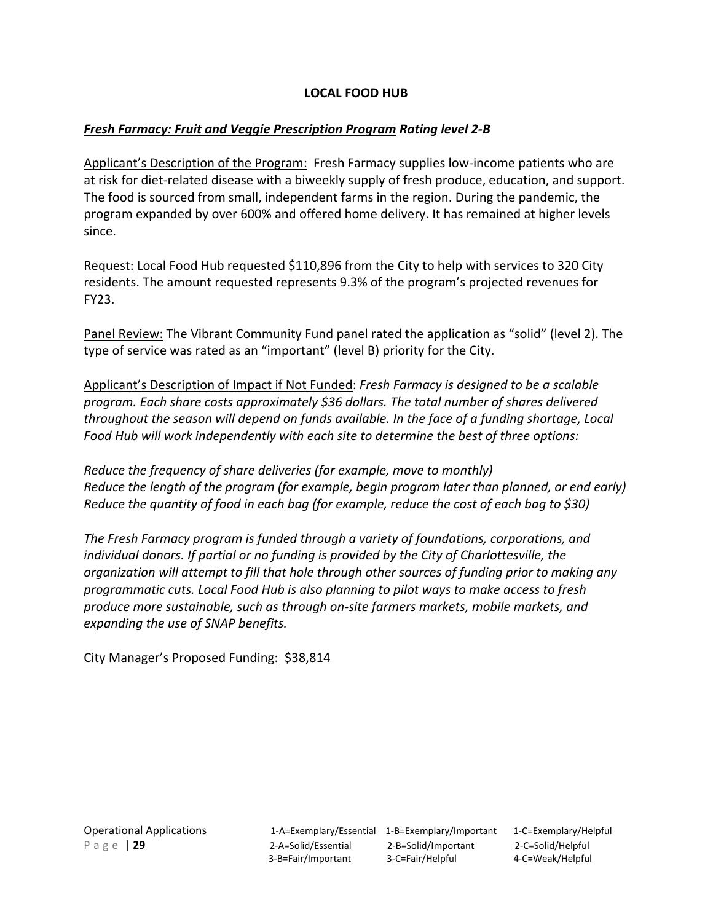## LOCAL FOOD HUB

***Fresh Farmacy: Fruit and Veggie Prescription Program* Rating level 2-B**

Applicant's Description of the Program: Fresh Farmacy supplies low-income patients who are at risk for diet-related disease with a biweekly supply of fresh produce, education, and support. The food is sourced from small, independent farms in the region. During the pandemic, the program expanded by over 600% and offered home delivery. It has remained at higher levels since.

Request: Local Food Hub requested $110,896 from the City to help with services to 320 City residents. The amount requested represents 9.3% of the program's projected revenues for FY23.

Panel Review: The Vibrant Community Fund panel rated the application as "solid" (level 2). The type of service was rated as an "important" (level B) priority for the City.

Applicant's Description of Impact if Not Funded: *Fresh Farmacy is designed to be a scalable program. Each share costs approximately $36 dollars. The total number of shares delivered throughout the season will depend on funds available. In the face of a funding shortage, Local Food Hub will work independently with each site to determine the best of three options:*

*Reduce the frequency of share deliveries (for example, move to monthly)*
*Reduce the length of the program (for example, begin program later than planned, or end early)*
*Reduce the quantity of food in each bag (for example, reduce the cost of each bag to $30)*

*The Fresh Farmacy program is funded through a variety of foundations, corporations, and individual donors. If partial or no funding is provided by the City of Charlottesville, the organization will attempt to fill that hole through other sources of funding prior to making any programmatic cuts. Local Food Hub is also planning to pilot ways to make access to fresh produce more sustainable, such as through on-site farmers markets, mobile markets, and expanding the use of SNAP benefits.*

City Manager's Proposed Funding: $38,814

1-A=Exemplary/Essential 1-B=Exemplary/Important 1-C=Exemplary/Helpful
2-A=Solid/Essential 2-B=Solid/Important 2-C=Solid/Helpful
3-B=Fair/Important 3-C=Fair/Helpful 4-C=Weak/Helpful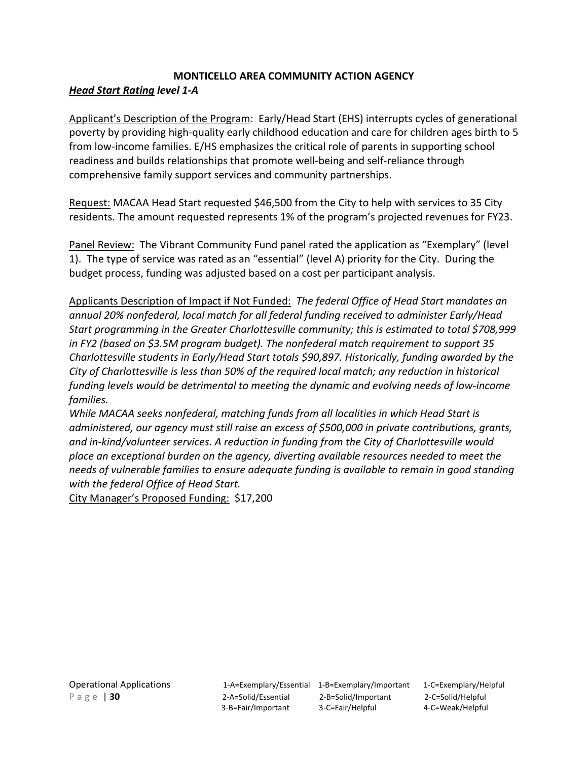**MONTICELLO AREA COMMUNITY ACTION AGENCY**

***<u>Head Start Rating</u> level 1-A***

<u>Applicant's Description of the Program</u>: Early/Head Start (EHS) interrupts cycles of generational poverty by providing high-quality early childhood education and care for children ages birth to 5 from low-income families. E/HS emphasizes the critical role of parents in supporting school readiness and builds relationships that promote well-being and self-reliance through comprehensive family support services and community partnerships.

<u>Request:</u> MACAA Head Start requested $46,500 from the City to help with services to 35 City residents. The amount requested represents 1% of the program's projected revenues for FY23.

<u>Panel Review:</u> The Vibrant Community Fund panel rated the application as "Exemplary" (level 1). The type of service was rated as an "essential" (level A) priority for the City. During the budget process, funding was adjusted based on a cost per participant analysis.

<u>Applicants Description of Impact if Not Funded:</u> *The federal Office of Head Start mandates an annual 20% nonfederal, local match for all federal funding received to administer Early/Head Start programming in the Greater Charlottesville community; this is estimated to total $708,999 in FY2 (based on $3.5M program budget). The nonfederal match requirement to support 35 Charlottesville students in Early/Head Start totals $90,897. Historically, funding awarded by the City of Charlottesville is less than 50% of the required local match; any reduction in historical funding levels would be detrimental to meeting the dynamic and evolving needs of low-income families.*

*While MACAA seeks nonfederal, matching funds from all localities in which Head Start is administered, our agency must still raise an excess of $500,000 in private contributions, grants, and in-kind/volunteer services. A reduction in funding from the City of Charlottesville would place an exceptional burden on the agency, diverting available resources needed to meet the needs of vulnerable families to ensure adequate funding is available to remain in good standing with the federal Office of Head Start.*

<u>City Manager's Proposed Funding:</u> $17,200

Operational Applications

| 1-A=Exemplary/Essential | 1-B=Exemplary/Important | 1-C=Exemplary/Helpful |
| --- | --- | --- |
| 2-A=Solid/Essential | 2-B=Solid/Important | 2-C=Solid/Helpful |
| 3-B=Fair/Important | 3-C=Fair/Helpful | 4-C=Weak/Helpful |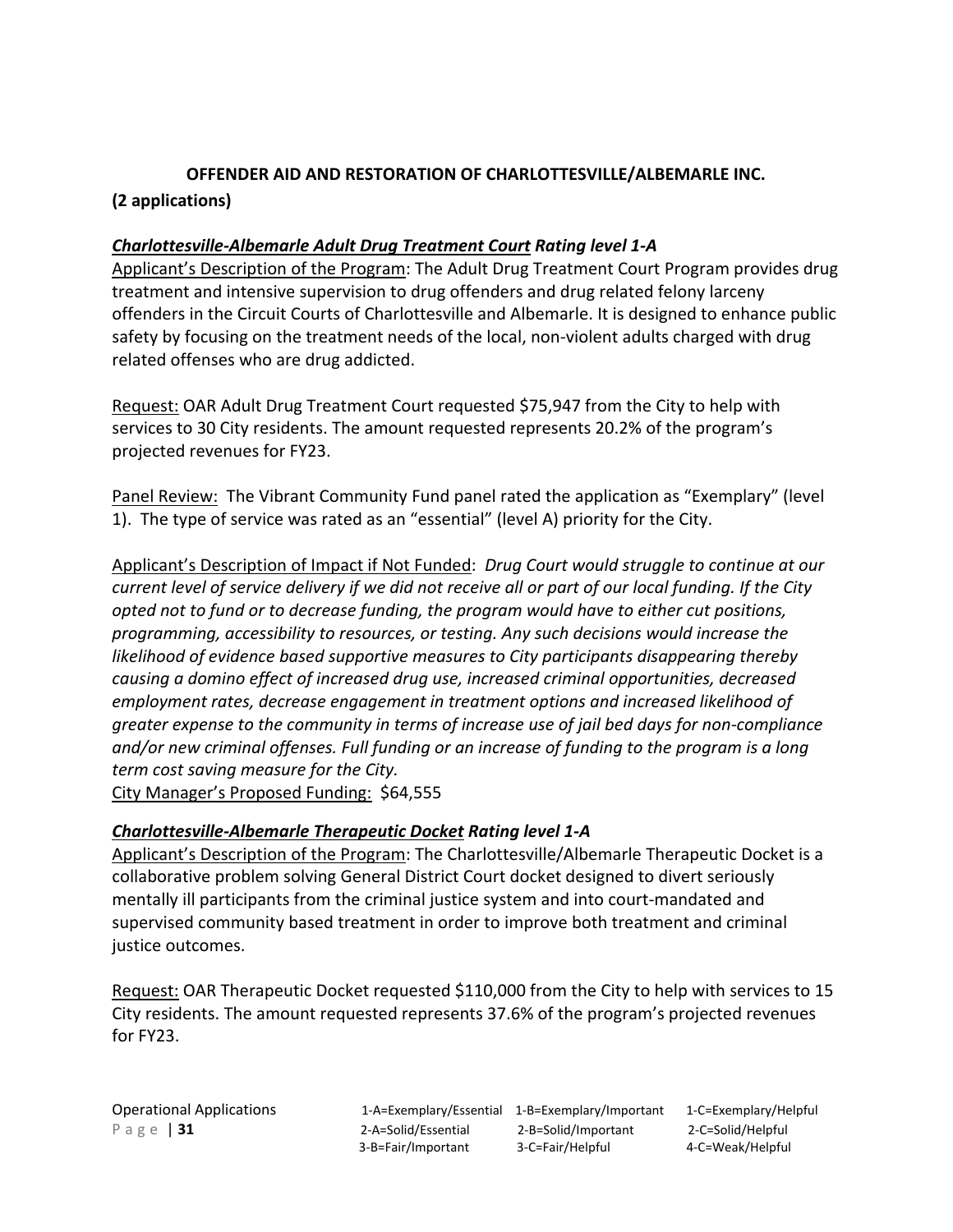**OFFENDER AID AND RESTORATION OF CHARLOTTESVILLE/ALBEMARLE INC.**

**(2 applications)**

***Charlottesville-Albemarle Adult Drug Treatment Court* Rating level 1-A**

Applicant's Description of the Program: The Adult Drug Treatment Court Program provides drug treatment and intensive supervision to drug offenders and drug related felony larceny offenders in the Circuit Courts of Charlottesville and Albemarle. It is designed to enhance public safety by focusing on the treatment needs of the local, non-violent adults charged with drug related offenses who are drug addicted.

Request: OAR Adult Drug Treatment Court requested $75,947 from the City to help with services to 30 City residents. The amount requested represents 20.2% of the program's projected revenues for FY23.

Panel Review: The Vibrant Community Fund panel rated the application as "Exemplary" (level 1). The type of service was rated as an "essential" (level A) priority for the City.

Applicant's Description of Impact if Not Funded: *Drug Court would struggle to continue at our current level of service delivery if we did not receive all or part of our local funding. If the City opted not to fund or to decrease funding, the program would have to either cut positions, programming, accessibility to resources, or testing. Any such decisions would increase the likelihood of evidence based supportive measures to City participants disappearing thereby causing a domino effect of increased drug use, increased criminal opportunities, decreased employment rates, decrease engagement in treatment options and increased likelihood of greater expense to the community in terms of increase use of jail bed days for non-compliance and/or new criminal offenses. Full funding or an increase of funding to the program is a long term cost saving measure for the City.*

City Manager's Proposed Funding: $64,555

***Charlottesville-Albemarle Therapeutic Docket* Rating level 1-A**

Applicant's Description of the Program: The Charlottesville/Albemarle Therapeutic Docket is a collaborative problem solving General District Court docket designed to divert seriously mentally ill participants from the criminal justice system and into court-mandated and supervised community based treatment in order to improve both treatment and criminal justice outcomes.

Request: OAR Therapeutic Docket requested $110,000 from the City to help with services to 15 City residents. The amount requested represents 37.6% of the program's projected revenues for FY23.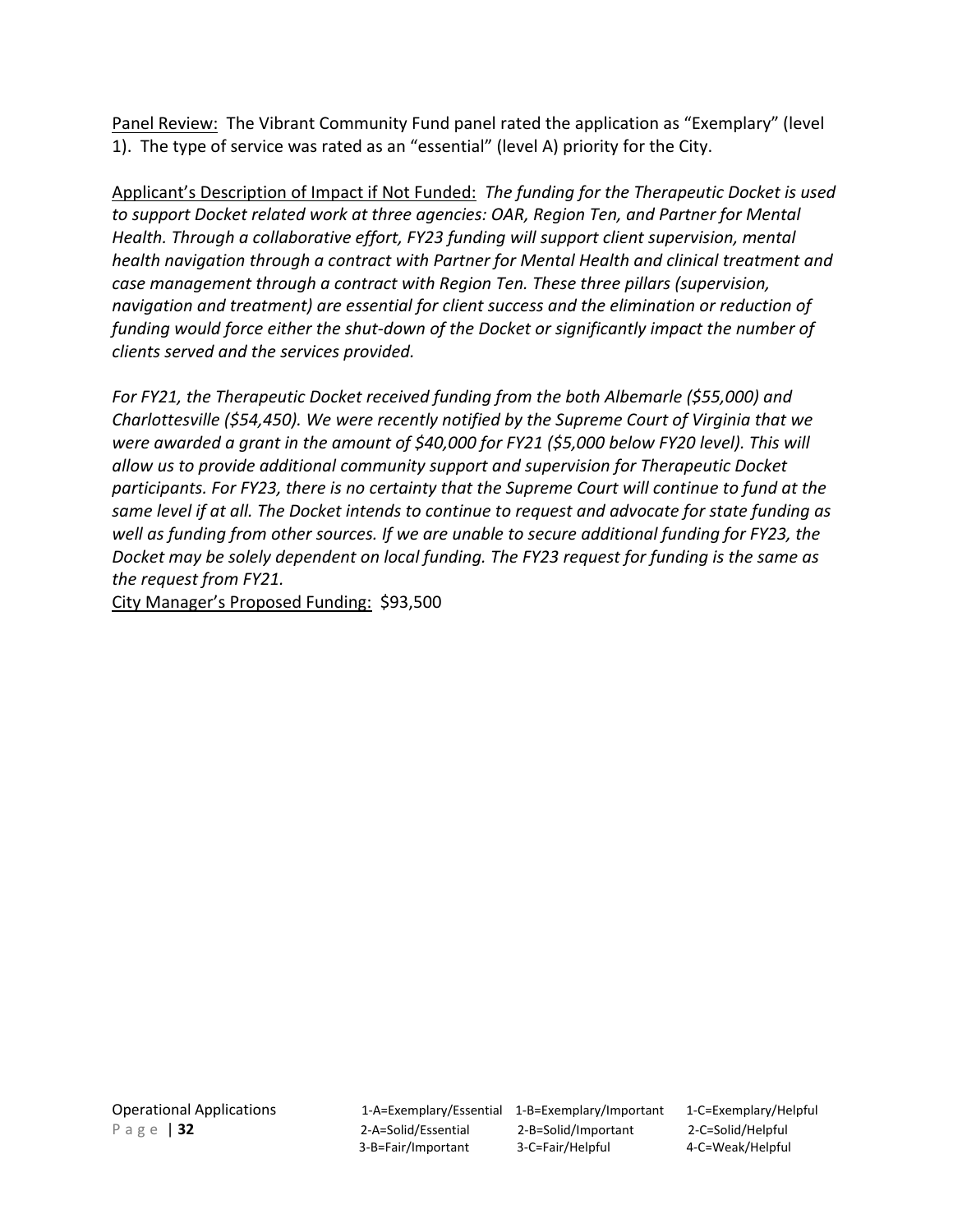Panel Review: The Vibrant Community Fund panel rated the application as "Exemplary" (level 1). The type of service was rated as an "essential" (level A) priority for the City.

Applicant's Description of Impact if Not Funded: *The funding for the Therapeutic Docket is used to support Docket related work at three agencies: OAR, Region Ten, and Partner for Mental Health. Through a collaborative effort, FY23 funding will support client supervision, mental health navigation through a contract with Partner for Mental Health and clinical treatment and case management through a contract with Region Ten. These three pillars (supervision, navigation and treatment) are essential for client success and the elimination or reduction of funding would force either the shut-down of the Docket or significantly impact the number of clients served and the services provided.*

*For FY21, the Therapeutic Docket received funding from the both Albemarle ($55,000) and Charlottesville ($54,450). We were recently notified by the Supreme Court of Virginia that we were awarded a grant in the amount of $40,000 for FY21 ($5,000 below FY20 level). This will allow us to provide additional community support and supervision for Therapeutic Docket participants. For FY23, there is no certainty that the Supreme Court will continue to fund at the same level if at all. The Docket intends to continue to request and advocate for state funding as well as funding from other sources. If we are unable to secure additional funding for FY23, the Docket may be solely dependent on local funding. The FY23 request for funding is the same as the request from FY21.*

City Manager's Proposed Funding: $93,500

Operational Applications

1-A=Exemplary/Essential 1-B=Exemplary/Important 1-C=Exemplary/Helpful
2-A=Solid/Essential 2-B=Solid/Important 2-C=Solid/Helpful
3-B=Fair/Important 3-C=Fair/Helpful 4-C=Weak/Helpful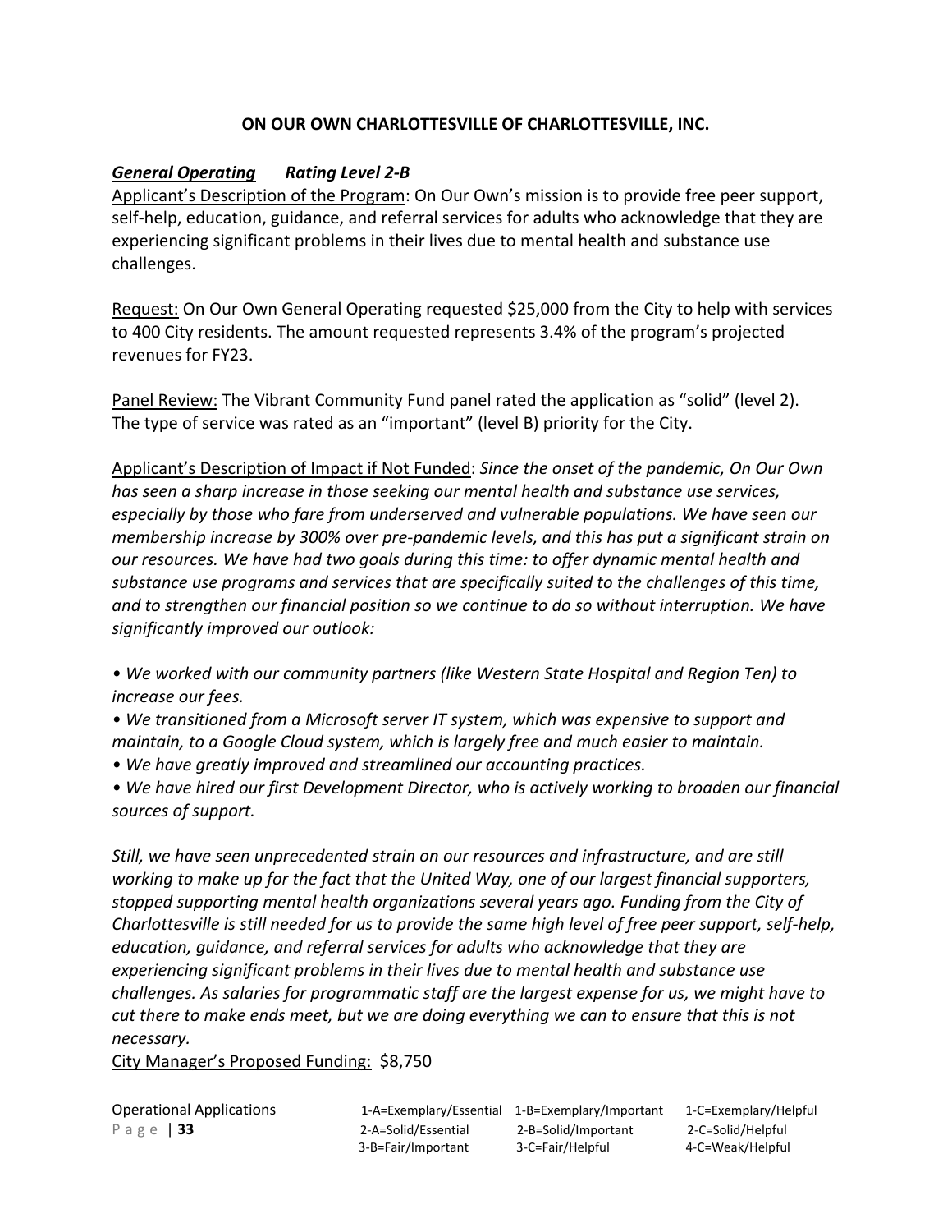## ON OUR OWN CHARLOTTESVILLE OF CHARLOTTESVILLE, INC.

***General Operating*** ***Rating Level 2-B***

Applicant's Description of the Program: On Our Own's mission is to provide free peer support, self-help, education, guidance, and referral services for adults who acknowledge that they are experiencing significant problems in their lives due to mental health and substance use challenges.

Request: On Our Own General Operating requested $25,000 from the City to help with services to 400 City residents. The amount requested represents 3.4% of the program's projected revenues for FY23.

Panel Review: The Vibrant Community Fund panel rated the application as "solid" (level 2). The type of service was rated as an "important" (level B) priority for the City.

Applicant's Description of Impact if Not Funded: *Since the onset of the pandemic, On Our Own has seen a sharp increase in those seeking our mental health and substance use services, especially by those who fare from underserved and vulnerable populations. We have seen our membership increase by 300% over pre-pandemic levels, and this has put a significant strain on our resources. We have had two goals during this time: to offer dynamic mental health and substance use programs and services that are specifically suited to the challenges of this time, and to strengthen our financial position so we continue to do so without interruption. We have significantly improved our outlook:*

- *We worked with our community partners (like Western State Hospital and Region Ten) to increase our fees.*
- *We transitioned from a Microsoft server IT system, which was expensive to support and maintain, to a Google Cloud system, which is largely free and much easier to maintain.*
- *We have greatly improved and streamlined our accounting practices.*
- *We have hired our first Development Director, who is actively working to broaden our financial sources of support.*

*Still, we have seen unprecedented strain on our resources and infrastructure, and are still working to make up for the fact that the United Way, one of our largest financial supporters, stopped supporting mental health organizations several years ago. Funding from the City of Charlottesville is still needed for us to provide the same high level of free peer support, self-help, education, guidance, and referral services for adults who acknowledge that they are experiencing significant problems in their lives due to mental health and substance use challenges. As salaries for programmatic staff are the largest expense for us, we might have to cut there to make ends meet, but we are doing everything we can to ensure that this is not necessary.*

City Manager's Proposed Funding: $8,750

Operational Applications

| | | |
|---|---|---|
| 1-A=Exemplary/Essential | 1-B=Exemplary/Important | 1-C=Exemplary/Helpful |
| 2-A=Solid/Essential | 2-B=Solid/Important | 2-C=Solid/Helpful |
| 3-B=Fair/Important | 3-C=Fair/Helpful | 4-C=Weak/Helpful |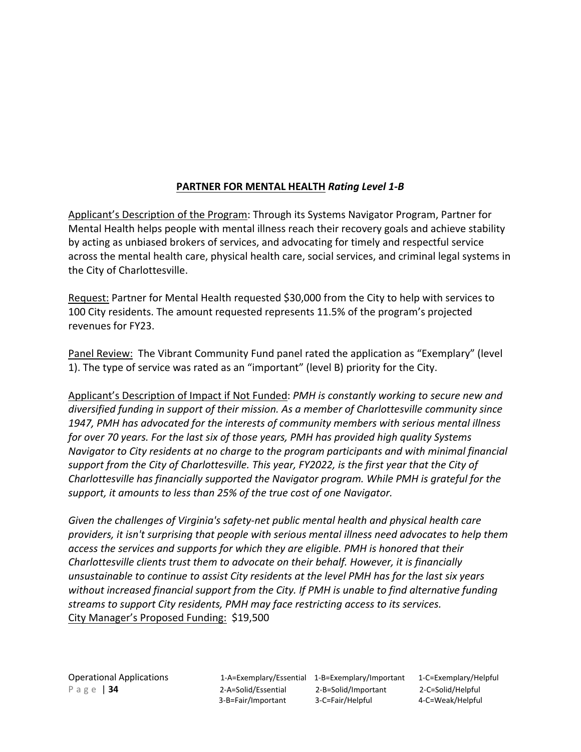**PARTNER FOR MENTAL HEALTH** ***Rating Level 1-B***

Applicant's Description of the Program: Through its Systems Navigator Program, Partner for Mental Health helps people with mental illness reach their recovery goals and achieve stability by acting as unbiased brokers of services, and advocating for timely and respectful service across the mental health care, physical health care, social services, and criminal legal systems in the City of Charlottesville.

Request: Partner for Mental Health requested $30,000 from the City to help with services to 100 City residents. The amount requested represents 11.5% of the program's projected revenues for FY23.

Panel Review: The Vibrant Community Fund panel rated the application as "Exemplary" (level 1). The type of service was rated as an "important" (level B) priority for the City.

Applicant's Description of Impact if Not Funded: *PMH is constantly working to secure new and diversified funding in support of their mission. As a member of Charlottesville community since 1947, PMH has advocated for the interests of community members with serious mental illness for over 70 years. For the last six of those years, PMH has provided high quality Systems Navigator to City residents at no charge to the program participants and with minimal financial support from the City of Charlottesville. This year, FY2022, is the first year that the City of Charlottesville has financially supported the Navigator program. While PMH is grateful for the support, it amounts to less than 25% of the true cost of one Navigator.*

*Given the challenges of Virginia's safety-net public mental health and physical health care providers, it isn't surprising that people with serious mental illness need advocates to help them access the services and supports for which they are eligible. PMH is honored that their Charlottesville clients trust them to advocate on their behalf. However, it is financially unsustainable to continue to assist City residents at the level PMH has for the last six years without increased financial support from the City. If PMH is unable to find alternative funding streams to support City residents, PMH may face restricting access to its services.*

City Manager's Proposed Funding: $19,500

Operational Applications

| | | |
|---|---|---|
| 1-A=Exemplary/Essential | 1-B=Exemplary/Important | 1-C=Exemplary/Helpful |
| 2-A=Solid/Essential | 2-B=Solid/Important | 2-C=Solid/Helpful |
| 3-B=Fair/Important | 3-C=Fair/Helpful | 4-C=Weak/Helpful |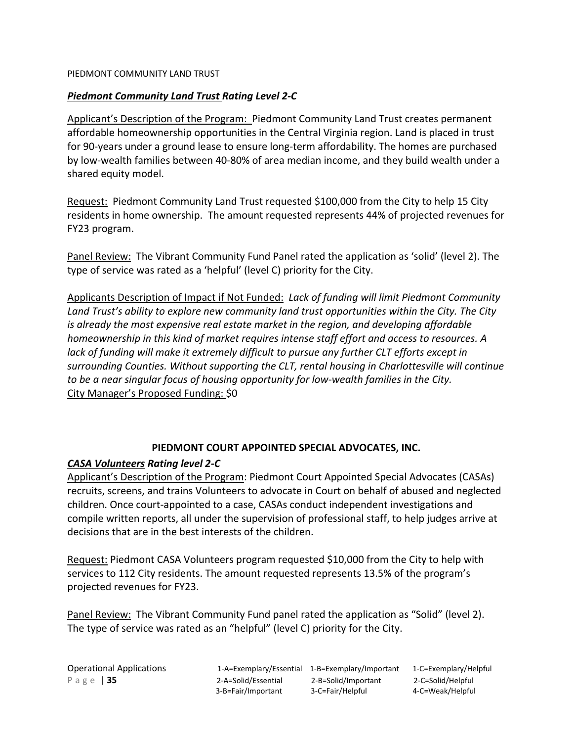PIEDMONT COMMUNITY LAND TRUST

***Piedmont Community Land Trust Rating Level 2-C***

Applicant's Description of the Program: Piedmont Community Land Trust creates permanent affordable homeownership opportunities in the Central Virginia region. Land is placed in trust for 90-years under a ground lease to ensure long-term affordability. The homes are purchased by low-wealth families between 40-80% of area median income, and they build wealth under a shared equity model.

Request: Piedmont Community Land Trust requested $100,000 from the City to help 15 City residents in home ownership. The amount requested represents 44% of projected revenues for FY23 program.

Panel Review: The Vibrant Community Fund Panel rated the application as 'solid' (level 2). The type of service was rated as a 'helpful' (level C) priority for the City.

Applicants Description of Impact if Not Funded: *Lack of funding will limit Piedmont Community Land Trust's ability to explore new community land trust opportunities within the City. The City is already the most expensive real estate market in the region, and developing affordable homeownership in this kind of market requires intense staff effort and access to resources. A lack of funding will make it extremely difficult to pursue any further CLT efforts except in surrounding Counties. Without supporting the CLT, rental housing in Charlottesville will continue to be a near singular focus of housing opportunity for low-wealth families in the City.*
City Manager's Proposed Funding: $0

**PIEDMONT COURT APPOINTED SPECIAL ADVOCATES, INC.**

***CASA Volunteers Rating level 2-C***

Applicant's Description of the Program: Piedmont Court Appointed Special Advocates (CASAs) recruits, screens, and trains Volunteers to advocate in Court on behalf of abused and neglected children. Once court-appointed to a case, CASAs conduct independent investigations and compile written reports, all under the supervision of professional staff, to help judges arrive at decisions that are in the best interests of the children.

Request: Piedmont CASA Volunteers program requested $10,000 from the City to help with services to 112 City residents. The amount requested represents 13.5% of the program's projected revenues for FY23.

Panel Review: The Vibrant Community Fund panel rated the application as "Solid" (level 2). The type of service was rated as an "helpful" (level C) priority for the City.

Operational Applications

| 1-A=Exemplary/Essential | 1-B=Exemplary/Important | 1-C=Exemplary/Helpful |
| --- | --- | --- |
| 2-A=Solid/Essential | 2-B=Solid/Important | 2-C=Solid/Helpful |
| 3-B=Fair/Important | 3-C=Fair/Helpful | 4-C=Weak/Helpful |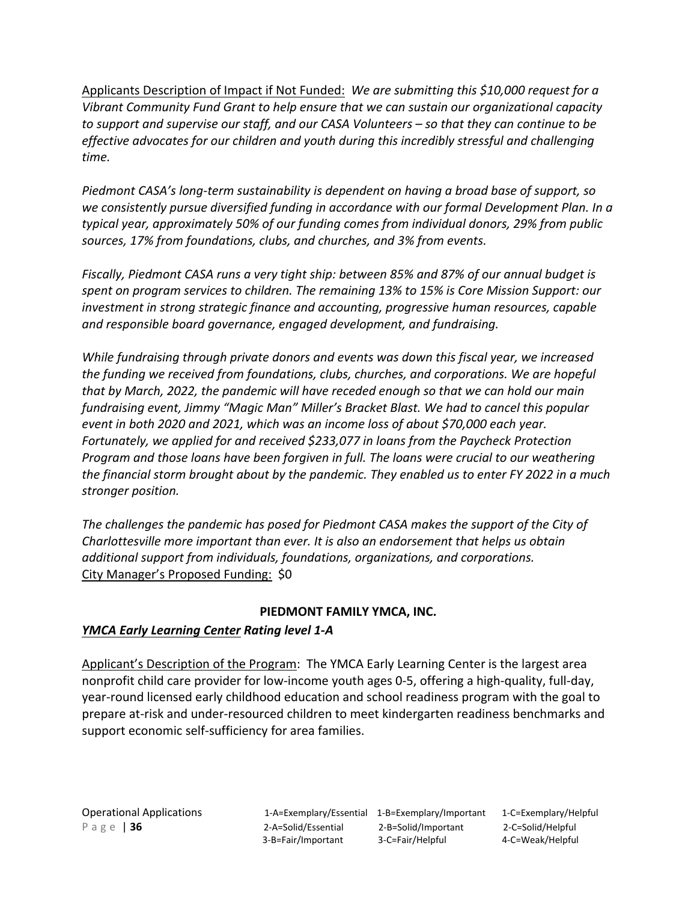Applicants Description of Impact if Not Funded: *We are submitting this $10,000 request for a Vibrant Community Fund Grant to help ensure that we can sustain our organizational capacity to support and supervise our staff, and our CASA Volunteers – so that they can continue to be effective advocates for our children and youth during this incredibly stressful and challenging time.*

*Piedmont CASA's long-term sustainability is dependent on having a broad base of support, so we consistently pursue diversified funding in accordance with our formal Development Plan. In a typical year, approximately 50% of our funding comes from individual donors, 29% from public sources, 17% from foundations, clubs, and churches, and 3% from events.*

*Fiscally, Piedmont CASA runs a very tight ship: between 85% and 87% of our annual budget is spent on program services to children. The remaining 13% to 15% is Core Mission Support: our investment in strong strategic finance and accounting, progressive human resources, capable and responsible board governance, engaged development, and fundraising.*

*While fundraising through private donors and events was down this fiscal year, we increased the funding we received from foundations, clubs, churches, and corporations. We are hopeful that by March, 2022, the pandemic will have receded enough so that we can hold our main fundraising event, Jimmy "Magic Man" Miller's Bracket Blast. We had to cancel this popular event in both 2020 and 2021, which was an income loss of about $70,000 each year. Fortunately, we applied for and received $233,077 in loans from the Paycheck Protection Program and those loans have been forgiven in full. The loans were crucial to our weathering the financial storm brought about by the pandemic. They enabled us to enter FY 2022 in a much stronger position.*

*The challenges the pandemic has posed for Piedmont CASA makes the support of the City of Charlottesville more important than ever. It is also an endorsement that helps us obtain additional support from individuals, foundations, organizations, and corporations.*
City Manager's Proposed Funding: $0

**PIEDMONT FAMILY YMCA, INC.**

***YMCA Early Learning Center* Rating level 1-A**

Applicant's Description of the Program: The YMCA Early Learning Center is the largest area nonprofit child care provider for low-income youth ages 0-5, offering a high-quality, full-day, year-round licensed early childhood education and school readiness program with the goal to prepare at-risk and under-resourced children to meet kindergarten readiness benchmarks and support economic self-sufficiency for area families.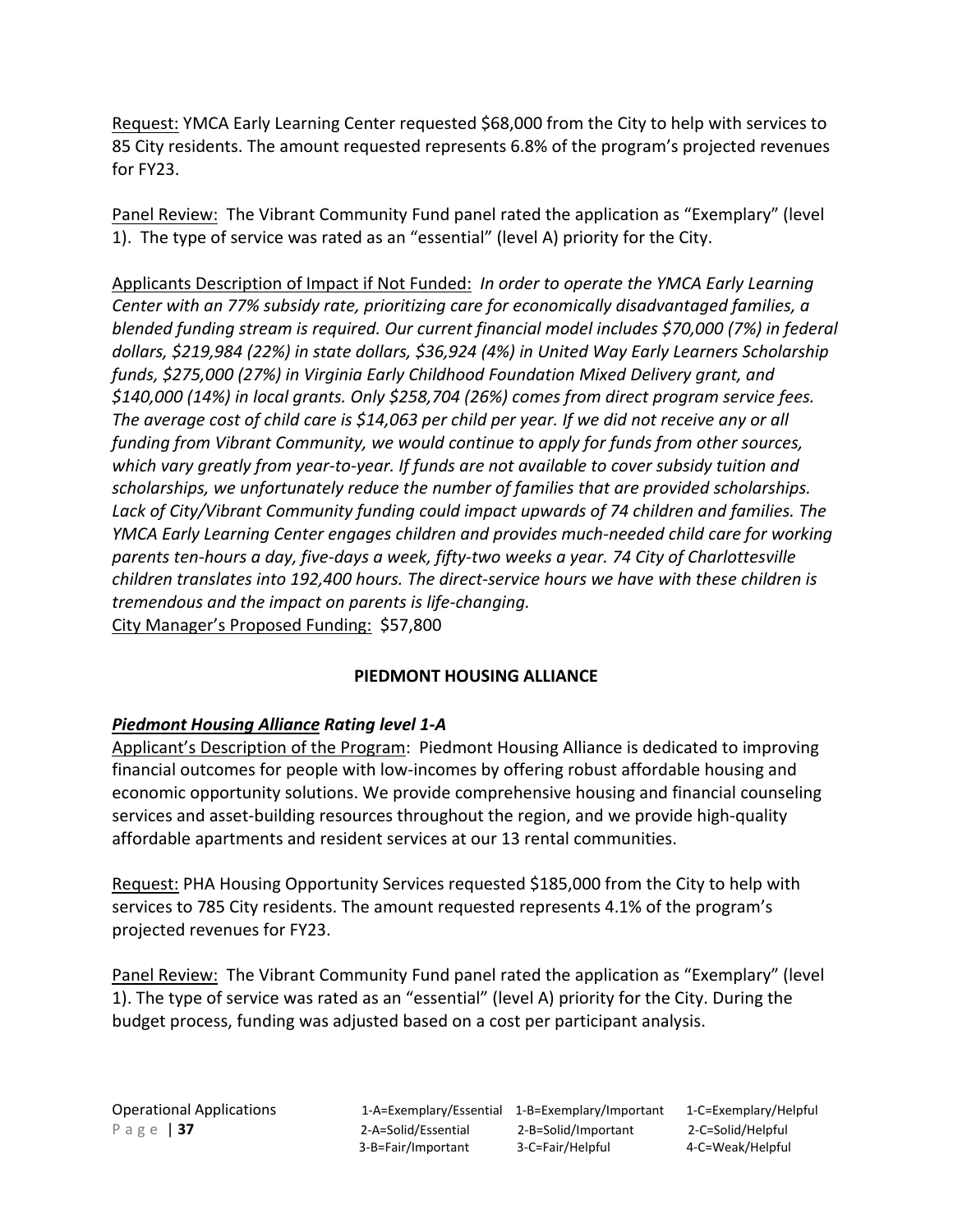Request: YMCA Early Learning Center requested $68,000 from the City to help with services to 85 City residents. The amount requested represents 6.8% of the program's projected revenues for FY23.

Panel Review: The Vibrant Community Fund panel rated the application as "Exemplary" (level 1). The type of service was rated as an "essential" (level A) priority for the City.

Applicants Description of Impact if Not Funded: *In order to operate the YMCA Early Learning Center with an 77% subsidy rate, prioritizing care for economically disadvantaged families, a blended funding stream is required. Our current financial model includes $70,000 (7%) in federal dollars, $219,984 (22%) in state dollars, $36,924 (4%) in United Way Early Learners Scholarship funds, $275,000 (27%) in Virginia Early Childhood Foundation Mixed Delivery grant, and $140,000 (14%) in local grants. Only $258,704 (26%) comes from direct program service fees. The average cost of child care is $14,063 per child per year. If we did not receive any or all funding from Vibrant Community, we would continue to apply for funds from other sources, which vary greatly from year-to-year. If funds are not available to cover subsidy tuition and scholarships, we unfortunately reduce the number of families that are provided scholarships. Lack of City/Vibrant Community funding could impact upwards of 74 children and families. The YMCA Early Learning Center engages children and provides much-needed child care for working parents ten-hours a day, five-days a week, fifty-two weeks a year. 74 City of Charlottesville children translates into 192,400 hours. The direct-service hours we have with these children is tremendous and the impact on parents is life-changing.*

City Manager's Proposed Funding: $57,800

## PIEDMONT HOUSING ALLIANCE

### ***Piedmont Housing Alliance* Rating level 1-A**

Applicant's Description of the Program: Piedmont Housing Alliance is dedicated to improving financial outcomes for people with low-incomes by offering robust affordable housing and economic opportunity solutions. We provide comprehensive housing and financial counseling services and asset-building resources throughout the region, and we provide high-quality affordable apartments and resident services at our 13 rental communities.

Request: PHA Housing Opportunity Services requested $185,000 from the City to help with services to 785 City residents. The amount requested represents 4.1% of the program's projected revenues for FY23.

Panel Review: The Vibrant Community Fund panel rated the application as "Exemplary" (level 1). The type of service was rated as an "essential" (level A) priority for the City. During the budget process, funding was adjusted based on a cost per participant analysis.

Operational Applications

1-A=Exemplary/Essential 1-B=Exemplary/Important 1-C=Exemplary/Helpful
2-A=Solid/Essential 2-B=Solid/Important 2-C=Solid/Helpful
3-B=Fair/Important 3-C=Fair/Helpful 4-C=Weak/Helpful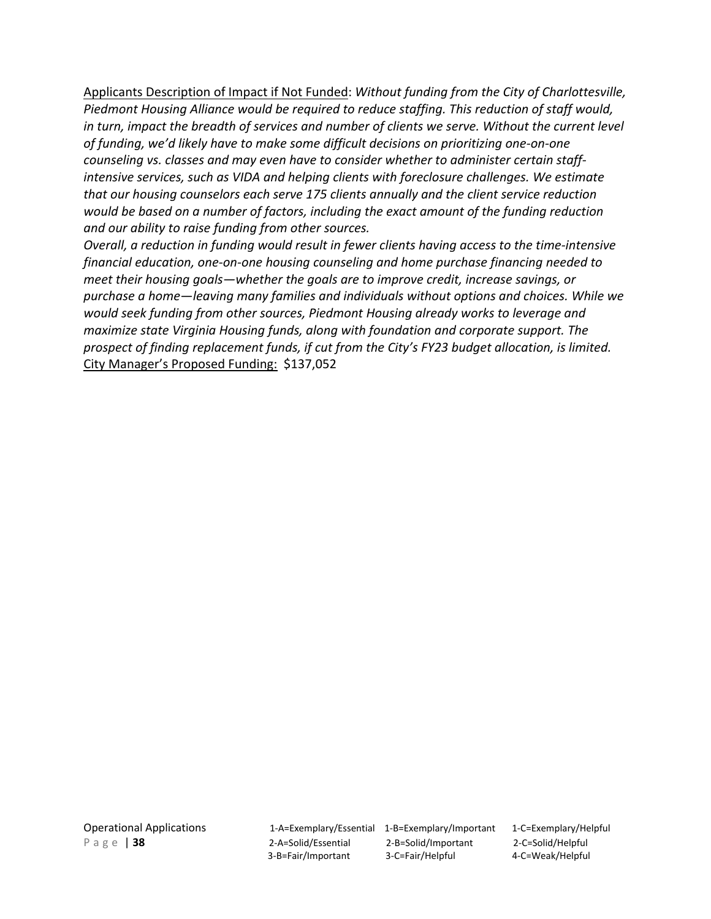Applicants Description of Impact if Not Funded: *Without funding from the City of Charlottesville, Piedmont Housing Alliance would be required to reduce staffing. This reduction of staff would, in turn, impact the breadth of services and number of clients we serve. Without the current level of funding, we'd likely have to make some difficult decisions on prioritizing one-on-one counseling vs. classes and may even have to consider whether to administer certain staff-intensive services, such as VIDA and helping clients with foreclosure challenges. We estimate that our housing counselors each serve 175 clients annually and the client service reduction would be based on a number of factors, including the exact amount of the funding reduction and our ability to raise funding from other sources.*

*Overall, a reduction in funding would result in fewer clients having access to the time-intensive financial education, one-on-one housing counseling and home purchase financing needed to meet their housing goals—whether the goals are to improve credit, increase savings, or purchase a home—leaving many families and individuals without options and choices. While we would seek funding from other sources, Piedmont Housing already works to leverage and maximize state Virginia Housing funds, along with foundation and corporate support. The prospect of finding replacement funds, if cut from the City's FY23 budget allocation, is limited.*

City Manager's Proposed Funding: $137,052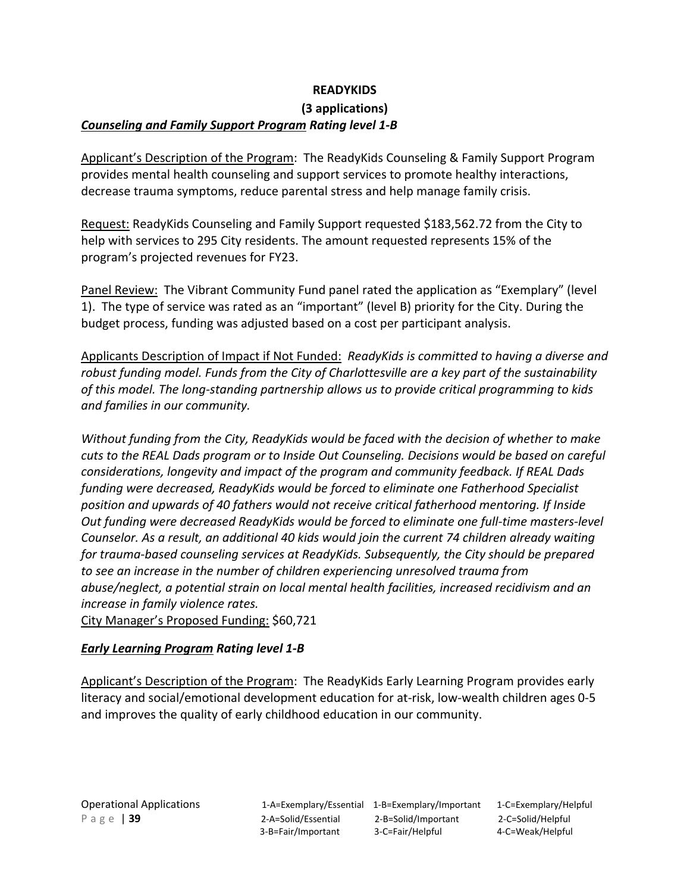**READYKIDS**

**(3 applications)**

***<u>Counseling and Family Support Program</u> Rating level 1-B***

<u>Applicant's Description of the Program</u>: The ReadyKids Counseling & Family Support Program provides mental health counseling and support services to promote healthy interactions, decrease trauma symptoms, reduce parental stress and help manage family crisis.

<u>Request:</u> ReadyKids Counseling and Family Support requested $183,562.72 from the City to help with services to 295 City residents. The amount requested represents 15% of the program's projected revenues for FY23.

<u>Panel Review:</u> The Vibrant Community Fund panel rated the application as "Exemplary" (level 1). The type of service was rated as an "important" (level B) priority for the City. During the budget process, funding was adjusted based on a cost per participant analysis.

<u>Applicants Description of Impact if Not Funded:</u> *ReadyKids is committed to having a diverse and robust funding model. Funds from the City of Charlottesville are a key part of the sustainability of this model. The long-standing partnership allows us to provide critical programming to kids and families in our community.*

*Without funding from the City, ReadyKids would be faced with the decision of whether to make cuts to the REAL Dads program or to Inside Out Counseling. Decisions would be based on careful considerations, longevity and impact of the program and community feedback. If REAL Dads funding were decreased, ReadyKids would be forced to eliminate one Fatherhood Specialist position and upwards of 40 fathers would not receive critical fatherhood mentoring. If Inside Out funding were decreased ReadyKids would be forced to eliminate one full-time masters-level Counselor. As a result, an additional 40 kids would join the current 74 children already waiting for trauma-based counseling services at ReadyKids. Subsequently, the City should be prepared to see an increase in the number of children experiencing unresolved trauma from abuse/neglect, a potential strain on local mental health facilities, increased recidivism and an increase in family violence rates.*

<u>City Manager's Proposed Funding:</u> $60,721

***<u>Early Learning Program</u> Rating level 1-B***

<u>Applicant's Description of the Program</u>: The ReadyKids Early Learning Program provides early literacy and social/emotional development education for at-risk, low-wealth children ages 0-5 and improves the quality of early childhood education in our community.

Operational Applications

| | | |
|---|---|---|
| 1-A=Exemplary/Essential | 1-B=Exemplary/Important | 1-C=Exemplary/Helpful |
| 2-A=Solid/Essential | 2-B=Solid/Important | 2-C=Solid/Helpful |
| 3-B=Fair/Important | 3-C=Fair/Helpful | 4-C=Weak/Helpful |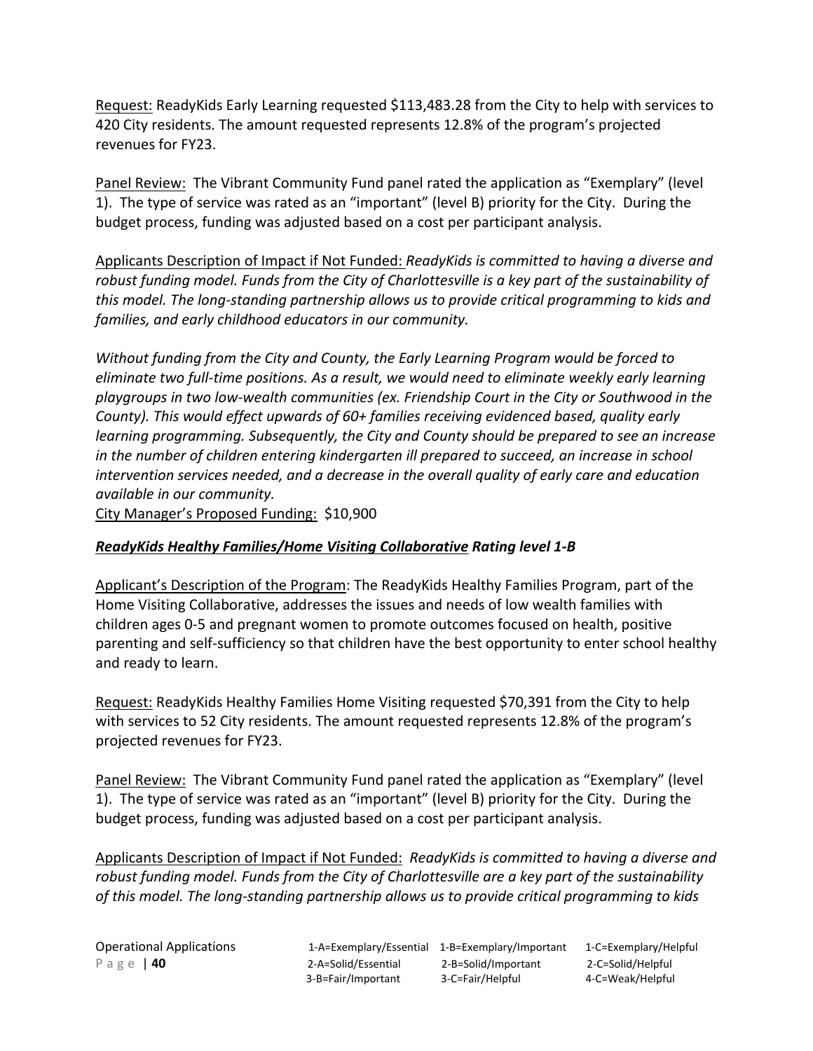Request: ReadyKids Early Learning requested $113,483.28 from the City to help with services to 420 City residents. The amount requested represents 12.8% of the program's projected revenues for FY23.

Panel Review: The Vibrant Community Fund panel rated the application as "Exemplary" (level 1). The type of service was rated as an "important" (level B) priority for the City. During the budget process, funding was adjusted based on a cost per participant analysis.

Applicants Description of Impact if Not Funded: *ReadyKids is committed to having a diverse and robust funding model. Funds from the City of Charlottesville is a key part of the sustainability of this model. The long-standing partnership allows us to provide critical programming to kids and families, and early childhood educators in our community.*

*Without funding from the City and County, the Early Learning Program would be forced to eliminate two full-time positions. As a result, we would need to eliminate weekly early learning playgroups in two low-wealth communities (ex. Friendship Court in the City or Southwood in the County). This would effect upwards of 60+ families receiving evidenced based, quality early learning programming. Subsequently, the City and County should be prepared to see an increase in the number of children entering kindergarten ill prepared to succeed, an increase in school intervention services needed, and a decrease in the overall quality of early care and education available in our community.*

City Manager's Proposed Funding: $10,900

***ReadyKids Healthy Families/Home Visiting Collaborative* Rating level 1-B**

Applicant's Description of the Program: The ReadyKids Healthy Families Program, part of the Home Visiting Collaborative, addresses the issues and needs of low wealth families with children ages 0-5 and pregnant women to promote outcomes focused on health, positive parenting and self-sufficiency so that children have the best opportunity to enter school healthy and ready to learn.

Request: ReadyKids Healthy Families Home Visiting requested $70,391 from the City to help with services to 52 City residents. The amount requested represents 12.8% of the program's projected revenues for FY23.

Panel Review: The Vibrant Community Fund panel rated the application as "Exemplary" (level 1). The type of service was rated as an "important" (level B) priority for the City. During the budget process, funding was adjusted based on a cost per participant analysis.

Applicants Description of Impact if Not Funded: *ReadyKids is committed to having a diverse and robust funding model. Funds from the City of Charlottesville are a key part of the sustainability of this model. The long-standing partnership allows us to provide critical programming to kids*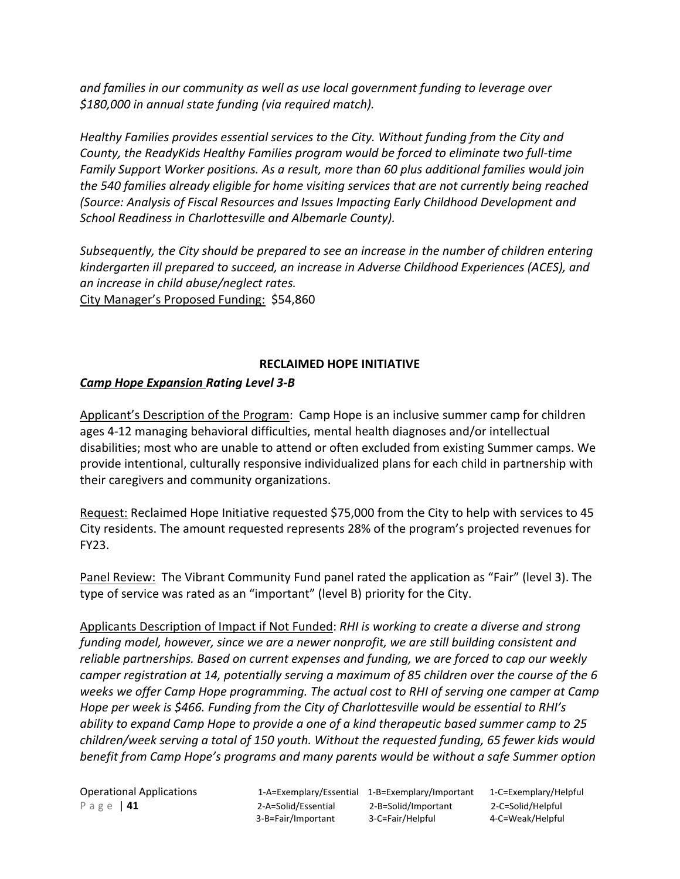*and families in our community as well as use local government funding to leverage over $180,000 in annual state funding (via required match).*

*Healthy Families provides essential services to the City. Without funding from the City and County, the ReadyKids Healthy Families program would be forced to eliminate two full-time Family Support Worker positions. As a result, more than 60 plus additional families would join the 540 families already eligible for home visiting services that are not currently being reached (Source: Analysis of Fiscal Resources and Issues Impacting Early Childhood Development and School Readiness in Charlottesville and Albemarle County).*

*Subsequently, the City should be prepared to see an increase in the number of children entering kindergarten ill prepared to succeed, an increase in Adverse Childhood Experiences (ACES), and an increase in child abuse/neglect rates.*

City Manager's Proposed Funding: $54,860

**RECLAIMED HOPE INITIATIVE**

***Camp Hope Expansion Rating Level 3-B***

Applicant's Description of the Program: Camp Hope is an inclusive summer camp for children ages 4-12 managing behavioral difficulties, mental health diagnoses and/or intellectual disabilities; most who are unable to attend or often excluded from existing Summer camps. We provide intentional, culturally responsive individualized plans for each child in partnership with their caregivers and community organizations.

Request: Reclaimed Hope Initiative requested $75,000 from the City to help with services to 45 City residents. The amount requested represents 28% of the program's projected revenues for FY23.

Panel Review: The Vibrant Community Fund panel rated the application as "Fair" (level 3). The type of service was rated as an "important" (level B) priority for the City.

Applicants Description of Impact if Not Funded: *RHI is working to create a diverse and strong funding model, however, since we are a newer nonprofit, we are still building consistent and reliable partnerships. Based on current expenses and funding, we are forced to cap our weekly camper registration at 14, potentially serving a maximum of 85 children over the course of the 6 weeks we offer Camp Hope programming. The actual cost to RHI of serving one camper at Camp Hope per week is $466. Funding from the City of Charlottesville would be essential to RHI's ability to expand Camp Hope to provide a one of a kind therapeutic based summer camp to 25 children/week serving a total of 150 youth. Without the requested funding, 65 fewer kids would benefit from Camp Hope's programs and many parents would be without a safe Summer option*

Operational Applications

| 1-A=Exemplary/Essential | 1-B=Exemplary/Important | 1-C=Exemplary/Helpful |
|---|---|---|
| 2-A=Solid/Essential | 2-B=Solid/Important | 2-C=Solid/Helpful |
| 3-B=Fair/Important | 3-C=Fair/Helpful | 4-C=Weak/Helpful |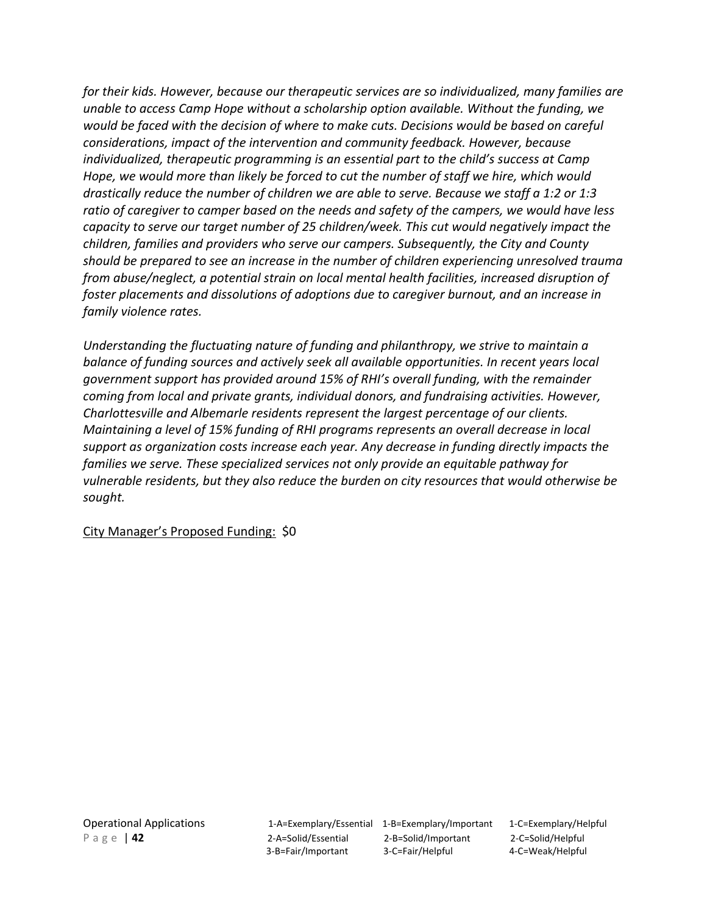*for their kids. However, because our therapeutic services are so individualized, many families are unable to access Camp Hope without a scholarship option available. Without the funding, we would be faced with the decision of where to make cuts. Decisions would be based on careful considerations, impact of the intervention and community feedback. However, because individualized, therapeutic programming is an essential part to the child's success at Camp Hope, we would more than likely be forced to cut the number of staff we hire, which would drastically reduce the number of children we are able to serve. Because we staff a 1:2 or 1:3 ratio of caregiver to camper based on the needs and safety of the campers, we would have less capacity to serve our target number of 25 children/week. This cut would negatively impact the children, families and providers who serve our campers. Subsequently, the City and County should be prepared to see an increase in the number of children experiencing unresolved trauma from abuse/neglect, a potential strain on local mental health facilities, increased disruption of foster placements and dissolutions of adoptions due to caregiver burnout, and an increase in family violence rates.*

*Understanding the fluctuating nature of funding and philanthropy, we strive to maintain a balance of funding sources and actively seek all available opportunities. In recent years local government support has provided around 15% of RHI's overall funding, with the remainder coming from local and private grants, individual donors, and fundraising activities. However, Charlottesville and Albemarle residents represent the largest percentage of our clients. Maintaining a level of 15% funding of RHI programs represents an overall decrease in local support as organization costs increase each year. Any decrease in funding directly impacts the families we serve. These specialized services not only provide an equitable pathway for vulnerable residents, but they also reduce the burden on city resources that would otherwise be sought.*

City Manager's Proposed Funding: $0

Operational Applications

| | | |
|---|---|---|
| 1-A=Exemplary/Essential | 1-B=Exemplary/Important | 1-C=Exemplary/Helpful |
| 2-A=Solid/Essential | 2-B=Solid/Important | 2-C=Solid/Helpful |
| 3-B=Fair/Important | 3-C=Fair/Helpful | 4-C=Weak/Helpful |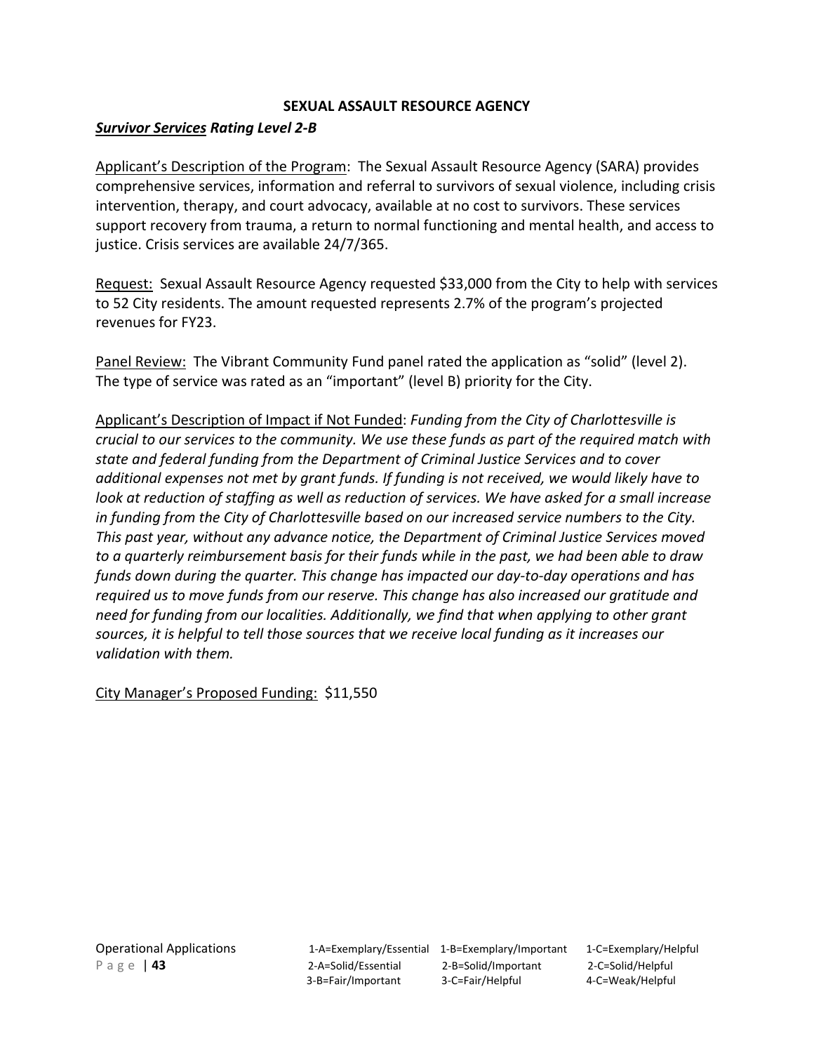## SEXUAL ASSAULT RESOURCE AGENCY

***Survivor Services*** ***Rating Level 2-B***

Applicant's Description of the Program: The Sexual Assault Resource Agency (SARA) provides comprehensive services, information and referral to survivors of sexual violence, including crisis intervention, therapy, and court advocacy, available at no cost to survivors. These services support recovery from trauma, a return to normal functioning and mental health, and access to justice. Crisis services are available 24/7/365.

Request: Sexual Assault Resource Agency requested $33,000 from the City to help with services to 52 City residents. The amount requested represents 2.7% of the program's projected revenues for FY23.

Panel Review: The Vibrant Community Fund panel rated the application as "solid" (level 2). The type of service was rated as an "important" (level B) priority for the City.

Applicant's Description of Impact if Not Funded: *Funding from the City of Charlottesville is crucial to our services to the community. We use these funds as part of the required match with state and federal funding from the Department of Criminal Justice Services and to cover additional expenses not met by grant funds. If funding is not received, we would likely have to look at reduction of staffing as well as reduction of services. We have asked for a small increase in funding from the City of Charlottesville based on our increased service numbers to the City. This past year, without any advance notice, the Department of Criminal Justice Services moved to a quarterly reimbursement basis for their funds while in the past, we had been able to draw funds down during the quarter. This change has impacted our day-to-day operations and has required us to move funds from our reserve. This change has also increased our gratitude and need for funding from our localities. Additionally, we find that when applying to other grant sources, it is helpful to tell those sources that we receive local funding as it increases our validation with them.*

City Manager's Proposed Funding: $11,550

Operational Applications

| | | |
|---|---|---|
| 1-A=Exemplary/Essential | 1-B=Exemplary/Important | 1-C=Exemplary/Helpful |
| 2-A=Solid/Essential | 2-B=Solid/Important | 2-C=Solid/Helpful |
| 3-B=Fair/Important | 3-C=Fair/Helpful | 4-C=Weak/Helpful |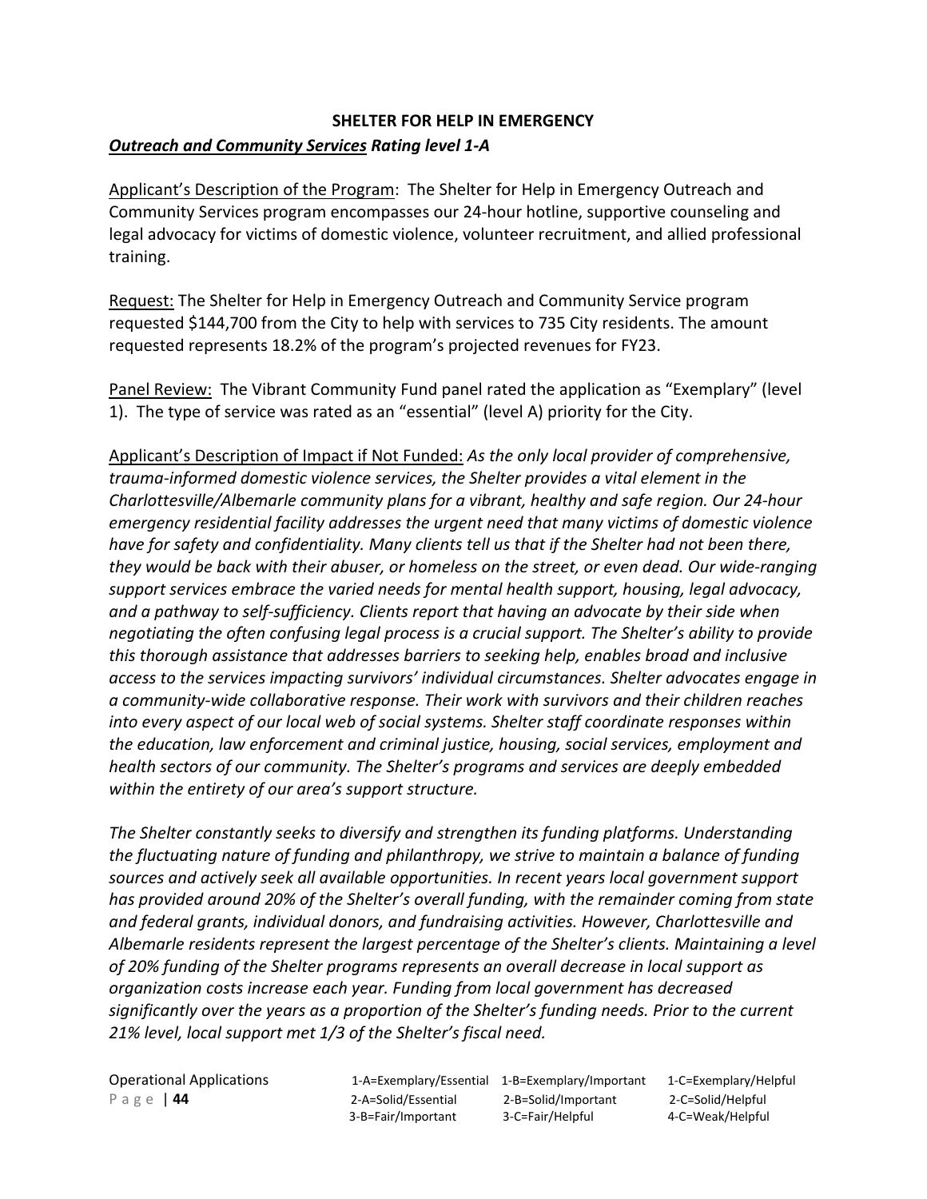**SHELTER FOR HELP IN EMERGENCY**

***Outreach and Community Services*** ***Rating level 1-A***

Applicant's Description of the Program: The Shelter for Help in Emergency Outreach and Community Services program encompasses our 24-hour hotline, supportive counseling and legal advocacy for victims of domestic violence, volunteer recruitment, and allied professional training.

Request: The Shelter for Help in Emergency Outreach and Community Service program requested $144,700 from the City to help with services to 735 City residents. The amount requested represents 18.2% of the program's projected revenues for FY23.

Panel Review: The Vibrant Community Fund panel rated the application as "Exemplary" (level 1). The type of service was rated as an "essential" (level A) priority for the City.

Applicant's Description of Impact if Not Funded: *As the only local provider of comprehensive, trauma-informed domestic violence services, the Shelter provides a vital element in the Charlottesville/Albemarle community plans for a vibrant, healthy and safe region. Our 24-hour emergency residential facility addresses the urgent need that many victims of domestic violence have for safety and confidentiality. Many clients tell us that if the Shelter had not been there, they would be back with their abuser, or homeless on the street, or even dead. Our wide-ranging support services embrace the varied needs for mental health support, housing, legal advocacy, and a pathway to self-sufficiency. Clients report that having an advocate by their side when negotiating the often confusing legal process is a crucial support. The Shelter's ability to provide this thorough assistance that addresses barriers to seeking help, enables broad and inclusive access to the services impacting survivors' individual circumstances. Shelter advocates engage in a community-wide collaborative response. Their work with survivors and their children reaches into every aspect of our local web of social systems. Shelter staff coordinate responses within the education, law enforcement and criminal justice, housing, social services, employment and health sectors of our community. The Shelter's programs and services are deeply embedded within the entirety of our area's support structure.*

*The Shelter constantly seeks to diversify and strengthen its funding platforms. Understanding the fluctuating nature of funding and philanthropy, we strive to maintain a balance of funding sources and actively seek all available opportunities. In recent years local government support has provided around 20% of the Shelter's overall funding, with the remainder coming from state and federal grants, individual donors, and fundraising activities. However, Charlottesville and Albemarle residents represent the largest percentage of the Shelter's clients. Maintaining a level of 20% funding of the Shelter programs represents an overall decrease in local support as organization costs increase each year. Funding from local government has decreased significantly over the years as a proportion of the Shelter's funding needs. Prior to the current 21% level, local support met 1/3 of the Shelter's fiscal need.*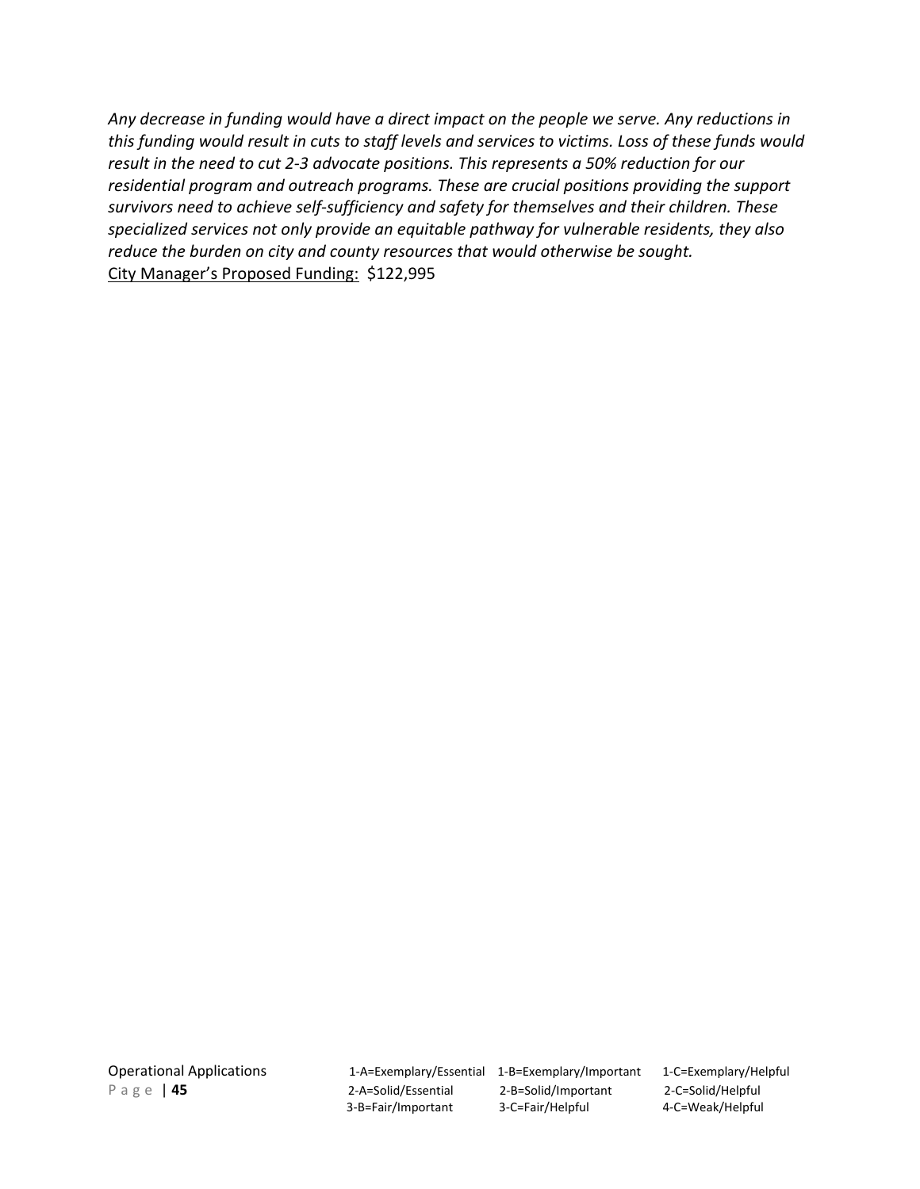*Any decrease in funding would have a direct impact on the people we serve. Any reductions in this funding would result in cuts to staff levels and services to victims. Loss of these funds would result in the need to cut 2-3 advocate positions. This represents a 50% reduction for our residential program and outreach programs. These are crucial positions providing the support survivors need to achieve self-sufficiency and safety for themselves and their children. These specialized services not only provide an equitable pathway for vulnerable residents, they also reduce the burden on city and county resources that would otherwise be sought.*

City Manager's Proposed Funding: $122,995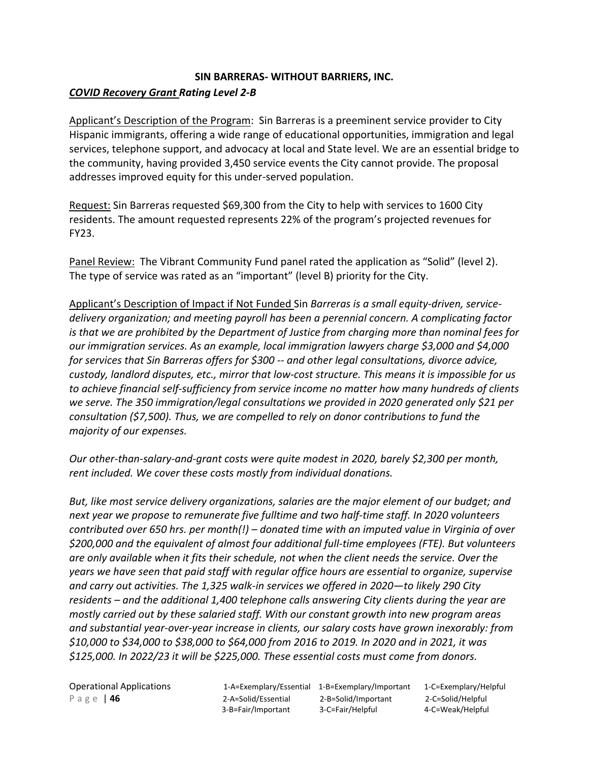**SIN BARRERAS- WITHOUT BARRIERS, INC.**

***COVID Recovery Grant Rating Level 2-B***

Applicant's Description of the Program: Sin Barreras is a preeminent service provider to City Hispanic immigrants, offering a wide range of educational opportunities, immigration and legal services, telephone support, and advocacy at local and State level. We are an essential bridge to the community, having provided 3,450 service events the City cannot provide. The proposal addresses improved equity for this under-served population.

Request: Sin Barreras requested $69,300 from the City to help with services to 1600 City residents. The amount requested represents 22% of the program's projected revenues for FY23.

Panel Review: The Vibrant Community Fund panel rated the application as "Solid" (level 2). The type of service was rated as an "important" (level B) priority for the City.

Applicant's Description of Impact if Not Funded Sin *Barreras is a small equity-driven, service-delivery organization; and meeting payroll has been a perennial concern. A complicating factor is that we are prohibited by the Department of Justice from charging more than nominal fees for our immigration services. As an example, local immigration lawyers charge $3,000 and $4,000 for services that Sin Barreras offers for $300 -- and other legal consultations, divorce advice, custody, landlord disputes, etc., mirror that low-cost structure. This means it is impossible for us to achieve financial self-sufficiency from service income no matter how many hundreds of clients we serve. The 350 immigration/legal consultations we provided in 2020 generated only $21 per consultation ($7,500). Thus, we are compelled to rely on donor contributions to fund the majority of our expenses.*

*Our other-than-salary-and-grant costs were quite modest in 2020, barely $2,300 per month, rent included. We cover these costs mostly from individual donations.*

*But, like most service delivery organizations, salaries are the major element of our budget; and next year we propose to remunerate five fulltime and two half-time staff. In 2020 volunteers contributed over 650 hrs. per month(!) – donated time with an imputed value in Virginia of over $200,000 and the equivalent of almost four additional full-time employees (FTE). But volunteers are only available when it fits their schedule, not when the client needs the service. Over the years we have seen that paid staff with regular office hours are essential to organize, supervise and carry out activities. The 1,325 walk-in services we offered in 2020—to likely 290 City residents – and the additional 1,400 telephone calls answering City clients during the year are mostly carried out by these salaried staff. With our constant growth into new program areas and substantial year-over-year increase in clients, our salary costs have grown inexorably: from $10,000 to $34,000 to $38,000 to $64,000 from 2016 to 2019. In 2020 and in 2021, it was $125,000. In 2022/23 it will be $225,000. These essential costs must come from donors.*

| Operational Applications | 1-A=Exemplary/Essential | 1-B=Exemplary/Important | 1-C=Exemplary/Helpful |
|---|---|---|---|
| | 2-A=Solid/Essential | 2-B=Solid/Important | 2-C=Solid/Helpful |
| | 3-B=Fair/Important | 3-C=Fair/Helpful | 4-C=Weak/Helpful |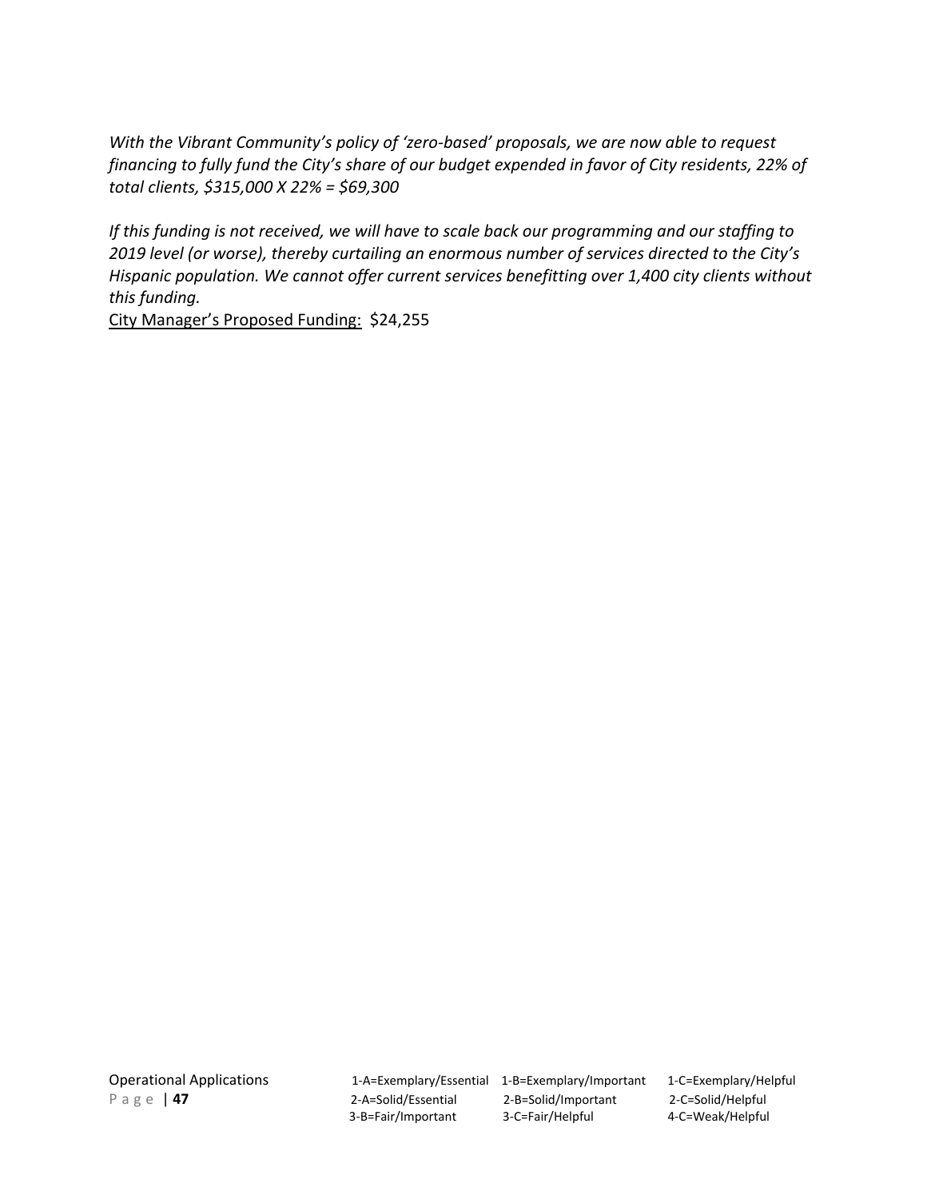*With the Vibrant Community's policy of 'zero-based' proposals, we are now able to request financing to fully fund the City's share of our budget expended in favor of City residents, 22% of total clients, $315,000 X 22% = $69,300*

*If this funding is not received, we will have to scale back our programming and our staffing to 2019 level (or worse), thereby curtailing an enormous number of services directed to the City's Hispanic population. We cannot offer current services benefitting over 1,400 city clients without this funding.*

<u>City Manager's Proposed Funding:</u> $24,255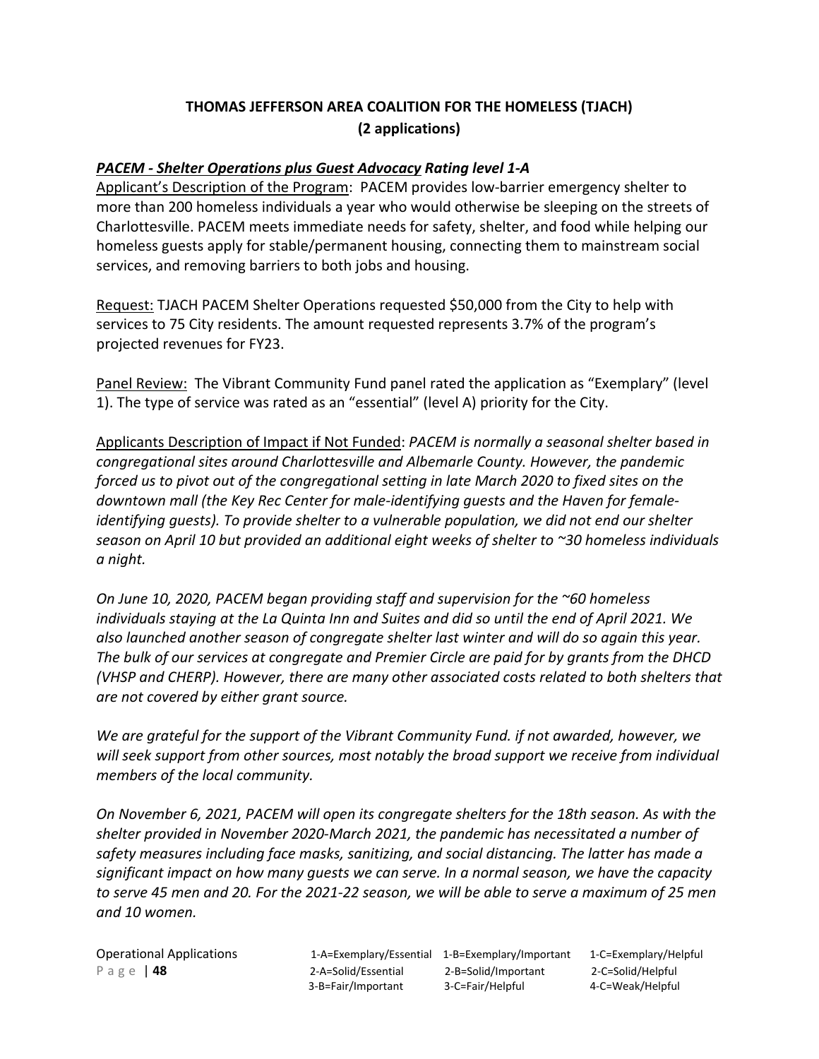## THOMAS JEFFERSON AREA COALITION FOR THE HOMELESS (TJACH) (2 applications)

***PACEM - Shelter Operations plus Guest Advocacy* Rating level 1-A**

Applicant's Description of the Program: PACEM provides low-barrier emergency shelter to more than 200 homeless individuals a year who would otherwise be sleeping on the streets of Charlottesville. PACEM meets immediate needs for safety, shelter, and food while helping our homeless guests apply for stable/permanent housing, connecting them to mainstream social services, and removing barriers to both jobs and housing.

Request: TJACH PACEM Shelter Operations requested $50,000 from the City to help with services to 75 City residents. The amount requested represents 3.7% of the program's projected revenues for FY23.

Panel Review: The Vibrant Community Fund panel rated the application as "Exemplary" (level 1). The type of service was rated as an "essential" (level A) priority for the City.

Applicants Description of Impact if Not Funded: *PACEM is normally a seasonal shelter based in congregational sites around Charlottesville and Albemarle County. However, the pandemic forced us to pivot out of the congregational setting in late March 2020 to fixed sites on the downtown mall (the Key Rec Center for male-identifying guests and the Haven for female-identifying guests). To provide shelter to a vulnerable population, we did not end our shelter season on April 10 but provided an additional eight weeks of shelter to ~30 homeless individuals a night.*

*On June 10, 2020, PACEM began providing staff and supervision for the ~60 homeless individuals staying at the La Quinta Inn and Suites and did so until the end of April 2021. We also launched another season of congregate shelter last winter and will do so again this year. The bulk of our services at congregate and Premier Circle are paid for by grants from the DHCD (VHSP and CHERP). However, there are many other associated costs related to both shelters that are not covered by either grant source.*

*We are grateful for the support of the Vibrant Community Fund. if not awarded, however, we will seek support from other sources, most notably the broad support we receive from individual members of the local community.*

*On November 6, 2021, PACEM will open its congregate shelters for the 18th season. As with the shelter provided in November 2020-March 2021, the pandemic has necessitated a number of safety measures including face masks, sanitizing, and social distancing. The latter has made a significant impact on how many guests we can serve. In a normal season, we have the capacity to serve 45 men and 20. For the 2021-22 season, we will be able to serve a maximum of 25 men and 10 women.*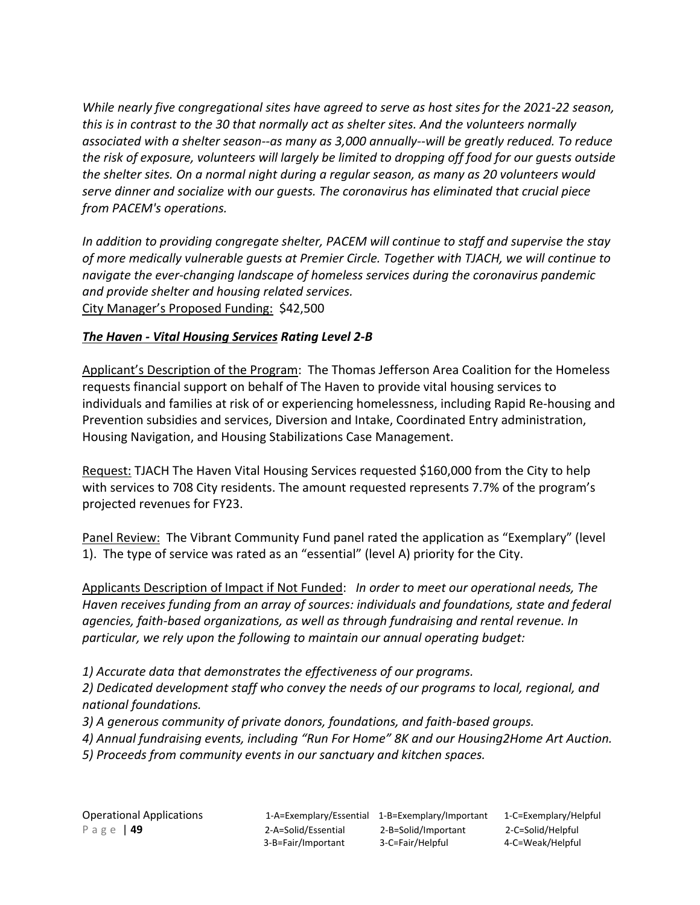*While nearly five congregational sites have agreed to serve as host sites for the 2021-22 season, this is in contrast to the 30 that normally act as shelter sites. And the volunteers normally associated with a shelter season--as many as 3,000 annually--will be greatly reduced. To reduce the risk of exposure, volunteers will largely be limited to dropping off food for our guests outside the shelter sites. On a normal night during a regular season, as many as 20 volunteers would serve dinner and socialize with our guests. The coronavirus has eliminated that crucial piece from PACEM's operations.*

*In addition to providing congregate shelter, PACEM will continue to staff and supervise the stay of more medically vulnerable guests at Premier Circle. Together with TJACH, we will continue to navigate the ever-changing landscape of homeless services during the coronavirus pandemic and provide shelter and housing related services.*

City Manager's Proposed Funding: $42,500

***The Haven - Vital Housing Services* Rating Level 2-B**

Applicant's Description of the Program: The Thomas Jefferson Area Coalition for the Homeless requests financial support on behalf of The Haven to provide vital housing services to individuals and families at risk of or experiencing homelessness, including Rapid Re-housing and Prevention subsidies and services, Diversion and Intake, Coordinated Entry administration, Housing Navigation, and Housing Stabilizations Case Management.

Request: TJACH The Haven Vital Housing Services requested $160,000 from the City to help with services to 708 City residents. The amount requested represents 7.7% of the program's projected revenues for FY23.

Panel Review: The Vibrant Community Fund panel rated the application as "Exemplary" (level 1). The type of service was rated as an "essential" (level A) priority for the City.

Applicants Description of Impact if Not Funded: *In order to meet our operational needs, The Haven receives funding from an array of sources: individuals and foundations, state and federal agencies, faith-based organizations, as well as through fundraising and rental revenue. In particular, we rely upon the following to maintain our annual operating budget:*

*1) Accurate data that demonstrates the effectiveness of our programs.*
*2) Dedicated development staff who convey the needs of our programs to local, regional, and national foundations.*
*3) A generous community of private donors, foundations, and faith-based groups.*
*4) Annual fundraising events, including "Run For Home" 8K and our Housing2Home Art Auction.*
*5) Proceeds from community events in our sanctuary and kitchen spaces.*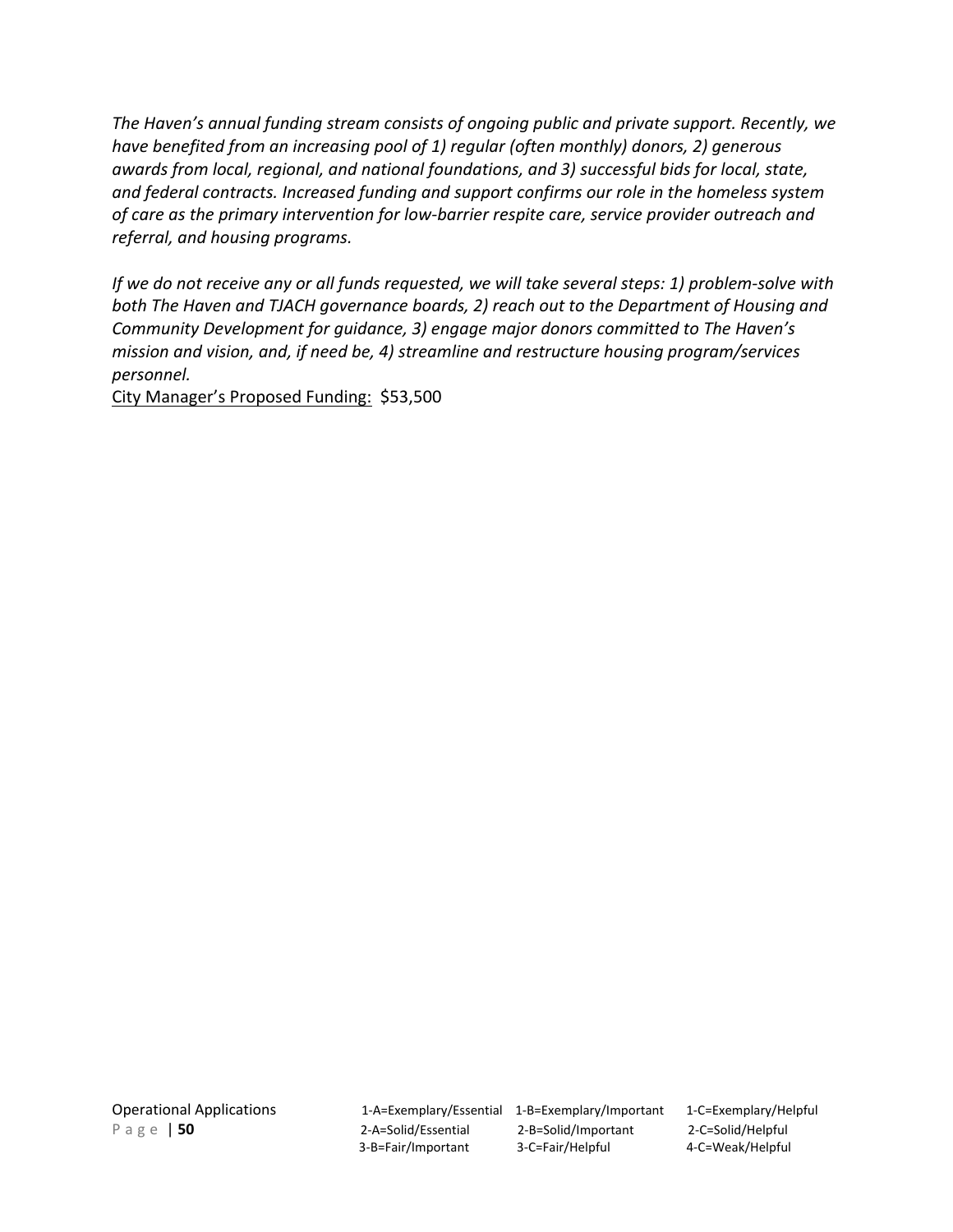*The Haven's annual funding stream consists of ongoing public and private support. Recently, we have benefited from an increasing pool of 1) regular (often monthly) donors, 2) generous awards from local, regional, and national foundations, and 3) successful bids for local, state, and federal contracts. Increased funding and support confirms our role in the homeless system of care as the primary intervention for low-barrier respite care, service provider outreach and referral, and housing programs.*

*If we do not receive any or all funds requested, we will take several steps: 1) problem-solve with both The Haven and TJACH governance boards, 2) reach out to the Department of Housing and Community Development for guidance, 3) engage major donors committed to The Haven's mission and vision, and, if need be, 4) streamline and restructure housing program/services personnel.*

<u>City Manager's Proposed Funding:</u> $53,500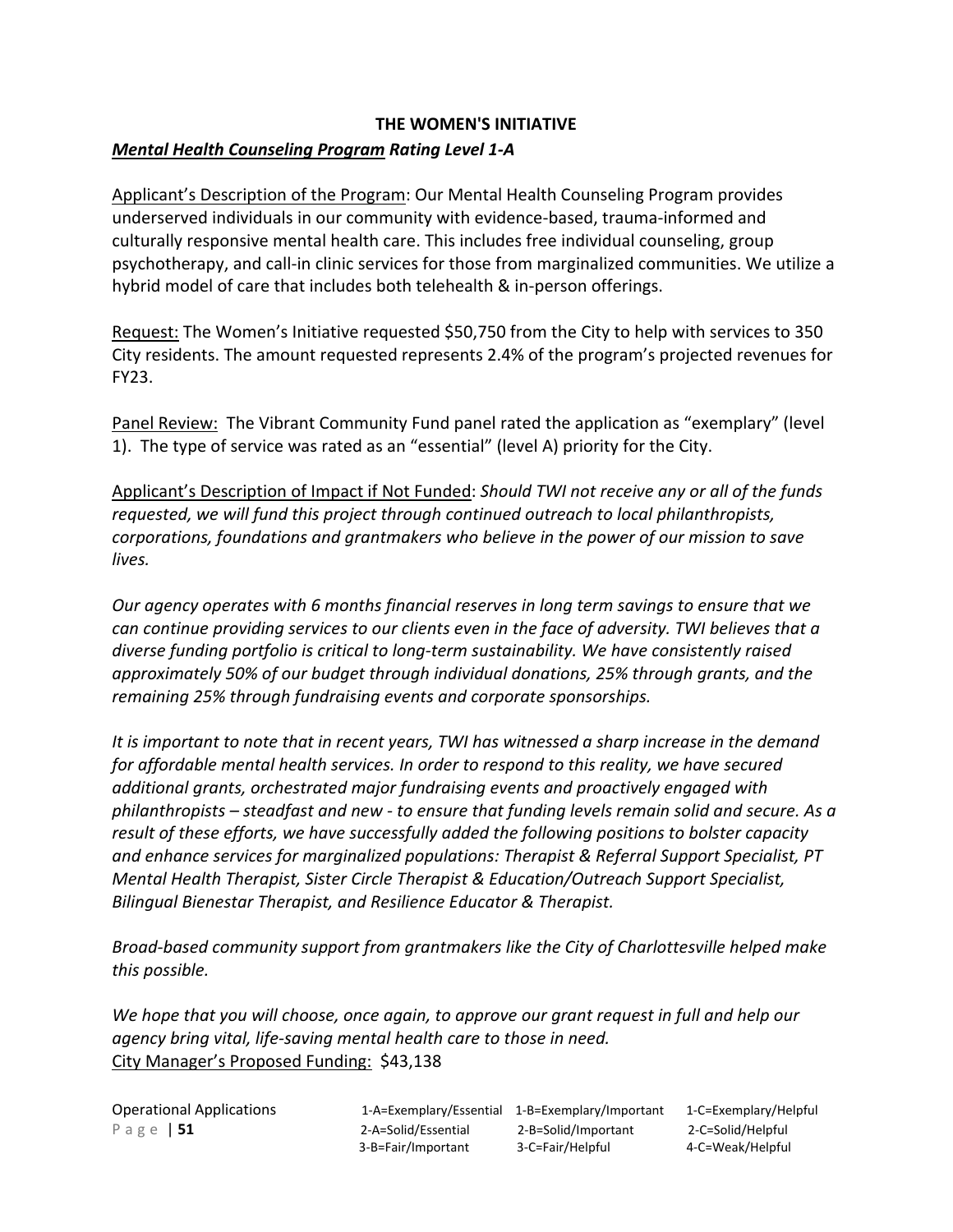**THE WOMEN'S INITIATIVE**

***Mental Health Counseling Program* Rating Level 1-A**

Applicant's Description of the Program: Our Mental Health Counseling Program provides underserved individuals in our community with evidence-based, trauma-informed and culturally responsive mental health care. This includes free individual counseling, group psychotherapy, and call-in clinic services for those from marginalized communities. We utilize a hybrid model of care that includes both telehealth & in-person offerings.

Request: The Women's Initiative requested $50,750 from the City to help with services to 350 City residents. The amount requested represents 2.4% of the program's projected revenues for FY23.

Panel Review: The Vibrant Community Fund panel rated the application as "exemplary" (level 1). The type of service was rated as an "essential" (level A) priority for the City.

Applicant's Description of Impact if Not Funded: *Should TWI not receive any or all of the funds requested, we will fund this project through continued outreach to local philanthropists, corporations, foundations and grantmakers who believe in the power of our mission to save lives.*

*Our agency operates with 6 months financial reserves in long term savings to ensure that we can continue providing services to our clients even in the face of adversity. TWI believes that a diverse funding portfolio is critical to long-term sustainability. We have consistently raised approximately 50% of our budget through individual donations, 25% through grants, and the remaining 25% through fundraising events and corporate sponsorships.*

*It is important to note that in recent years, TWI has witnessed a sharp increase in the demand for affordable mental health services. In order to respond to this reality, we have secured additional grants, orchestrated major fundraising events and proactively engaged with philanthropists – steadfast and new - to ensure that funding levels remain solid and secure. As a result of these efforts, we have successfully added the following positions to bolster capacity and enhance services for marginalized populations: Therapist & Referral Support Specialist, PT Mental Health Therapist, Sister Circle Therapist & Education/Outreach Support Specialist, Bilingual Bienestar Therapist, and Resilience Educator & Therapist.*

*Broad-based community support from grantmakers like the City of Charlottesville helped make this possible.*

*We hope that you will choose, once again, to approve our grant request in full and help our agency bring vital, life-saving mental health care to those in need.*

City Manager's Proposed Funding: $43,138

Operational Applications

| 1-A=Exemplary/Essential | 1-B=Exemplary/Important | 1-C=Exemplary/Helpful |
|---|---|---|
| 2-A=Solid/Essential | 2-B=Solid/Important | 2-C=Solid/Helpful |
| 3-B=Fair/Important | 3-C=Fair/Helpful | 4-C=Weak/Helpful |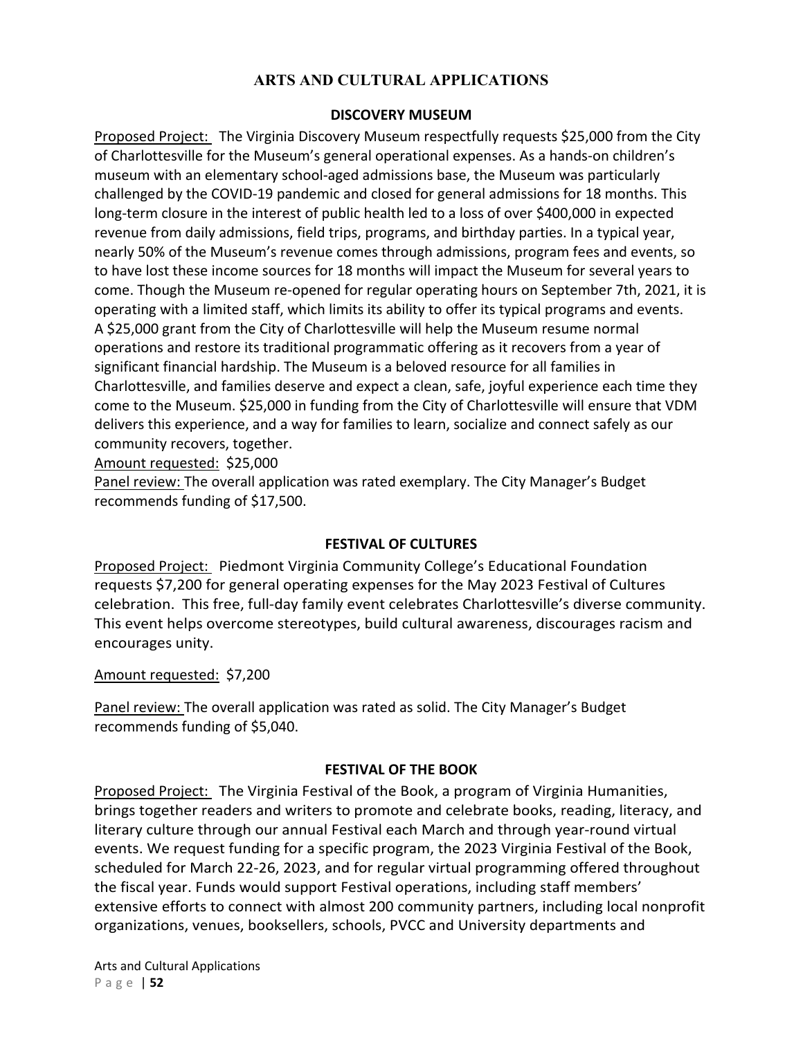# ARTS AND CULTURAL APPLICATIONS

## DISCOVERY MUSEUM

Proposed Project: The Virginia Discovery Museum respectfully requests $25,000 from the City of Charlottesville for the Museum's general operational expenses. As a hands-on children's museum with an elementary school-aged admissions base, the Museum was particularly challenged by the COVID-19 pandemic and closed for general admissions for 18 months. This long-term closure in the interest of public health led to a loss of over $400,000 in expected revenue from daily admissions, field trips, programs, and birthday parties. In a typical year, nearly 50% of the Museum's revenue comes through admissions, program fees and events, so to have lost these income sources for 18 months will impact the Museum for several years to come. Though the Museum re-opened for regular operating hours on September 7th, 2021, it is operating with a limited staff, which limits its ability to offer its typical programs and events. A $25,000 grant from the City of Charlottesville will help the Museum resume normal operations and restore its traditional programmatic offering as it recovers from a year of significant financial hardship. The Museum is a beloved resource for all families in Charlottesville, and families deserve and expect a clean, safe, joyful experience each time they come to the Museum. $25,000 in funding from the City of Charlottesville will ensure that VDM delivers this experience, and a way for families to learn, socialize and connect safely as our community recovers, together.

Amount requested: $25,000

Panel review: The overall application was rated exemplary. The City Manager's Budget recommends funding of $17,500.

## FESTIVAL OF CULTURES

Proposed Project: Piedmont Virginia Community College's Educational Foundation requests $7,200 for general operating expenses for the May 2023 Festival of Cultures celebration. This free, full-day family event celebrates Charlottesville's diverse community. This event helps overcome stereotypes, build cultural awareness, discourages racism and encourages unity.

Amount requested: $7,200

Panel review: The overall application was rated as solid. The City Manager's Budget recommends funding of $5,040.

## FESTIVAL OF THE BOOK

Proposed Project: The Virginia Festival of the Book, a program of Virginia Humanities, brings together readers and writers to promote and celebrate books, reading, literacy, and literary culture through our annual Festival each March and through year-round virtual events. We request funding for a specific program, the 2023 Virginia Festival of the Book, scheduled for March 22-26, 2023, and for regular virtual programming offered throughout the fiscal year. Funds would support Festival operations, including staff members' extensive efforts to connect with almost 200 community partners, including local nonprofit organizations, venues, booksellers, schools, PVCC and University departments and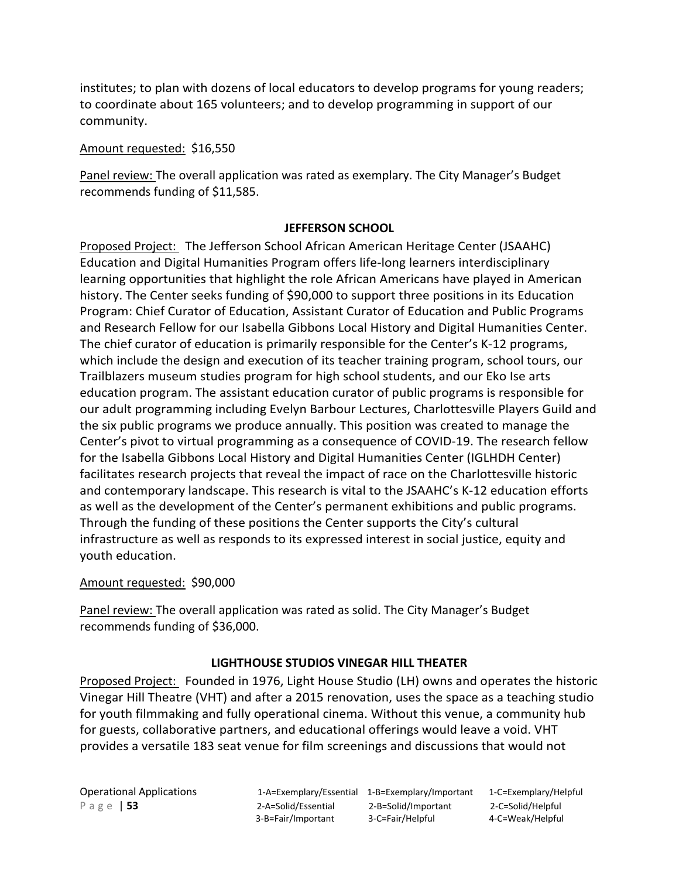institutes; to plan with dozens of local educators to develop programs for young readers; to coordinate about 165 volunteers; and to develop programming in support of our community.

Amount requested:  $16,550

Panel review: The overall application was rated as exemplary. The City Manager's Budget recommends funding of $11,585.

**JEFFERSON SCHOOL**

Proposed Project:  The Jefferson School African American Heritage Center (JSAAHC) Education and Digital Humanities Program offers life-long learners interdisciplinary learning opportunities that highlight the role African Americans have played in American history. The Center seeks funding of $90,000 to support three positions in its Education Program: Chief Curator of Education, Assistant Curator of Education and Public Programs and Research Fellow for our Isabella Gibbons Local History and Digital Humanities Center. The chief curator of education is primarily responsible for the Center's K-12 programs, which include the design and execution of its teacher training program, school tours, our Trailblazers museum studies program for high school students, and our Eko Ise arts education program. The assistant education curator of public programs is responsible for our adult programming including Evelyn Barbour Lectures, Charlottesville Players Guild and the six public programs we produce annually. This position was created to manage the Center's pivot to virtual programming as a consequence of COVID-19. The research fellow for the Isabella Gibbons Local History and Digital Humanities Center (IGLHDH Center) facilitates research projects that reveal the impact of race on the Charlottesville historic and contemporary landscape. This research is vital to the JSAAHC's K-12 education efforts as well as the development of the Center's permanent exhibitions and public programs. Through the funding of these positions the Center supports the City's cultural infrastructure as well as responds to its expressed interest in social justice, equity and youth education.

Amount requested:  $90,000

Panel review: The overall application was rated as solid. The City Manager's Budget recommends funding of $36,000.

**LIGHTHOUSE STUDIOS VINEGAR HILL THEATER**

Proposed Project:  Founded in 1976, Light House Studio (LH) owns and operates the historic Vinegar Hill Theatre (VHT) and after a 2015 renovation, uses the space as a teaching studio for youth filmmaking and fully operational cinema. Without this venue, a community hub for guests, collaborative partners, and educational offerings would leave a void. VHT provides a versatile 183 seat venue for film screenings and discussions that would not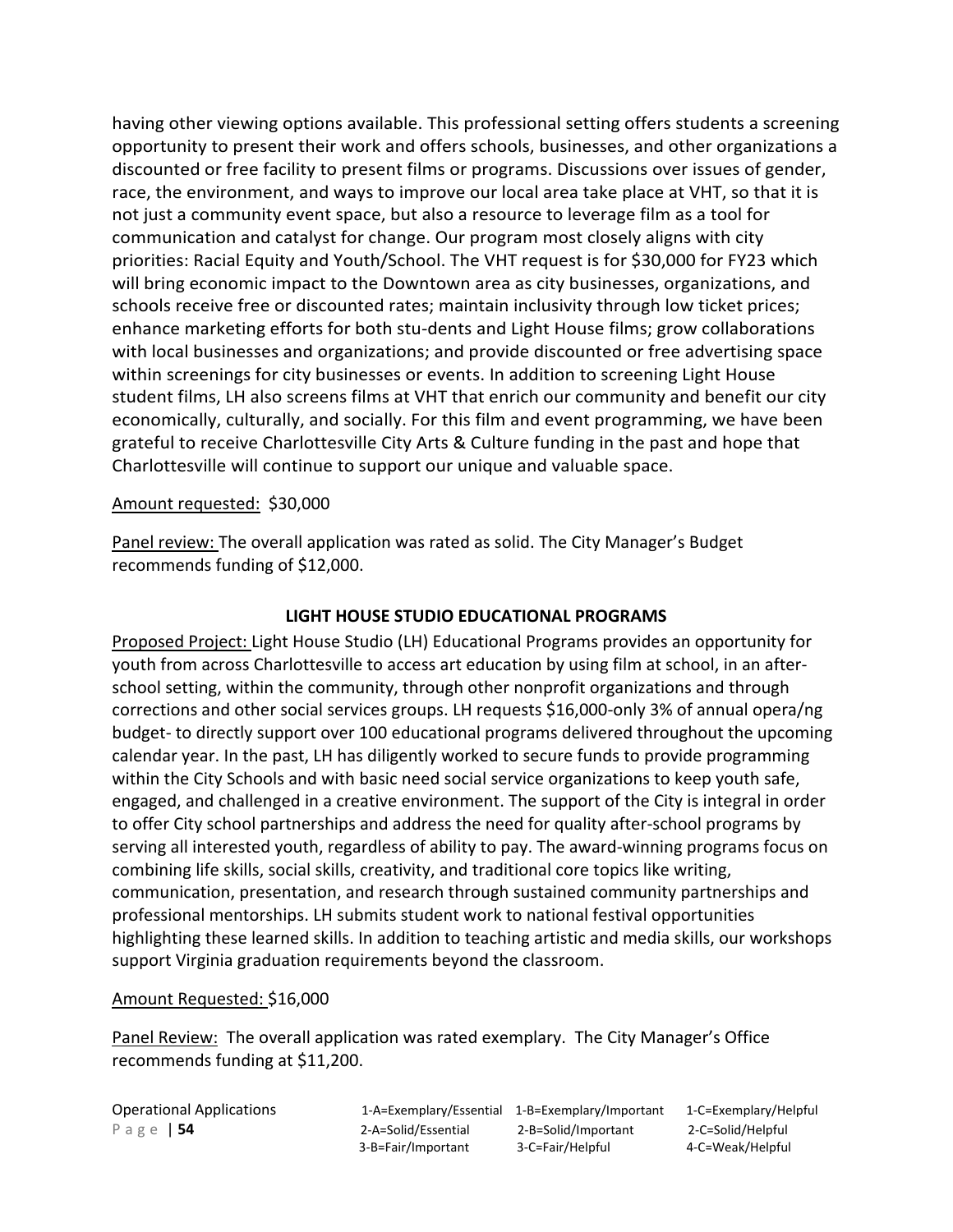having other viewing options available. This professional setting offers students a screening opportunity to present their work and offers schools, businesses, and other organizations a discounted or free facility to present films or programs. Discussions over issues of gender, race, the environment, and ways to improve our local area take place at VHT, so that it is not just a community event space, but also a resource to leverage film as a tool for communication and catalyst for change. Our program most closely aligns with city priorities: Racial Equity and Youth/School. The VHT request is for $30,000 for FY23 which will bring economic impact to the Downtown area as city businesses, organizations, and schools receive free or discounted rates; maintain inclusivity through low ticket prices; enhance marketing efforts for both stu-dents and Light House films; grow collaborations with local businesses and organizations; and provide discounted or free advertising space within screenings for city businesses or events. In addition to screening Light House student films, LH also screens films at VHT that enrich our community and benefit our city economically, culturally, and socially. For this film and event programming, we have been grateful to receive Charlottesville City Arts & Culture funding in the past and hope that Charlottesville will continue to support our unique and valuable space.

<u>Amount requested:</u> $30,000

<u>Panel review:</u> The overall application was rated as solid. The City Manager's Budget recommends funding of $12,000.

### LIGHT HOUSE STUDIO EDUCATIONAL PROGRAMS

<u>Proposed Project:</u> Light House Studio (LH) Educational Programs provides an opportunity for youth from across Charlottesville to access art education by using film at school, in an after-school setting, within the community, through other nonprofit organizations and through corrections and other social services groups. LH requests $16,000-only 3% of annual opera/ng budget- to directly support over 100 educational programs delivered throughout the upcoming calendar year. In the past, LH has diligently worked to secure funds to provide programming within the City Schools and with basic need social service organizations to keep youth safe, engaged, and challenged in a creative environment. The support of the City is integral in order to offer City school partnerships and address the need for quality after-school programs by serving all interested youth, regardless of ability to pay. The award-winning programs focus on combining life skills, social skills, creativity, and traditional core topics like writing, communication, presentation, and research through sustained community partnerships and professional mentorships. LH submits student work to national festival opportunities highlighting these learned skills. In addition to teaching artistic and media skills, our workshops support Virginia graduation requirements beyond the classroom.

<u>Amount Requested:</u> $16,000

<u>Panel Review:</u> The overall application was rated exemplary. The City Manager's Office recommends funding at $11,200.

Operational Applications

| 1-A=Exemplary/Essential | 1-B=Exemplary/Important | 1-C=Exemplary/Helpful |
|---|---|---|
| 2-A=Solid/Essential | 2-B=Solid/Important | 2-C=Solid/Helpful |
| 3-B=Fair/Important | 3-C=Fair/Helpful | 4-C=Weak/Helpful |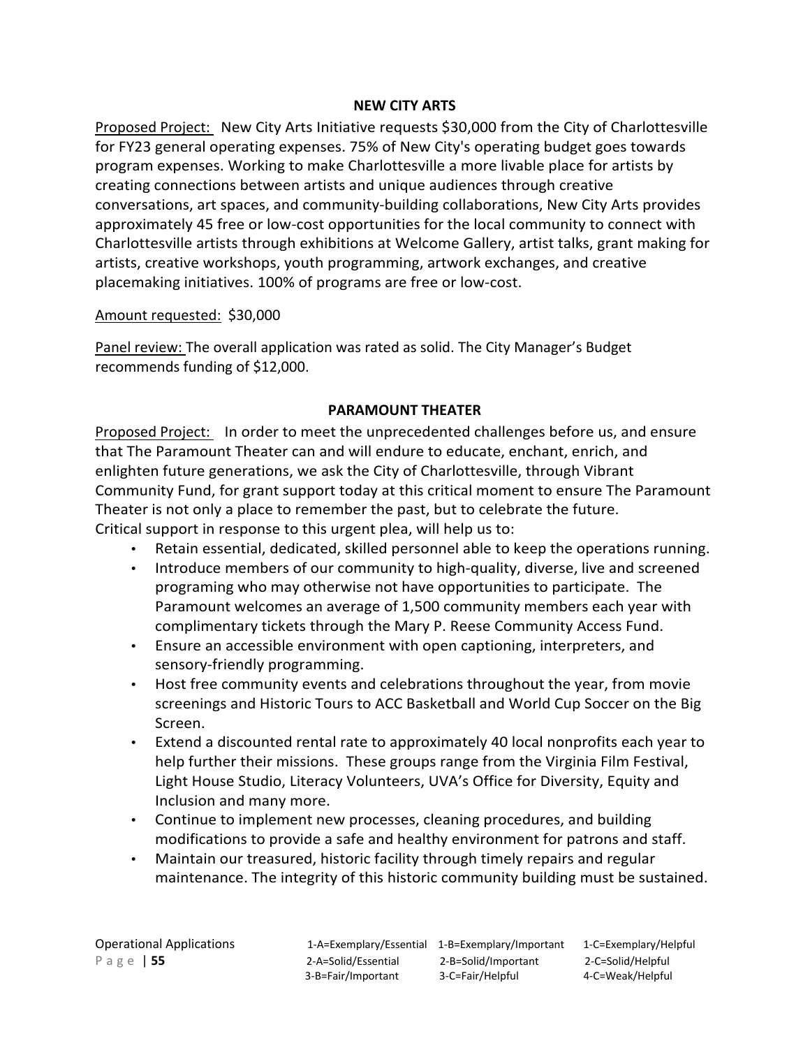## NEW CITY ARTS

Proposed Project: New City Arts Initiative requests $30,000 from the City of Charlottesville for FY23 general operating expenses. 75% of New City's operating budget goes towards program expenses. Working to make Charlottesville a more livable place for artists by creating connections between artists and unique audiences through creative conversations, art spaces, and community-building collaborations, New City Arts provides approximately 45 free or low-cost opportunities for the local community to connect with Charlottesville artists through exhibitions at Welcome Gallery, artist talks, grant making for artists, creative workshops, youth programming, artwork exchanges, and creative placemaking initiatives. 100% of programs are free or low-cost.

Amount requested: $30,000

Panel review: The overall application was rated as solid. The City Manager's Budget recommends funding of $12,000.

## PARAMOUNT THEATER

Proposed Project: In order to meet the unprecedented challenges before us, and ensure that The Paramount Theater can and will endure to educate, enchant, enrich, and enlighten future generations, we ask the City of Charlottesville, through Vibrant Community Fund, for grant support today at this critical moment to ensure The Paramount Theater is not only a place to remember the past, but to celebrate the future.
Critical support in response to this urgent plea, will help us to:

- Retain essential, dedicated, skilled personnel able to keep the operations running.
- Introduce members of our community to high-quality, diverse, live and screened programing who may otherwise not have opportunities to participate. The Paramount welcomes an average of 1,500 community members each year with complimentary tickets through the Mary P. Reese Community Access Fund.
- Ensure an accessible environment with open captioning, interpreters, and sensory-friendly programming.
- Host free community events and celebrations throughout the year, from movie screenings and Historic Tours to ACC Basketball and World Cup Soccer on the Big Screen.
- Extend a discounted rental rate to approximately 40 local nonprofits each year to help further their missions. These groups range from the Virginia Film Festival, Light House Studio, Literacy Volunteers, UVA's Office for Diversity, Equity and Inclusion and many more.
- Continue to implement new processes, cleaning procedures, and building modifications to provide a safe and healthy environment for patrons and staff.
- Maintain our treasured, historic facility through timely repairs and regular maintenance. The integrity of this historic community building must be sustained.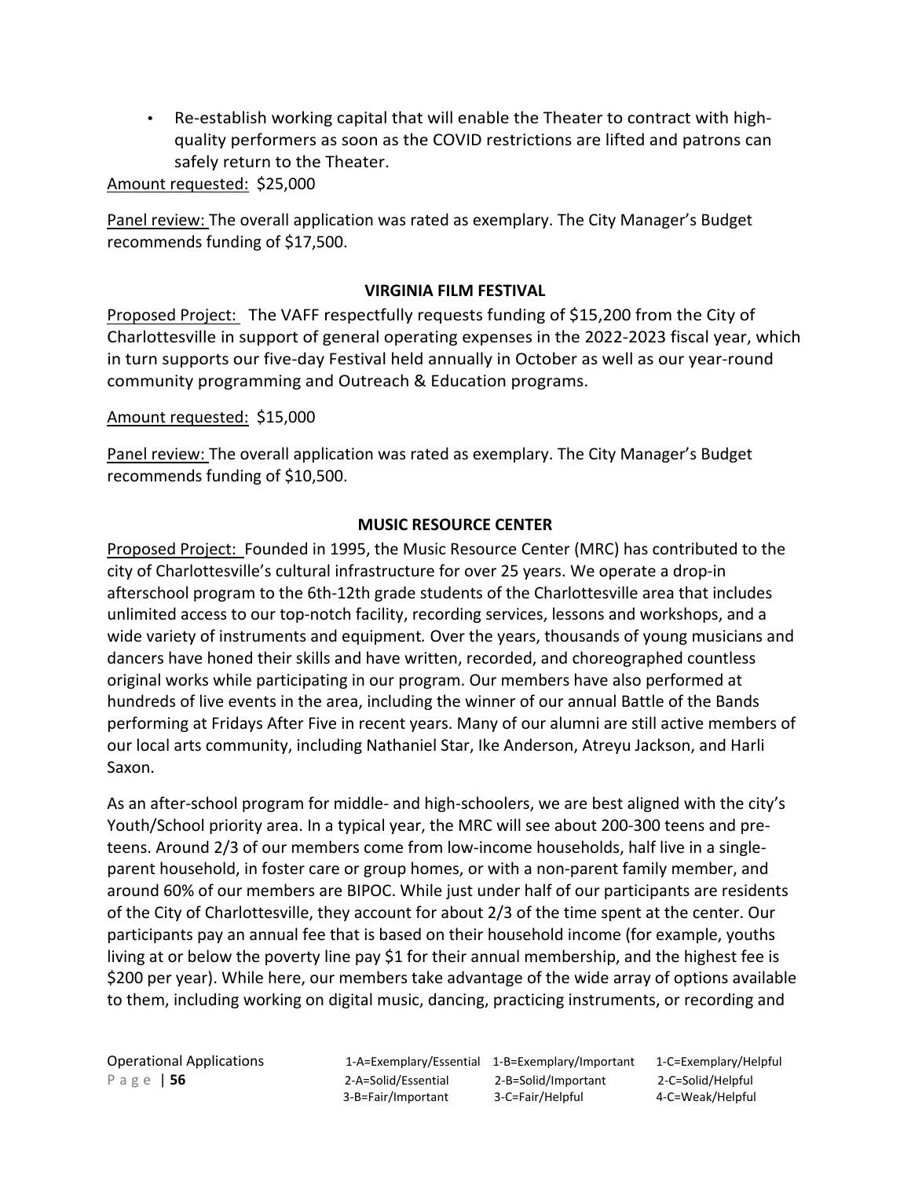- Re-establish working capital that will enable the Theater to contract with high-quality performers as soon as the COVID restrictions are lifted and patrons can safely return to the Theater.

Amount requested: $25,000

Panel review: The overall application was rated as exemplary. The City Manager's Budget recommends funding of $17,500.

### VIRGINIA FILM FESTIVAL

Proposed Project: The VAFF respectfully requests funding of $15,200 from the City of Charlottesville in support of general operating expenses in the 2022-2023 fiscal year, which in turn supports our five-day Festival held annually in October as well as our year-round community programming and Outreach & Education programs.

Amount requested: $15,000

Panel review: The overall application was rated as exemplary. The City Manager's Budget recommends funding of $10,500.

### MUSIC RESOURCE CENTER

Proposed Project: Founded in 1995, the Music Resource Center (MRC) has contributed to the city of Charlottesville's cultural infrastructure for over 25 years. We operate a drop-in afterschool program to the 6th-12th grade students of the Charlottesville area that includes unlimited access to our top-notch facility, recording services, lessons and workshops, and a wide variety of instruments and equipment. Over the years, thousands of young musicians and dancers have honed their skills and have written, recorded, and choreographed countless original works while participating in our program. Our members have also performed at hundreds of live events in the area, including the winner of our annual Battle of the Bands performing at Fridays After Five in recent years. Many of our alumni are still active members of our local arts community, including Nathaniel Star, Ike Anderson, Atreyu Jackson, and Harli Saxon.

As an after-school program for middle- and high-schoolers, we are best aligned with the city's Youth/School priority area. In a typical year, the MRC will see about 200-300 teens and pre-teens. Around 2/3 of our members come from low-income households, half live in a single-parent household, in foster care or group homes, or with a non-parent family member, and around 60% of our members are BIPOC. While just under half of our participants are residents of the City of Charlottesville, they account for about 2/3 of the time spent at the center. Our participants pay an annual fee that is based on their household income (for example, youths living at or below the poverty line pay $1 for their annual membership, and the highest fee is $200 per year). While here, our members take advantage of the wide array of options available to them, including working on digital music, dancing, practicing instruments, or recording and

Operational Applications

1-A=Exemplary/Essential 1-B=Exemplary/Important 1-C=Exemplary/Helpful
2-A=Solid/Essential 2-B=Solid/Important 2-C=Solid/Helpful
3-B=Fair/Important 3-C=Fair/Helpful 4-C=Weak/Helpful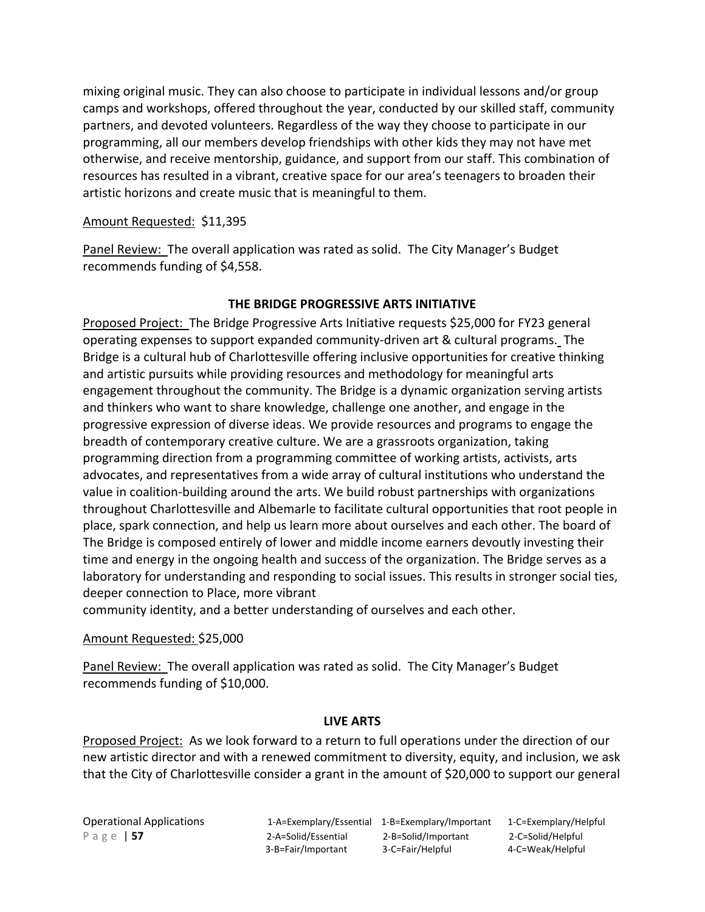mixing original music. They can also choose to participate in individual lessons and/or group camps and workshops, offered throughout the year, conducted by our skilled staff, community partners, and devoted volunteers. Regardless of the way they choose to participate in our programming, all our members develop friendships with other kids they may not have met otherwise, and receive mentorship, guidance, and support from our staff. This combination of resources has resulted in a vibrant, creative space for our area's teenagers to broaden their artistic horizons and create music that is meaningful to them.

Amount Requested: $11,395

Panel Review: The overall application was rated as solid. The City Manager's Budget recommends funding of $4,558.

**THE BRIDGE PROGRESSIVE ARTS INITIATIVE**

Proposed Project: The Bridge Progressive Arts Initiative requests $25,000 for FY23 general operating expenses to support expanded community-driven art & cultural programs. The Bridge is a cultural hub of Charlottesville offering inclusive opportunities for creative thinking and artistic pursuits while providing resources and methodology for meaningful arts engagement throughout the community. The Bridge is a dynamic organization serving artists and thinkers who want to share knowledge, challenge one another, and engage in the progressive expression of diverse ideas. We provide resources and programs to engage the breadth of contemporary creative culture. We are a grassroots organization, taking programming direction from a programming committee of working artists, activists, arts advocates, and representatives from a wide array of cultural institutions who understand the value in coalition-building around the arts. We build robust partnerships with organizations throughout Charlottesville and Albemarle to facilitate cultural opportunities that root people in place, spark connection, and help us learn more about ourselves and each other. The board of The Bridge is composed entirely of lower and middle income earners devoutly investing their time and energy in the ongoing health and success of the organization. The Bridge serves as a laboratory for understanding and responding to social issues. This results in stronger social ties, deeper connection to Place, more vibrant community identity, and a better understanding of ourselves and each other.

Amount Requested: $25,000

Panel Review: The overall application was rated as solid. The City Manager's Budget recommends funding of $10,000.

**LIVE ARTS**

Proposed Project: As we look forward to a return to full operations under the direction of our new artistic director and with a renewed commitment to diversity, equity, and inclusion, we ask that the City of Charlottesville consider a grant in the amount of $20,000 to support our general

Operational Applications

| | | |
|---|---|---|
| 1-A=Exemplary/Essential | 1-B=Exemplary/Important | 1-C=Exemplary/Helpful |
| 2-A=Solid/Essential | 2-B=Solid/Important | 2-C=Solid/Helpful |
| 3-B=Fair/Important | 3-C=Fair/Helpful | 4-C=Weak/Helpful |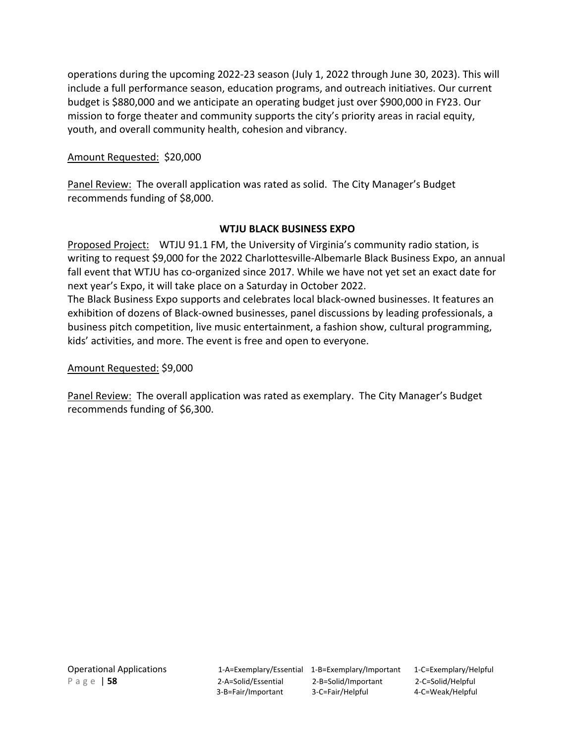operations during the upcoming 2022-23 season (July 1, 2022 through June 30, 2023). This will include a full performance season, education programs, and outreach initiatives. Our current budget is $880,000 and we anticipate an operating budget just over $900,000 in FY23. Our mission to forge theater and community supports the city's priority areas in racial equity, youth, and overall community health, cohesion and vibrancy.

Amount Requested: $20,000

Panel Review: The overall application was rated as solid. The City Manager's Budget recommends funding of $8,000.

**WTJU BLACK BUSINESS EXPO**

Proposed Project: WTJU 91.1 FM, the University of Virginia's community radio station, is writing to request $9,000 for the 2022 Charlottesville-Albemarle Black Business Expo, an annual fall event that WTJU has co-organized since 2017. While we have not yet set an exact date for next year's Expo, it will take place on a Saturday in October 2022.
The Black Business Expo supports and celebrates local black-owned businesses. It features an exhibition of dozens of Black-owned businesses, panel discussions by leading professionals, a business pitch competition, live music entertainment, a fashion show, cultural programming, kids' activities, and more. The event is free and open to everyone.

Amount Requested: $9,000

Panel Review: The overall application was rated as exemplary. The City Manager's Budget recommends funding of $6,300.